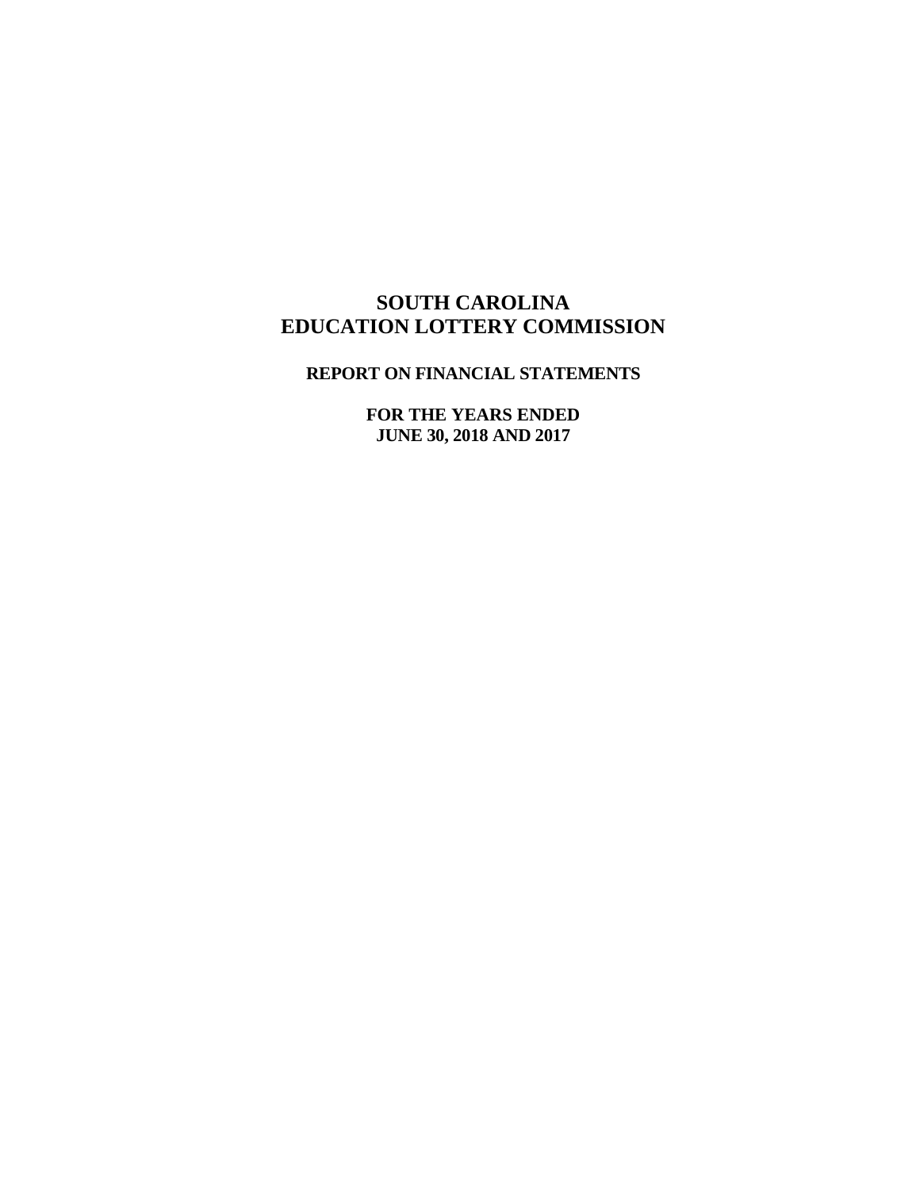# SOUTH CAROLINA EDUCATION LOTTERY COMMISSION

## REPORT ON FINANCIAL STATEMENTS

### FOR THE YEARS ENDED JUNE 30, 2018 AND 2017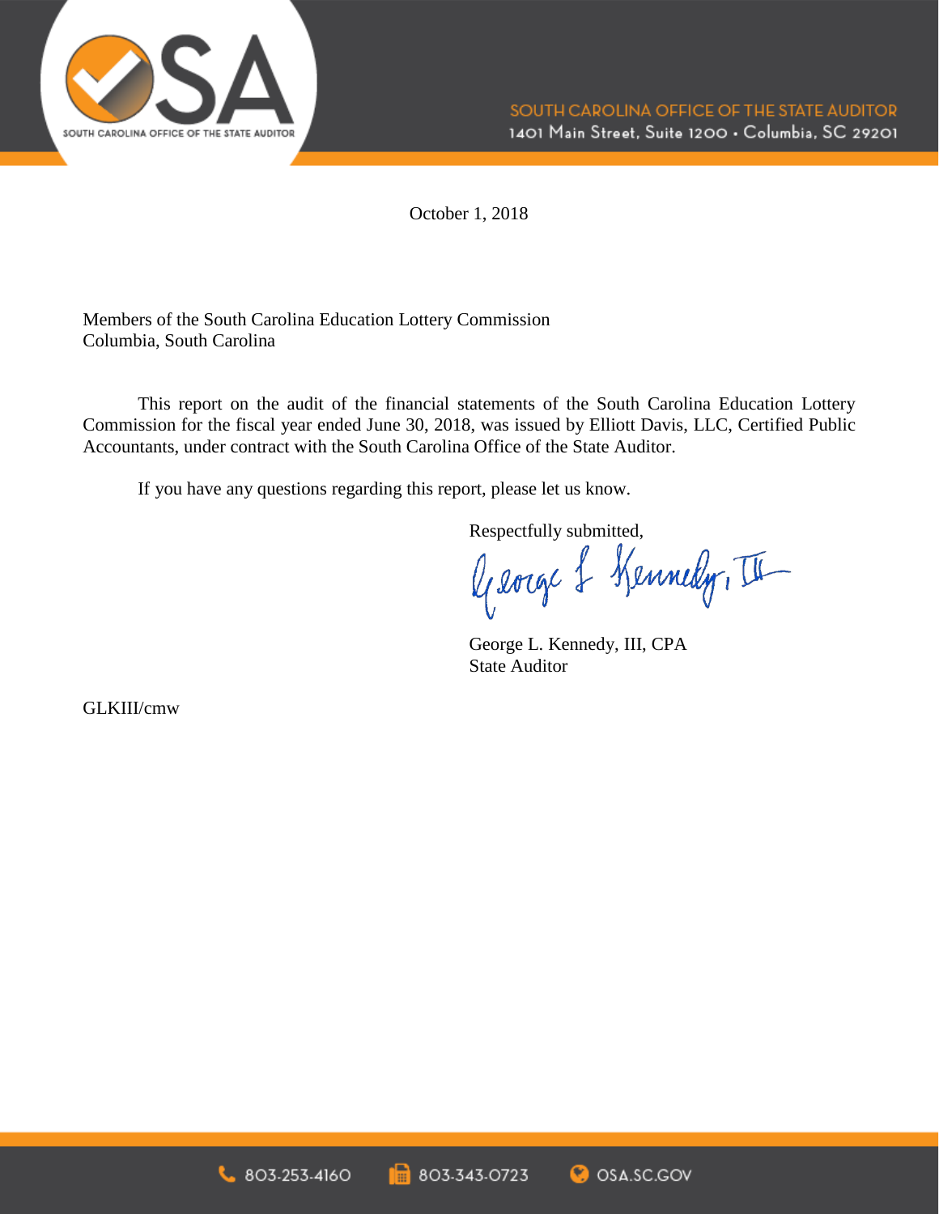SOUTH CAROLINA OFFICE OF THE STATE AUDITOR
1401 Main Street, Suite 1200 • Columbia, SC 29201

October 1, 2018

Members of the South Carolina Education Lottery Commission
Columbia, South Carolina

This report on the audit of the financial statements of the South Carolina Education Lottery Commission for the fiscal year ended June 30, 2018, was issued by Elliott Davis, LLC, Certified Public Accountants, under contract with the South Carolina Office of the State Auditor.

If you have any questions regarding this report, please let us know.

Respectfully submitted,

George L. Kennedy, III, CPA
State Auditor

GLKIII/cmw

803-253-4160 | 803-343-0723 | OSA.SC.GOV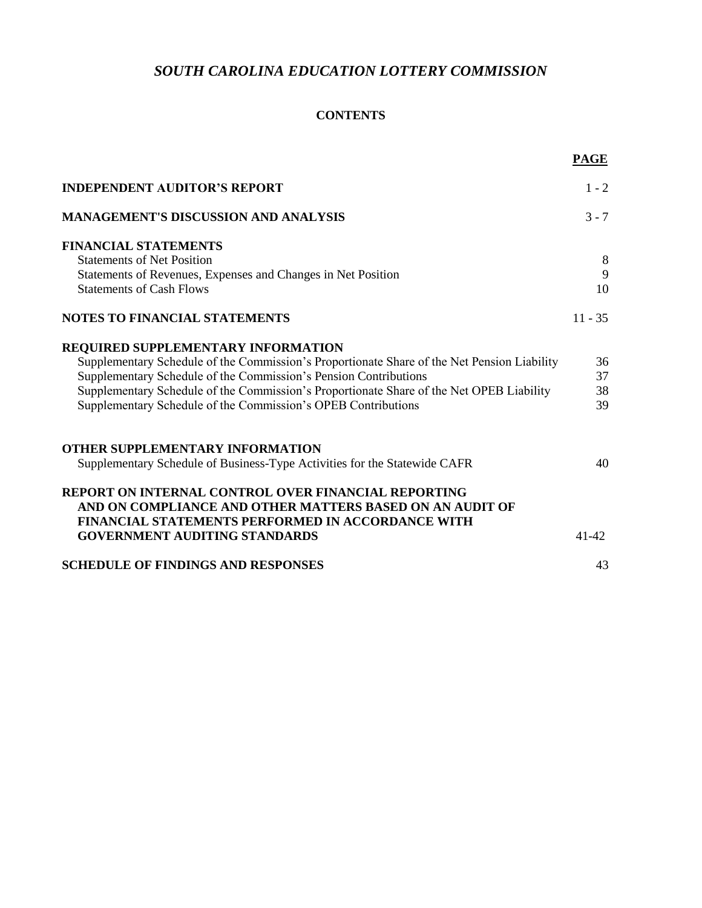# *SOUTH CAROLINA EDUCATION LOTTERY COMMISSION*

## CONTENTS

| | PAGE |
|---|---|
| **INDEPENDENT AUDITOR'S REPORT** | 1 - 2 |
| **MANAGEMENT'S DISCUSSION AND ANALYSIS** | 3 - 7 |
| **FINANCIAL STATEMENTS** | |
| Statements of Net Position | 8 |
| Statements of Revenues, Expenses and Changes in Net Position | 9 |
| Statements of Cash Flows | 10 |
| **NOTES TO FINANCIAL STATEMENTS** | 11 - 35 |
| **REQUIRED SUPPLEMENTARY INFORMATION** | |
| Supplementary Schedule of the Commission's Proportionate Share of the Net Pension Liability | 36 |
| Supplementary Schedule of the Commission's Pension Contributions | 37 |
| Supplementary Schedule of the Commission's Proportionate Share of the Net OPEB Liability | 38 |
| Supplementary Schedule of the Commission's OPEB Contributions | 39 |
| **OTHER SUPPLEMENTARY INFORMATION** | |
| Supplementary Schedule of Business-Type Activities for the Statewide CAFR | 40 |
| **REPORT ON INTERNAL CONTROL OVER FINANCIAL REPORTING AND ON COMPLIANCE AND OTHER MATTERS BASED ON AN AUDIT OF FINANCIAL STATEMENTS PERFORMED IN ACCORDANCE WITH GOVERNMENT AUDITING STANDARDS** | 41-42 |
| **SCHEDULE OF FINDINGS AND RESPONSES** | 43 |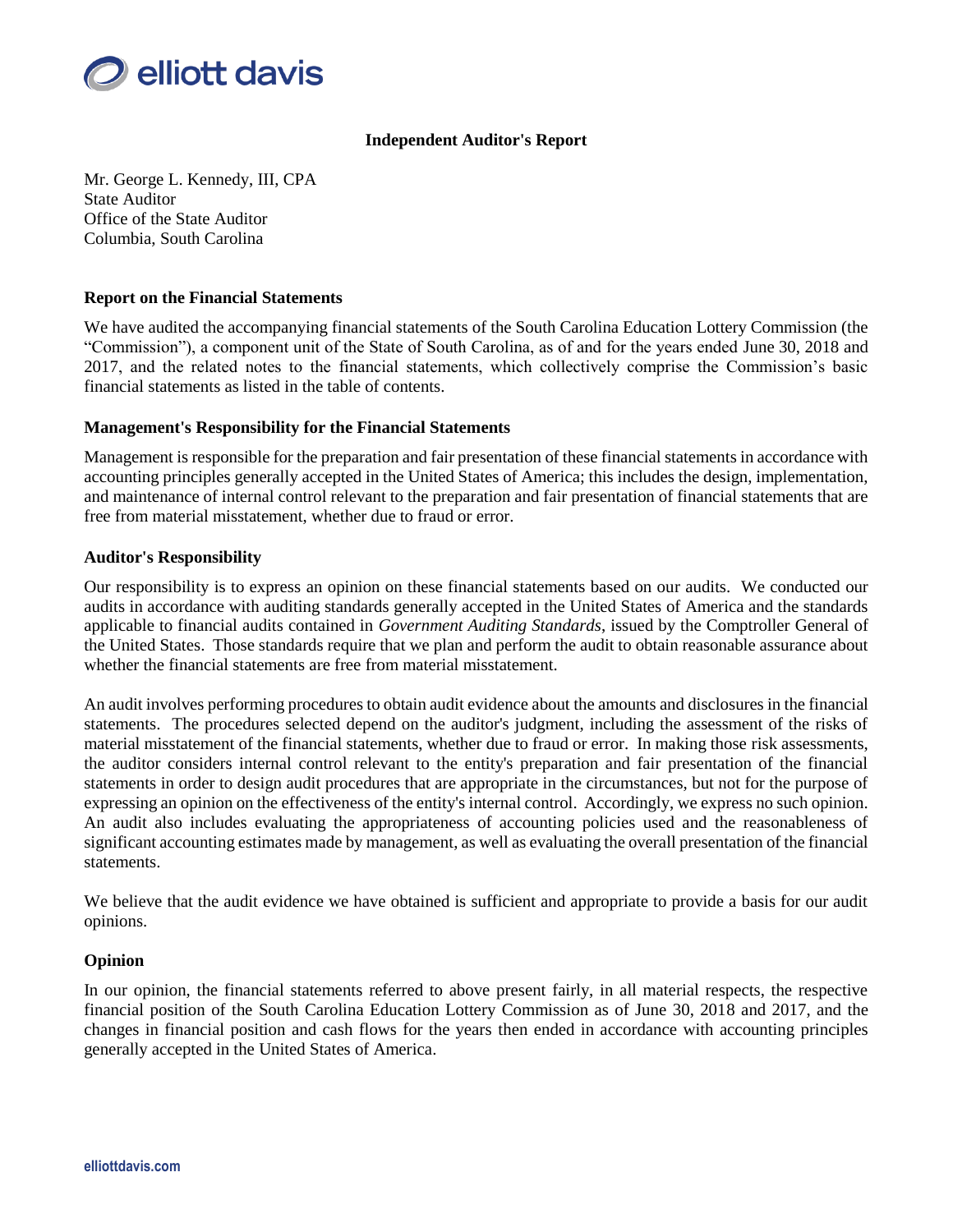elliott davis

## Independent Auditor's Report

Mr. George L. Kennedy, III, CPA
State Auditor
Office of the State Auditor
Columbia, South Carolina

### Report on the Financial Statements

We have audited the accompanying financial statements of the South Carolina Education Lottery Commission (the "Commission"), a component unit of the State of South Carolina, as of and for the years ended June 30, 2018 and 2017, and the related notes to the financial statements, which collectively comprise the Commission's basic financial statements as listed in the table of contents.

### Management's Responsibility for the Financial Statements

Management is responsible for the preparation and fair presentation of these financial statements in accordance with accounting principles generally accepted in the United States of America; this includes the design, implementation, and maintenance of internal control relevant to the preparation and fair presentation of financial statements that are free from material misstatement, whether due to fraud or error.

### Auditor's Responsibility

Our responsibility is to express an opinion on these financial statements based on our audits. We conducted our audits in accordance with auditing standards generally accepted in the United States of America and the standards applicable to financial audits contained in *Government Auditing Standards*, issued by the Comptroller General of the United States. Those standards require that we plan and perform the audit to obtain reasonable assurance about whether the financial statements are free from material misstatement.

An audit involves performing procedures to obtain audit evidence about the amounts and disclosures in the financial statements. The procedures selected depend on the auditor's judgment, including the assessment of the risks of material misstatement of the financial statements, whether due to fraud or error. In making those risk assessments, the auditor considers internal control relevant to the entity's preparation and fair presentation of the financial statements in order to design audit procedures that are appropriate in the circumstances, but not for the purpose of expressing an opinion on the effectiveness of the entity's internal control. Accordingly, we express no such opinion. An audit also includes evaluating the appropriateness of accounting policies used and the reasonableness of significant accounting estimates made by management, as well as evaluating the overall presentation of the financial statements.

We believe that the audit evidence we have obtained is sufficient and appropriate to provide a basis for our audit opinions.

### Opinion

In our opinion, the financial statements referred to above present fairly, in all material respects, the respective financial position of the South Carolina Education Lottery Commission as of June 30, 2018 and 2017, and the changes in financial position and cash flows for the years then ended in accordance with accounting principles generally accepted in the United States of America.

elliottdavis.com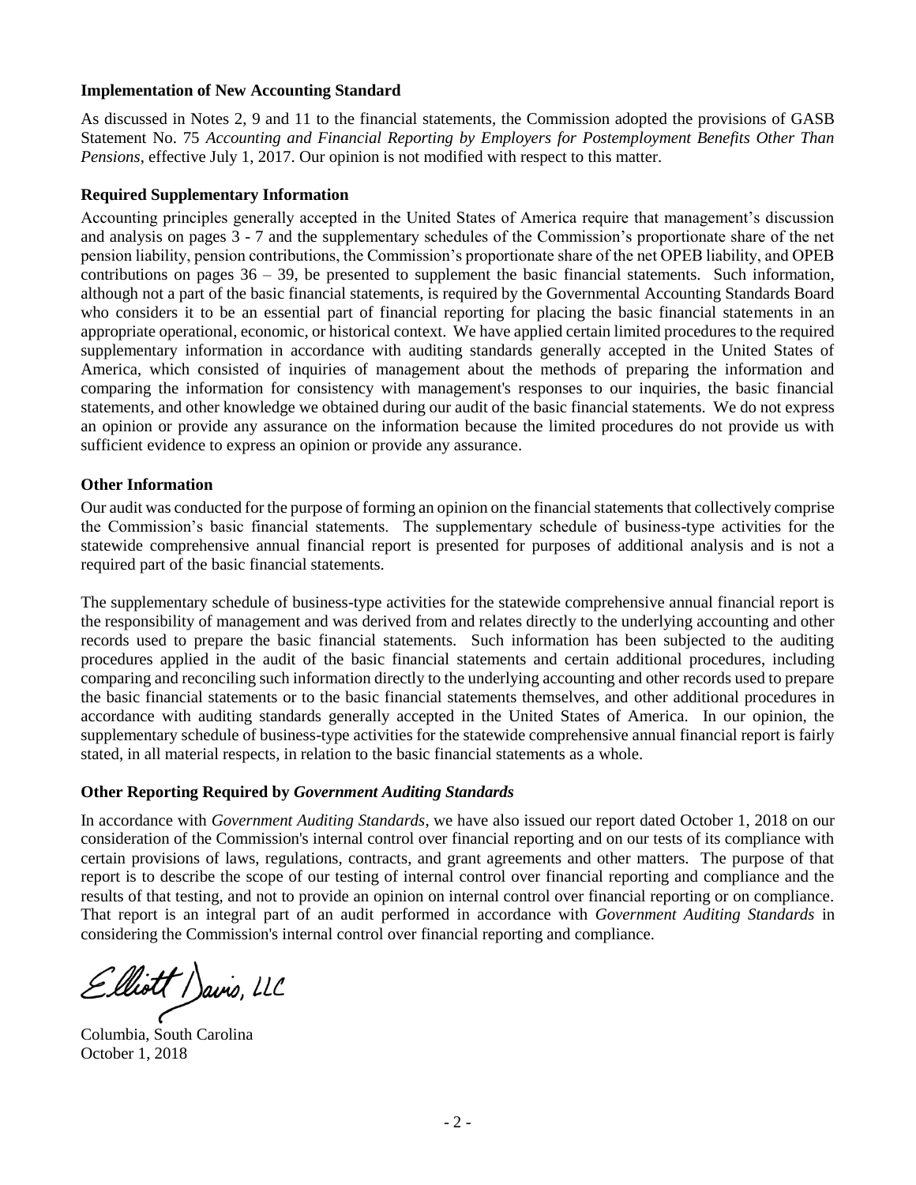**Implementation of New Accounting Standard**

As discussed in Notes 2, 9 and 11 to the financial statements, the Commission adopted the provisions of GASB Statement No. 75 *Accounting and Financial Reporting by Employers for Postemployment Benefits Other Than Pensions*, effective July 1, 2017. Our opinion is not modified with respect to this matter.

**Required Supplementary Information**

Accounting principles generally accepted in the United States of America require that management's discussion and analysis on pages 3 - 7 and the supplementary schedules of the Commission's proportionate share of the net pension liability, pension contributions, the Commission's proportionate share of the net OPEB liability, and OPEB contributions on pages 36 – 39, be presented to supplement the basic financial statements. Such information, although not a part of the basic financial statements, is required by the Governmental Accounting Standards Board who considers it to be an essential part of financial reporting for placing the basic financial statements in an appropriate operational, economic, or historical context. We have applied certain limited procedures to the required supplementary information in accordance with auditing standards generally accepted in the United States of America, which consisted of inquiries of management about the methods of preparing the information and comparing the information for consistency with management's responses to our inquiries, the basic financial statements, and other knowledge we obtained during our audit of the basic financial statements. We do not express an opinion or provide any assurance on the information because the limited procedures do not provide us with sufficient evidence to express an opinion or provide any assurance.

**Other Information**

Our audit was conducted for the purpose of forming an opinion on the financial statements that collectively comprise the Commission's basic financial statements. The supplementary schedule of business-type activities for the statewide comprehensive annual financial report is presented for purposes of additional analysis and is not a required part of the basic financial statements.

The supplementary schedule of business-type activities for the statewide comprehensive annual financial report is the responsibility of management and was derived from and relates directly to the underlying accounting and other records used to prepare the basic financial statements. Such information has been subjected to the auditing procedures applied in the audit of the basic financial statements and certain additional procedures, including comparing and reconciling such information directly to the underlying accounting and other records used to prepare the basic financial statements or to the basic financial statements themselves, and other additional procedures in accordance with auditing standards generally accepted in the United States of America. In our opinion, the supplementary schedule of business-type activities for the statewide comprehensive annual financial report is fairly stated, in all material respects, in relation to the basic financial statements as a whole.

**Other Reporting Required by *Government Auditing Standards***

In accordance with *Government Auditing Standards*, we have also issued our report dated October 1, 2018 on our consideration of the Commission's internal control over financial reporting and on our tests of its compliance with certain provisions of laws, regulations, contracts, and grant agreements and other matters. The purpose of that report is to describe the scope of our testing of internal control over financial reporting and compliance and the results of that testing, and not to provide an opinion on internal control over financial reporting or on compliance. That report is an integral part of an audit performed in accordance with *Government Auditing Standards* in considering the Commission's internal control over financial reporting and compliance.

Elliott Davis, LLC

Columbia, South Carolina
October 1, 2018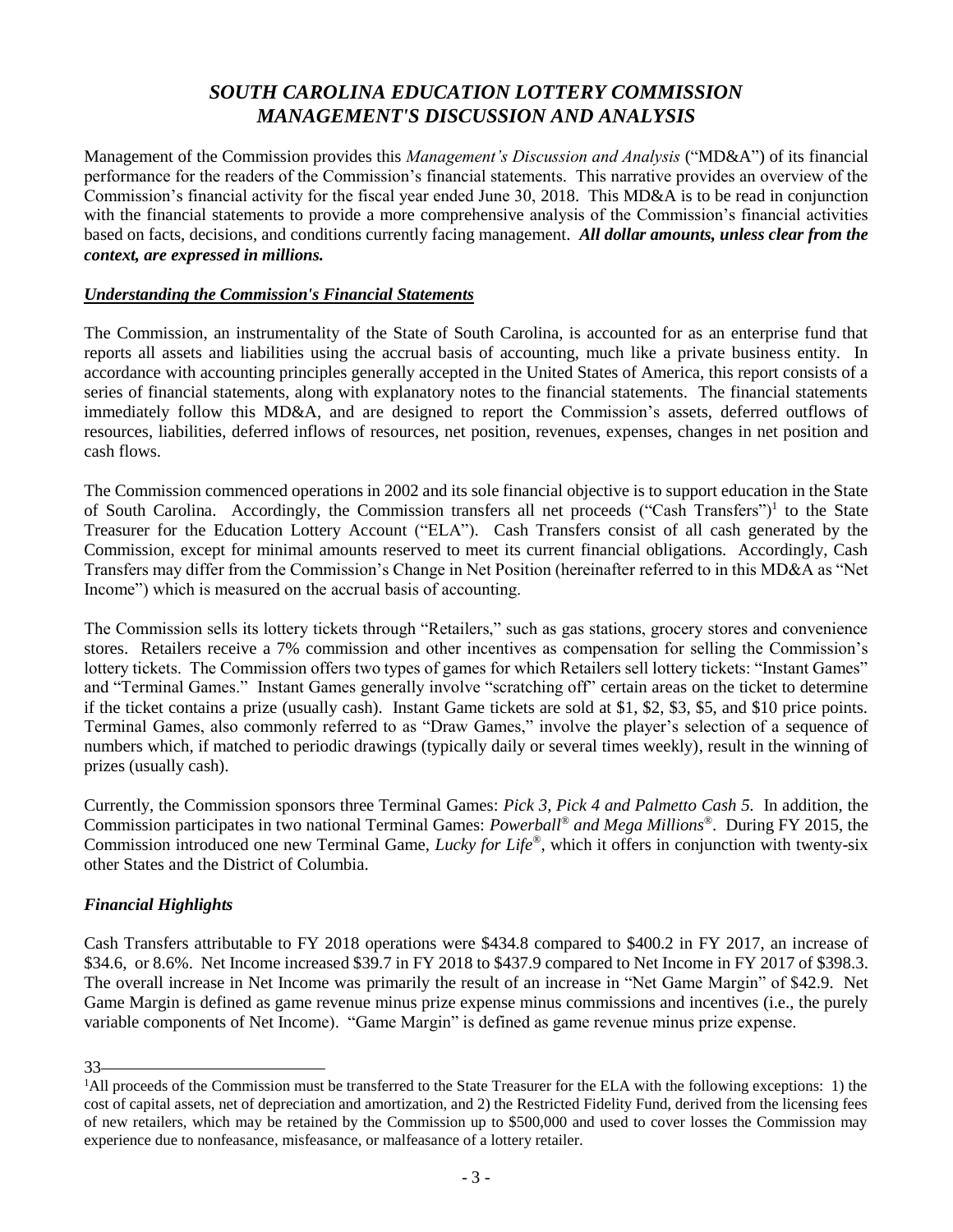# *SOUTH CAROLINA EDUCATION LOTTERY COMMISSION*
# *MANAGEMENT'S DISCUSSION AND ANALYSIS*

Management of the Commission provides this *Management's Discussion and Analysis* ("MD&A") of its financial performance for the readers of the Commission's financial statements. This narrative provides an overview of the Commission's financial activity for the fiscal year ended June 30, 2018. This MD&A is to be read in conjunction with the financial statements to provide a more comprehensive analysis of the Commission's financial activities based on facts, decisions, and conditions currently facing management. ***All dollar amounts, unless clear from the context, are expressed in millions.***

## *Understanding the Commission's Financial Statements*

The Commission, an instrumentality of the State of South Carolina, is accounted for as an enterprise fund that reports all assets and liabilities using the accrual basis of accounting, much like a private business entity. In accordance with accounting principles generally accepted in the United States of America, this report consists of a series of financial statements, along with explanatory notes to the financial statements. The financial statements immediately follow this MD&A, and are designed to report the Commission's assets, deferred outflows of resources, liabilities, deferred inflows of resources, net position, revenues, expenses, changes in net position and cash flows.

The Commission commenced operations in 2002 and its sole financial objective is to support education in the State of South Carolina. Accordingly, the Commission transfers all net proceeds ("Cash Transfers")[1] to the State Treasurer for the Education Lottery Account ("ELA"). Cash Transfers consist of all cash generated by the Commission, except for minimal amounts reserved to meet its current financial obligations. Accordingly, Cash Transfers may differ from the Commission's Change in Net Position (hereinafter referred to in this MD&A as "Net Income") which is measured on the accrual basis of accounting.

The Commission sells its lottery tickets through "Retailers," such as gas stations, grocery stores and convenience stores. Retailers receive a 7% commission and other incentives as compensation for selling the Commission's lottery tickets. The Commission offers two types of games for which Retailers sell lottery tickets: "Instant Games" and "Terminal Games." Instant Games generally involve "scratching off" certain areas on the ticket to determine if the ticket contains a prize (usually cash). Instant Game tickets are sold at $1, $2, $3, $5, and $10 price points. Terminal Games, also commonly referred to as "Draw Games," involve the player's selection of a sequence of numbers which, if matched to periodic drawings (typically daily or several times weekly), result in the winning of prizes (usually cash).

Currently, the Commission sponsors three Terminal Games: *Pick 3, Pick 4 and Palmetto Cash 5.* In addition, the Commission participates in two national Terminal Games: *Powerball® and Mega Millions®*. During FY 2015, the Commission introduced one new Terminal Game, *Lucky for Life®*, which it offers in conjunction with twenty-six other States and the District of Columbia.

## *Financial Highlights*

Cash Transfers attributable to FY 2018 operations were $434.8 compared to $400.2 in FY 2017, an increase of $34.6, or 8.6%. Net Income increased $39.7 in FY 2018 to $437.9 compared to Net Income in FY 2017 of $398.3. The overall increase in Net Income was primarily the result of an increase in "Net Game Margin" of $42.9. Net Game Margin is defined as game revenue minus prize expense minus commissions and incentives (i.e., the purely variable components of Net Income). "Game Margin" is defined as game revenue minus prize expense.

33

[1] All proceeds of the Commission must be transferred to the State Treasurer for the ELA with the following exceptions: 1) the cost of capital assets, net of depreciation and amortization, and 2) the Restricted Fidelity Fund, derived from the licensing fees of new retailers, which may be retained by the Commission up to $500,000 and used to cover losses the Commission may experience due to nonfeasance, misfeasance, or malfeasance of a lottery retailer.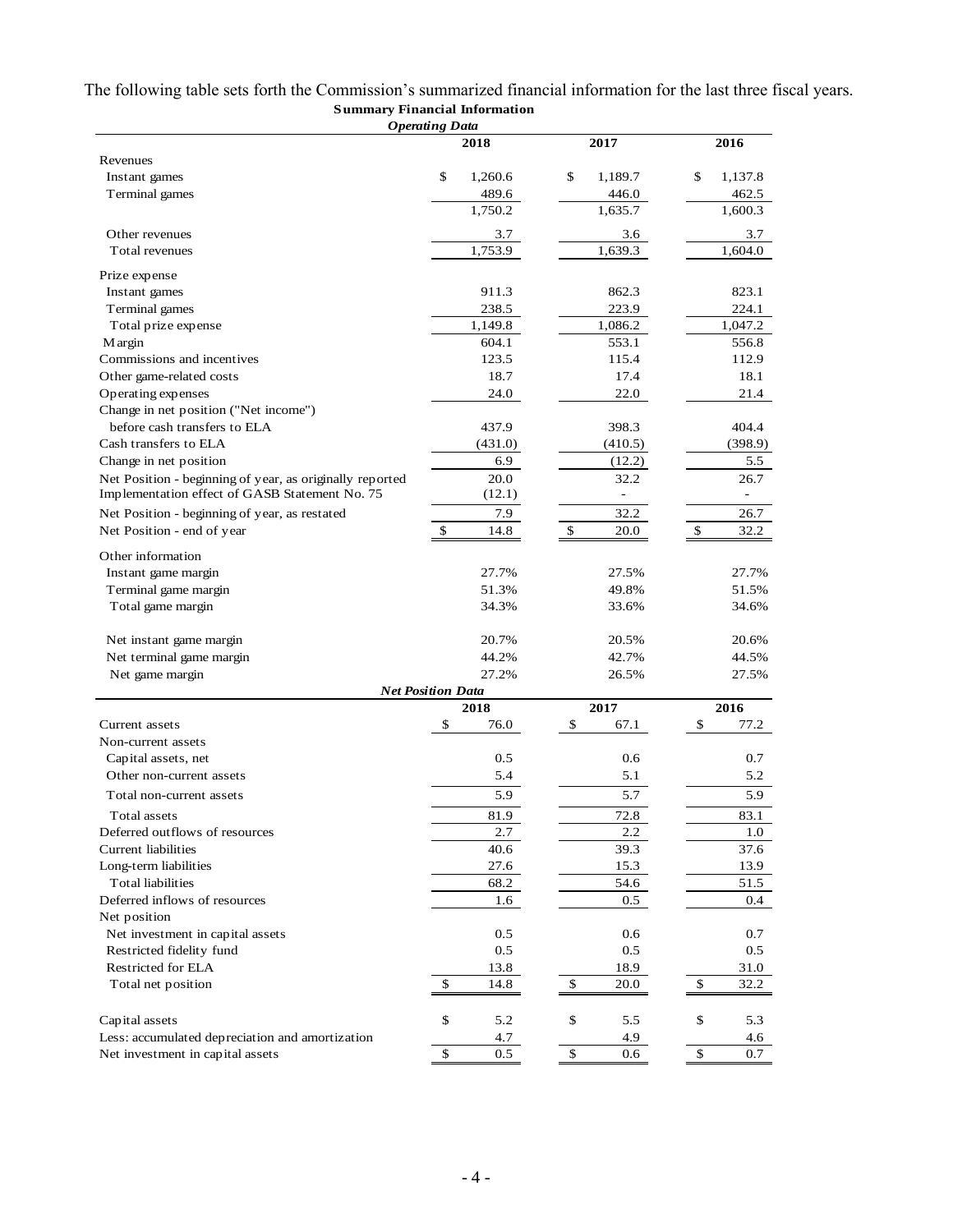The following table sets forth the Commission's summarized financial information for the last three fiscal years.

**Summary Financial Information**

***Operating Data***

| | 2018 | 2017 | 2016 |
|---|---|---|---|
| Revenues | | | |
| Instant games | $ 1,260.6 | $ 1,189.7 | $ 1,137.8 |
| Terminal games | 489.6 | 446.0 | 462.5 |
| | 1,750.2 | 1,635.7 | 1,600.3 |
| Other revenues | 3.7 | 3.6 | 3.7 |
| Total revenues | 1,753.9 | 1,639.3 | 1,604.0 |
| Prize expense | | | |
| Instant games | 911.3 | 862.3 | 823.1 |
| Terminal games | 238.5 | 223.9 | 224.1 |
| Total prize expense | 1,149.8 | 1,086.2 | 1,047.2 |
| Margin | 604.1 | 553.1 | 556.8 |
| Commissions and incentives | 123.5 | 115.4 | 112.9 |
| Other game-related costs | 18.7 | 17.4 | 18.1 |
| Operating expenses | 24.0 | 22.0 | 21.4 |
| Change in net position ("Net income") before cash transfers to ELA | 437.9 | 398.3 | 404.4 |
| Cash transfers to ELA | (431.0) | (410.5) | (398.9) |
| Change in net position | 6.9 | (12.2) | 5.5 |
| Net Position - beginning of year, as originally reported | 20.0 | 32.2 | 26.7 |
| Implementation effect of GASB Statement No. 75 | (12.1) | - | - |
| Net Position - beginning of year, as restated | 7.9 | 32.2 | 26.7 |
| Net Position - end of year | $ 14.8 | $ 20.0 | $ 32.2 |
| Other information | | | |
| Instant game margin | 27.7% | 27.5% | 27.7% |
| Terminal game margin | 51.3% | 49.8% | 51.5% |
| Total game margin | 34.3% | 33.6% | 34.6% |
| Net instant game margin | 20.7% | 20.5% | 20.6% |
| Net terminal game margin | 44.2% | 42.7% | 44.5% |
| Net game margin | 27.2% | 26.5% | 27.5% |

***Net Position Data***

| | 2018 | 2017 | 2016 |
|---|---|---|---|
| Current assets | $ 76.0 | $ 67.1 | $ 77.2 |
| Non-current assets | | | |
| Capital assets, net | 0.5 | 0.6 | 0.7 |
| Other non-current assets | 5.4 | 5.1 | 5.2 |
| Total non-current assets | 5.9 | 5.7 | 5.9 |
| Total assets | 81.9 | 72.8 | 83.1 |
| Deferred outflows of resources | 2.7 | 2.2 | 1.0 |
| Current liabilities | 40.6 | 39.3 | 37.6 |
| Long-term liabilities | 27.6 | 15.3 | 13.9 |
| Total liabilities | 68.2 | 54.6 | 51.5 |
| Deferred inflows of resources | 1.6 | 0.5 | 0.4 |
| Net position | | | |
| Net investment in capital assets | 0.5 | 0.6 | 0.7 |
| Restricted fidelity fund | 0.5 | 0.5 | 0.5 |
| Restricted for ELA | 13.8 | 18.9 | 31.0 |
| Total net position | $ 14.8 | $ 20.0 | $ 32.2 |
| Capital assets | $ 5.2 | $ 5.5 | $ 5.3 |
| Less: accumulated depreciation and amortization | 4.7 | 4.9 | 4.6 |
| Net investment in capital assets | $ 0.5 | $ 0.6 | $ 0.7 |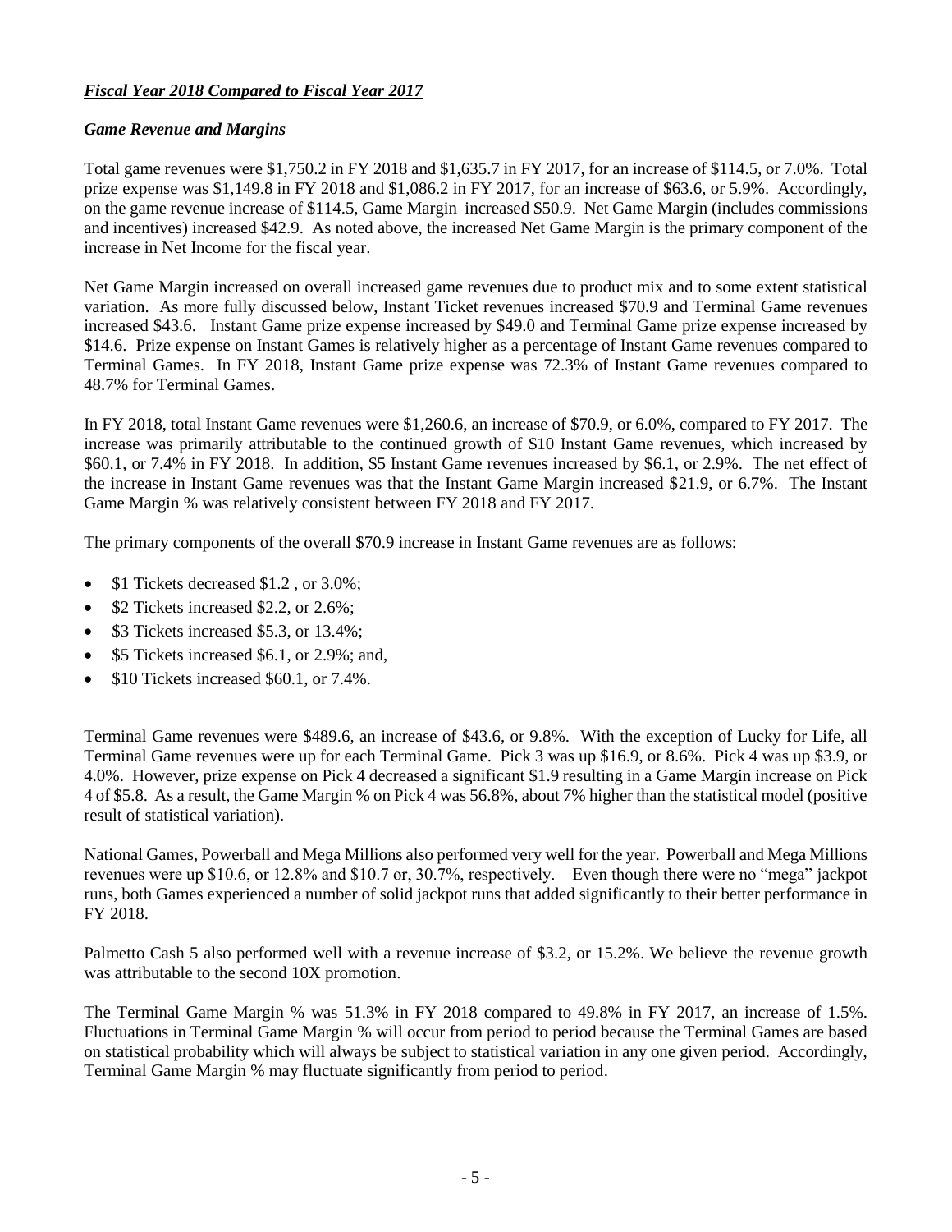### *Fiscal Year 2018 Compared to Fiscal Year 2017*

### *Game Revenue and Margins*

Total game revenues were $1,750.2 in FY 2018 and $1,635.7 in FY 2017, for an increase of $114.5, or 7.0%. Total prize expense was $1,149.8 in FY 2018 and $1,086.2 in FY 2017, for an increase of $63.6, or 5.9%. Accordingly, on the game revenue increase of $114.5, Game Margin increased $50.9. Net Game Margin (includes commissions and incentives) increased $42.9. As noted above, the increased Net Game Margin is the primary component of the increase in Net Income for the fiscal year.

Net Game Margin increased on overall increased game revenues due to product mix and to some extent statistical variation. As more fully discussed below, Instant Ticket revenues increased $70.9 and Terminal Game revenues increased $43.6. Instant Game prize expense increased by $49.0 and Terminal Game prize expense increased by $14.6. Prize expense on Instant Games is relatively higher as a percentage of Instant Game revenues compared to Terminal Games. In FY 2018, Instant Game prize expense was 72.3% of Instant Game revenues compared to 48.7% for Terminal Games.

In FY 2018, total Instant Game revenues were $1,260.6, an increase of $70.9, or 6.0%, compared to FY 2017. The increase was primarily attributable to the continued growth of $10 Instant Game revenues, which increased by $60.1, or 7.4% in FY 2018. In addition, $5 Instant Game revenues increased by $6.1, or 2.9%. The net effect of the increase in Instant Game revenues was that the Instant Game Margin increased $21.9, or 6.7%. The Instant Game Margin % was relatively consistent between FY 2018 and FY 2017.

The primary components of the overall $70.9 increase in Instant Game revenues are as follows:

- $1 Tickets decreased $1.2 , or 3.0%;
- $2 Tickets increased $2.2, or 2.6%;
- $3 Tickets increased $5.3, or 13.4%;
- $5 Tickets increased $6.1, or 2.9%; and,
- $10 Tickets increased $60.1, or 7.4%.

Terminal Game revenues were $489.6, an increase of $43.6, or 9.8%. With the exception of Lucky for Life, all Terminal Game revenues were up for each Terminal Game. Pick 3 was up $16.9, or 8.6%. Pick 4 was up $3.9, or 4.0%. However, prize expense on Pick 4 decreased a significant $1.9 resulting in a Game Margin increase on Pick 4 of $5.8. As a result, the Game Margin % on Pick 4 was 56.8%, about 7% higher than the statistical model (positive result of statistical variation).

National Games, Powerball and Mega Millions also performed very well for the year. Powerball and Mega Millions revenues were up $10.6, or 12.8% and $10.7 or, 30.7%, respectively. Even though there were no "mega" jackpot runs, both Games experienced a number of solid jackpot runs that added significantly to their better performance in FY 2018.

Palmetto Cash 5 also performed well with a revenue increase of $3.2, or 15.2%. We believe the revenue growth was attributable to the second 10X promotion.

The Terminal Game Margin % was 51.3% in FY 2018 compared to 49.8% in FY 2017, an increase of 1.5%. Fluctuations in Terminal Game Margin % will occur from period to period because the Terminal Games are based on statistical probability which will always be subject to statistical variation in any one given period. Accordingly, Terminal Game Margin % may fluctuate significantly from period to period.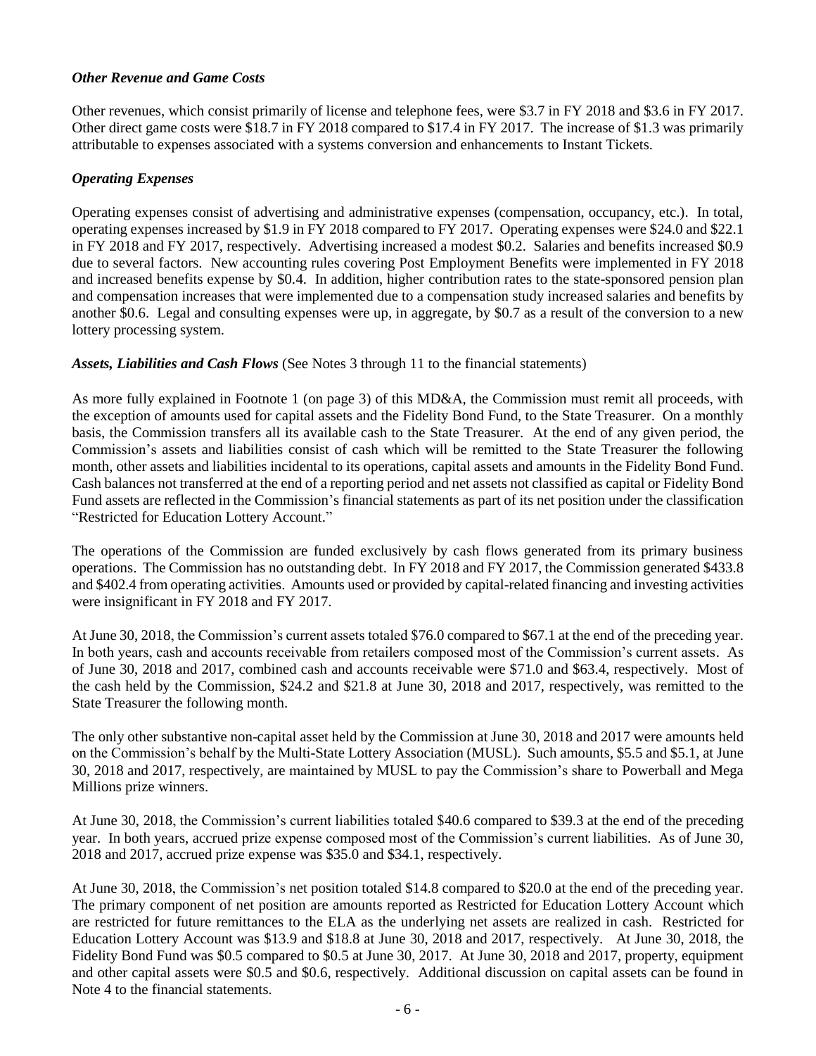### *Other Revenue and Game Costs*

Other revenues, which consist primarily of license and telephone fees, were $3.7 in FY 2018 and $3.6 in FY 2017. Other direct game costs were $18.7 in FY 2018 compared to $17.4 in FY 2017. The increase of $1.3 was primarily attributable to expenses associated with a systems conversion and enhancements to Instant Tickets.

### *Operating Expenses*

Operating expenses consist of advertising and administrative expenses (compensation, occupancy, etc.). In total, operating expenses increased by $1.9 in FY 2018 compared to FY 2017. Operating expenses were $24.0 and $22.1 in FY 2018 and FY 2017, respectively. Advertising increased a modest $0.2. Salaries and benefits increased $0.9 due to several factors. New accounting rules covering Post Employment Benefits were implemented in FY 2018 and increased benefits expense by $0.4. In addition, higher contribution rates to the state-sponsored pension plan and compensation increases that were implemented due to a compensation study increased salaries and benefits by another $0.6. Legal and consulting expenses were up, in aggregate, by $0.7 as a result of the conversion to a new lottery processing system.

***Assets, Liabilities and Cash Flows*** (See Notes 3 through 11 to the financial statements)

As more fully explained in Footnote 1 (on page 3) of this MD&A, the Commission must remit all proceeds, with the exception of amounts used for capital assets and the Fidelity Bond Fund, to the State Treasurer. On a monthly basis, the Commission transfers all its available cash to the State Treasurer. At the end of any given period, the Commission's assets and liabilities consist of cash which will be remitted to the State Treasurer the following month, other assets and liabilities incidental to its operations, capital assets and amounts in the Fidelity Bond Fund. Cash balances not transferred at the end of a reporting period and net assets not classified as capital or Fidelity Bond Fund assets are reflected in the Commission's financial statements as part of its net position under the classification "Restricted for Education Lottery Account."

The operations of the Commission are funded exclusively by cash flows generated from its primary business operations. The Commission has no outstanding debt. In FY 2018 and FY 2017, the Commission generated $433.8 and $402.4 from operating activities. Amounts used or provided by capital-related financing and investing activities were insignificant in FY 2018 and FY 2017.

At June 30, 2018, the Commission's current assets totaled $76.0 compared to $67.1 at the end of the preceding year. In both years, cash and accounts receivable from retailers composed most of the Commission's current assets. As of June 30, 2018 and 2017, combined cash and accounts receivable were $71.0 and $63.4, respectively. Most of the cash held by the Commission, $24.2 and $21.8 at June 30, 2018 and 2017, respectively, was remitted to the State Treasurer the following month.

The only other substantive non-capital asset held by the Commission at June 30, 2018 and 2017 were amounts held on the Commission's behalf by the Multi-State Lottery Association (MUSL). Such amounts, $5.5 and $5.1, at June 30, 2018 and 2017, respectively, are maintained by MUSL to pay the Commission's share to Powerball and Mega Millions prize winners.

At June 30, 2018, the Commission's current liabilities totaled $40.6 compared to $39.3 at the end of the preceding year. In both years, accrued prize expense composed most of the Commission's current liabilities. As of June 30, 2018 and 2017, accrued prize expense was $35.0 and $34.1, respectively.

At June 30, 2018, the Commission's net position totaled $14.8 compared to $20.0 at the end of the preceding year. The primary component of net position are amounts reported as Restricted for Education Lottery Account which are restricted for future remittances to the ELA as the underlying net assets are realized in cash. Restricted for Education Lottery Account was $13.9 and $18.8 at June 30, 2018 and 2017, respectively. At June 30, 2018, the Fidelity Bond Fund was $0.5 compared to $0.5 at June 30, 2017. At June 30, 2018 and 2017, property, equipment and other capital assets were $0.5 and $0.6, respectively. Additional discussion on capital assets can be found in Note 4 to the financial statements.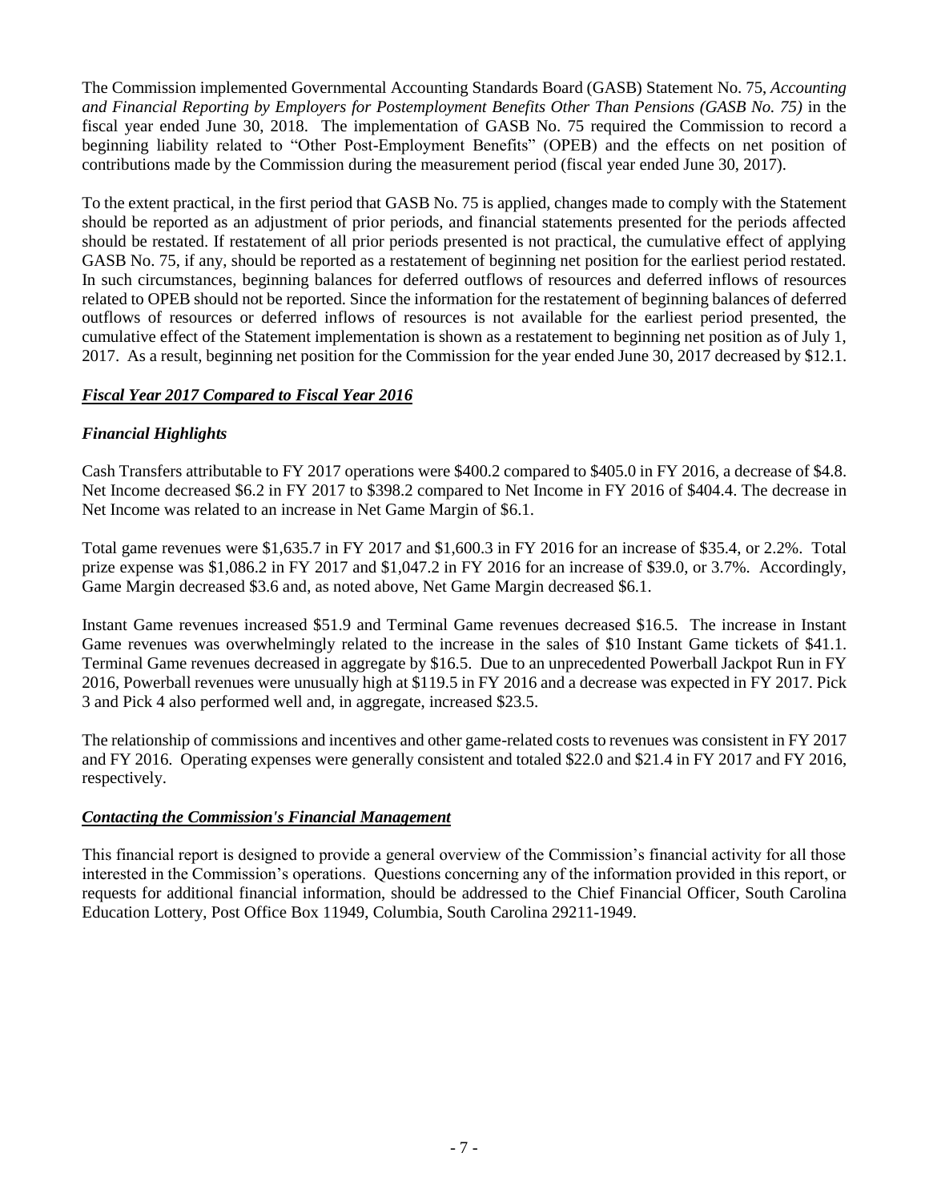The Commission implemented Governmental Accounting Standards Board (GASB) Statement No. 75, *Accounting and Financial Reporting by Employers for Postemployment Benefits Other Than Pensions (GASB No. 75)* in the fiscal year ended June 30, 2018. The implementation of GASB No. 75 required the Commission to record a beginning liability related to "Other Post-Employment Benefits" (OPEB) and the effects on net position of contributions made by the Commission during the measurement period (fiscal year ended June 30, 2017).

To the extent practical, in the first period that GASB No. 75 is applied, changes made to comply with the Statement should be reported as an adjustment of prior periods, and financial statements presented for the periods affected should be restated. If restatement of all prior periods presented is not practical, the cumulative effect of applying GASB No. 75, if any, should be reported as a restatement of beginning net position for the earliest period restated. In such circumstances, beginning balances for deferred outflows of resources and deferred inflows of resources related to OPEB should not be reported. Since the information for the restatement of beginning balances of deferred outflows of resources or deferred inflows of resources is not available for the earliest period presented, the cumulative effect of the Statement implementation is shown as a restatement to beginning net position as of July 1, 2017. As a result, beginning net position for the Commission for the year ended June 30, 2017 decreased by $12.1.

## ***Fiscal Year 2017 Compared to Fiscal Year 2016***

### *Financial Highlights*

Cash Transfers attributable to FY 2017 operations were $400.2 compared to $405.0 in FY 2016, a decrease of $4.8. Net Income decreased $6.2 in FY 2017 to $398.2 compared to Net Income in FY 2016 of $404.4. The decrease in Net Income was related to an increase in Net Game Margin of $6.1.

Total game revenues were $1,635.7 in FY 2017 and $1,600.3 in FY 2016 for an increase of $35.4, or 2.2%. Total prize expense was $1,086.2 in FY 2017 and $1,047.2 in FY 2016 for an increase of $39.0, or 3.7%. Accordingly, Game Margin decreased $3.6 and, as noted above, Net Game Margin decreased $6.1.

Instant Game revenues increased $51.9 and Terminal Game revenues decreased $16.5. The increase in Instant Game revenues was overwhelmingly related to the increase in the sales of $10 Instant Game tickets of $41.1. Terminal Game revenues decreased in aggregate by $16.5. Due to an unprecedented Powerball Jackpot Run in FY 2016, Powerball revenues were unusually high at $119.5 in FY 2016 and a decrease was expected in FY 2017. Pick 3 and Pick 4 also performed well and, in aggregate, increased $23.5.

The relationship of commissions and incentives and other game-related costs to revenues was consistent in FY 2017 and FY 2016. Operating expenses were generally consistent and totaled $22.0 and $21.4 in FY 2017 and FY 2016, respectively.

## ***Contacting the Commission's Financial Management***

This financial report is designed to provide a general overview of the Commission's financial activity for all those interested in the Commission's operations. Questions concerning any of the information provided in this report, or requests for additional financial information, should be addressed to the Chief Financial Officer, South Carolina Education Lottery, Post Office Box 11949, Columbia, South Carolina 29211-1949.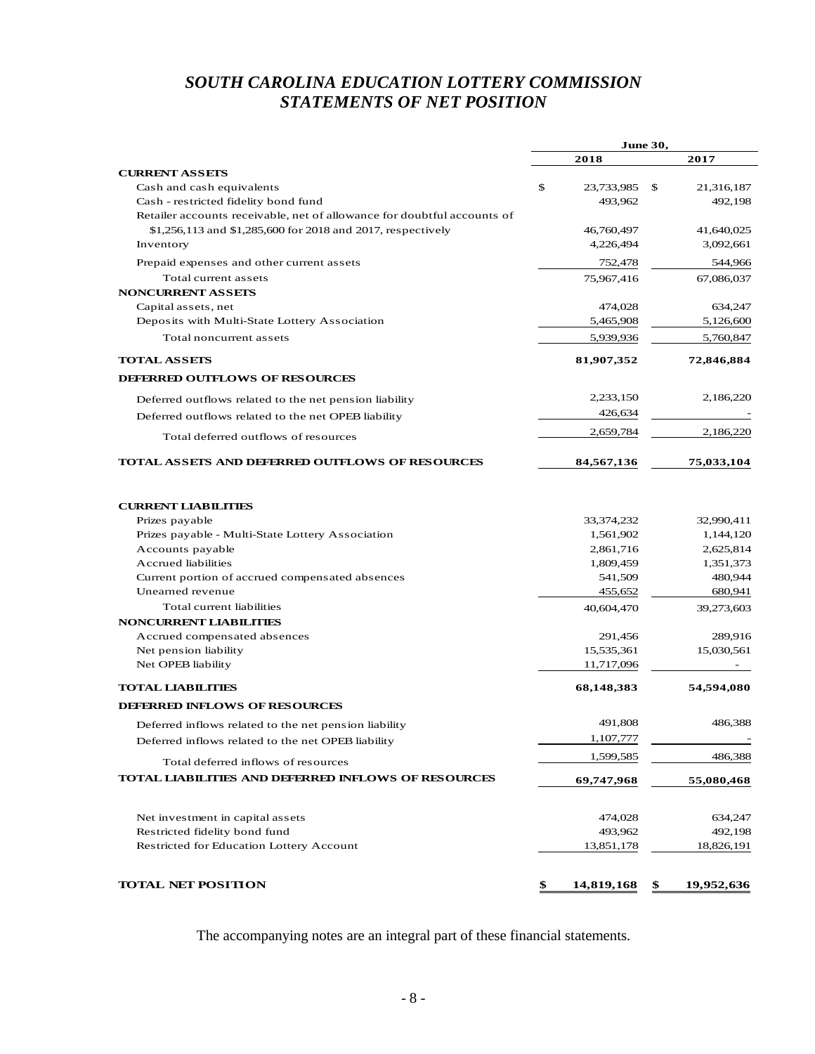# *SOUTH CAROLINA EDUCATION LOTTERY COMMISSION*
## *STATEMENTS OF NET POSITION*

| | June 30, | |
|---|---|---|
| | **2018** | **2017** |
| **CURRENT ASSETS** | | |
| Cash and cash equivalents | $ 23,733,985 | $ 21,316,187 |
| Cash - restricted fidelity bond fund | 493,962 | 492,198 |
| Retailer accounts receivable, net of allowance for doubtful accounts of $1,256,113 and $1,285,600 for 2018 and 2017, respectively | 46,760,497 | 41,640,025 |
| Inventory | 4,226,494 | 3,092,661 |
| Prepaid expenses and other current assets | 752,478 | 544,966 |
| Total current assets | 75,967,416 | 67,086,037 |
| **NONCURRENT ASSETS** | | |
| Capital assets, net | 474,028 | 634,247 |
| Deposits with Multi-State Lottery Association | 5,465,908 | 5,126,600 |
| Total noncurrent assets | 5,939,936 | 5,760,847 |
| **TOTAL ASSETS** | **81,907,352** | **72,846,884** |
| **DEFERRED OUTFLOWS OF RESOURCES** | | |
| Deferred outflows related to the net pension liability | 2,233,150 | 2,186,220 |
| Deferred outflows related to the net OPEB liability | 426,634 | - |
| Total deferred outflows of resources | 2,659,784 | 2,186,220 |
| **TOTAL ASSETS AND DEFERRED OUTFLOWS OF RESOURCES** | **84,567,136** | **75,033,104** |
| **CURRENT LIABILITIES** | | |
| Prizes payable | 33,374,232 | 32,990,411 |
| Prizes payable - Multi-State Lottery Association | 1,561,902 | 1,144,120 |
| Accounts payable | 2,861,716 | 2,625,814 |
| Accrued liabilities | 1,809,459 | 1,351,373 |
| Current portion of accrued compensated absences | 541,509 | 480,944 |
| Unearned revenue | 455,652 | 680,941 |
| Total current liabilities | 40,604,470 | 39,273,603 |
| **NONCURRENT LIABILITIES** | | |
| Accrued compensated absences | 291,456 | 289,916 |
| Net pension liability | 15,535,361 | 15,030,561 |
| Net OPEB liability | 11,717,096 | - |
| **TOTAL LIABILITIES** | **68,148,383** | **54,594,080** |
| **DEFERRED INFLOWS OF RESOURCES** | | |
| Deferred inflows related to the net pension liability | 491,808 | 486,388 |
| Deferred inflows related to the net OPEB liability | 1,107,777 | - |
| Total deferred inflows of resources | 1,599,585 | 486,388 |
| **TOTAL LIABILITIES AND DEFERRED INFLOWS OF RESOURCES** | **69,747,968** | **55,080,468** |
| Net investment in capital assets | 474,028 | 634,247 |
| Restricted fidelity bond fund | 493,962 | 492,198 |
| Restricted for Education Lottery Account | 13,851,178 | 18,826,191 |
| **TOTAL NET POSITION** | **$ 14,819,168** | **$ 19,952,636** |

The accompanying notes are an integral part of these financial statements.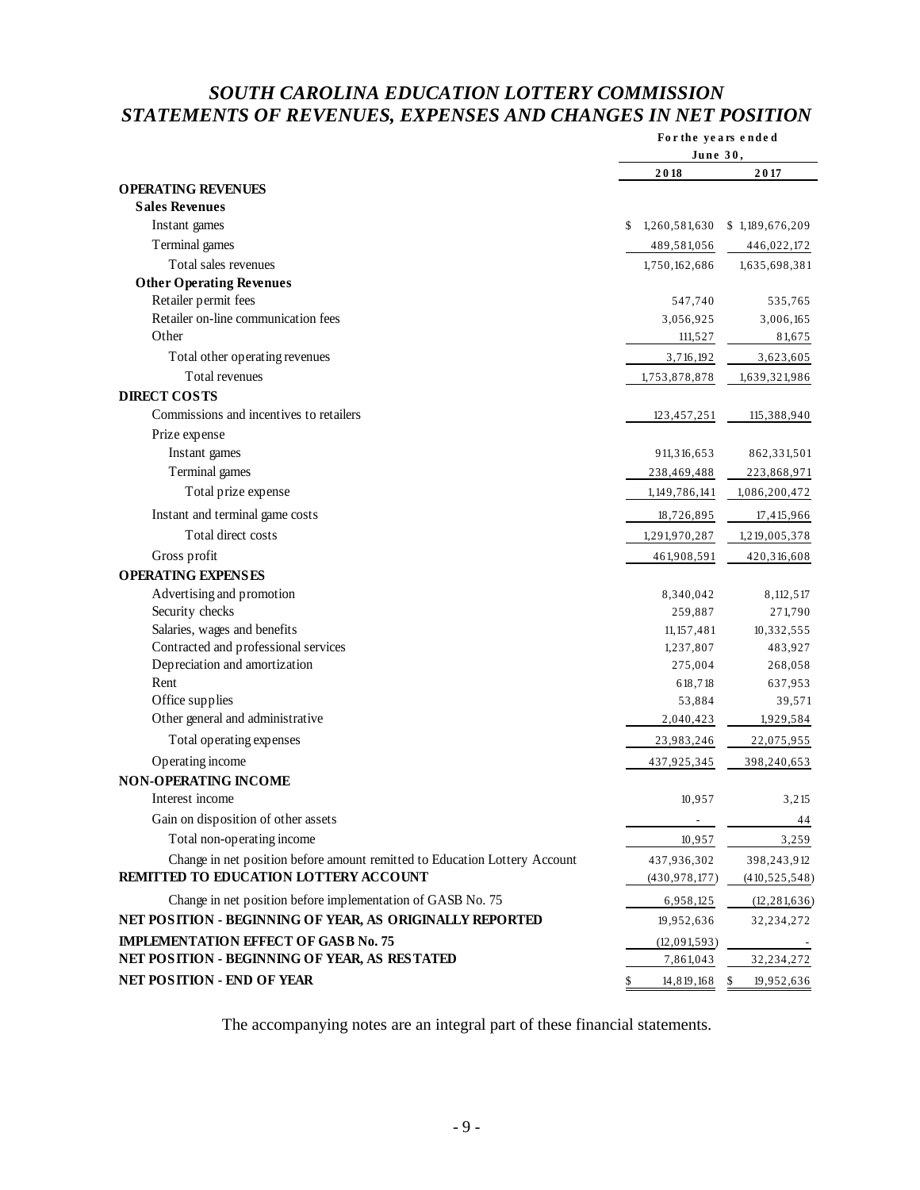# *SOUTH CAROLINA EDUCATION LOTTERY COMMISSION*
## *STATEMENTS OF REVENUES, EXPENSES AND CHANGES IN NET POSITION*

| | For the years ended June 30, | |
|---|---|---|
| | **2018** | **2017** |
| **OPERATING REVENUES** | | |
| **Sales Revenues** | | |
| Instant games | $ 1,260,581,630 | $ 1,189,676,209 |
| Terminal games | 489,581,056 | 446,022,172 |
| Total sales revenues | 1,750,162,686 | 1,635,698,381 |
| **Other Operating Revenues** | | |
| Retailer permit fees | 547,740 | 535,765 |
| Retailer on-line communication fees | 3,056,925 | 3,006,165 |
| Other | 111,527 | 81,675 |
| Total other operating revenues | 3,716,192 | 3,623,605 |
| Total revenues | 1,753,878,878 | 1,639,321,986 |
| **DIRECT COSTS** | | |
| Commissions and incentives to retailers | 123,457,251 | 115,388,940 |
| Prize expense | | |
| Instant games | 911,316,653 | 862,331,501 |
| Terminal games | 238,469,488 | 223,868,971 |
| Total prize expense | 1,149,786,141 | 1,086,200,472 |
| Instant and terminal game costs | 18,726,895 | 17,415,966 |
| Total direct costs | 1,291,970,287 | 1,219,005,378 |
| Gross profit | 461,908,591 | 420,316,608 |
| **OPERATING EXPENSES** | | |
| Advertising and promotion | 8,340,042 | 8,112,517 |
| Security checks | 259,887 | 271,790 |
| Salaries, wages and benefits | 11,157,481 | 10,332,555 |
| Contracted and professional services | 1,237,807 | 483,927 |
| Depreciation and amortization | 275,004 | 268,058 |
| Rent | 618,718 | 637,953 |
| Office supplies | 53,884 | 39,571 |
| Other general and administrative | 2,040,423 | 1,929,584 |
| Total operating expenses | 23,983,246 | 22,075,955 |
| Operating income | 437,925,345 | 398,240,653 |
| **NON-OPERATING INCOME** | | |
| Interest income | 10,957 | 3,215 |
| Gain on disposition of other assets | - | 44 |
| Total non-operating income | 10,957 | 3,259 |
| Change in net position before amount remitted to Education Lottery Account | 437,936,302 | 398,243,912 |
| **REMITTED TO EDUCATION LOTTERY ACCOUNT** | (430,978,177) | (410,525,548) |
| Change in net position before implementation of GASB No. 75 | 6,958,125 | (12,281,636) |
| **NET POSITION - BEGINNING OF YEAR, AS ORIGINALLY REPORTED** | 19,952,636 | 32,234,272 |
| **IMPLEMENTATION EFFECT OF GASB No. 75** | (12,091,593) | - |
| **NET POSITION - BEGINNING OF YEAR, AS RESTATED** | 7,861,043 | 32,234,272 |
| **NET POSITION - END OF YEAR** | $ 14,819,168 | $ 19,952,636 |

The accompanying notes are an integral part of these financial statements.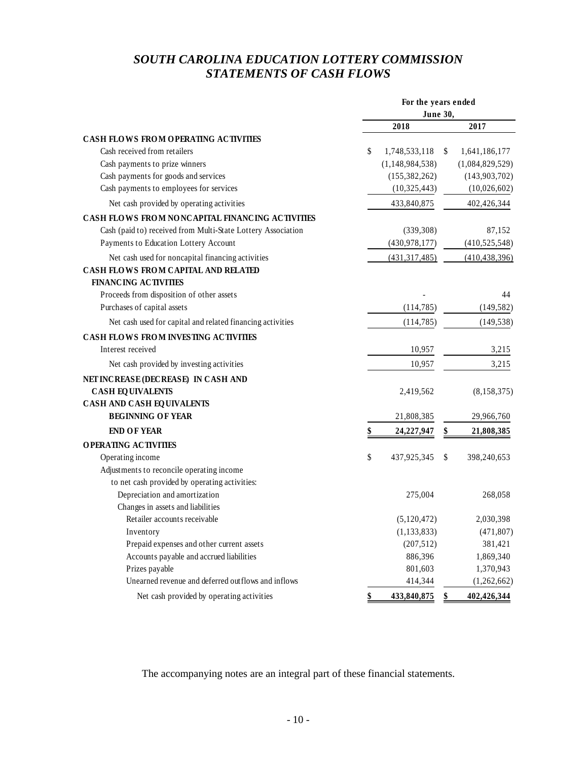# *SOUTH CAROLINA EDUCATION LOTTERY COMMISSION*
## *STATEMENTS OF CASH FLOWS*

| | For the years ended June 30, | |
|---|---|---|
| | **2018** | **2017** |
| **CASH FLOWS FROM OPERATING ACTIVITIES** | | |
| Cash received from retailers | $ 1,748,533,118 | $ 1,641,186,177 |
| Cash payments to prize winners | (1,148,984,538) | (1,084,829,529) |
| Cash payments for goods and services | (155,382,262) | (143,903,702) |
| Cash payments to employees for services | (10,325,443) | (10,026,602) |
| Net cash provided by operating activities | 433,840,875 | 402,426,344 |
| **CASH FLOWS FROM NONCAPITAL FINANCING ACTIVITIES** | | |
| Cash (paid to) received from Multi-State Lottery Association | (339,308) | 87,152 |
| Payments to Education Lottery Account | (430,978,177) | (410,525,548) |
| Net cash used for noncapital financing activities | (431,317,485) | (410,438,396) |
| **CASH FLOWS FROM CAPITAL AND RELATED FINANCING ACTIVITIES** | | |
| Proceeds from disposition of other assets | - | 44 |
| Purchases of capital assets | (114,785) | (149,582) |
| Net cash used for capital and related financing activities | (114,785) | (149,538) |
| **CASH FLOWS FROM INVESTING ACTIVITIES** | | |
| Interest received | 10,957 | 3,215 |
| Net cash provided by investing activities | 10,957 | 3,215 |
| **NET INCREASE (DECREASE) IN CASH AND CASH EQUIVALENTS** | 2,419,562 | (8,158,375) |
| **CASH AND CASH EQUIVALENTS** | | |
| **BEGINNING OF YEAR** | 21,808,385 | 29,966,760 |
| **END OF YEAR** | **$ 24,227,947** | **$ 21,808,385** |
| **OPERATING ACTIVITIES** | | |
| Operating income | $ 437,925,345 | $ 398,240,653 |
| Adjustments to reconcile operating income to net cash provided by operating activities: | | |
| Depreciation and amortization | 275,004 | 268,058 |
| Changes in assets and liabilities | | |
| Retailer accounts receivable | (5,120,472) | 2,030,398 |
| Inventory | (1,133,833) | (471,807) |
| Prepaid expenses and other current assets | (207,512) | 381,421 |
| Accounts payable and accrued liabilities | 886,396 | 1,869,340 |
| Prizes payable | 801,603 | 1,370,943 |
| Unearned revenue and deferred outflows and inflows | 414,344 | (1,262,662) |
| Net cash provided by operating activities | **$ 433,840,875** | **$ 402,426,344** |

The accompanying notes are an integral part of these financial statements.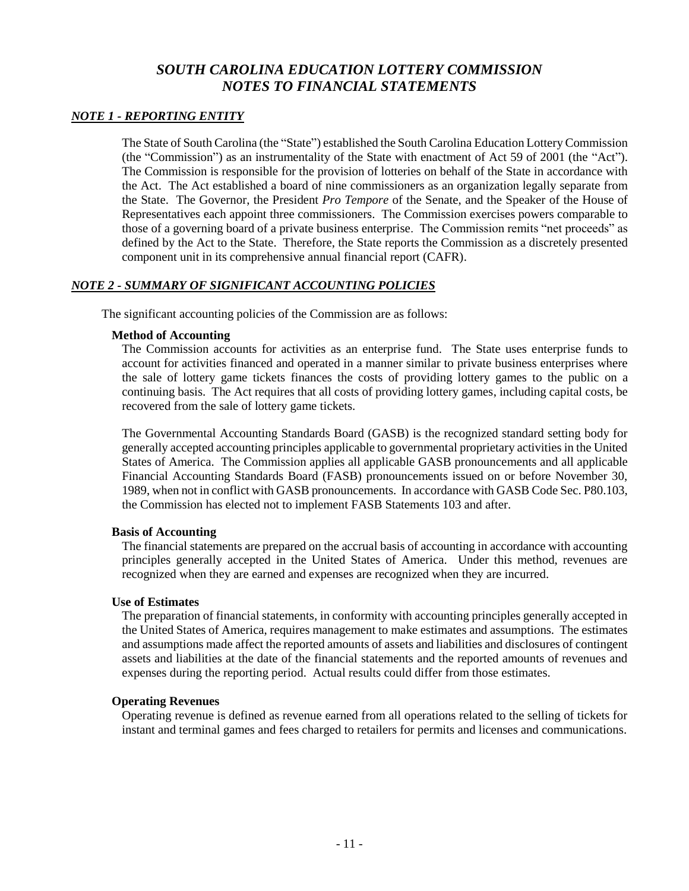# *SOUTH CAROLINA EDUCATION LOTTERY COMMISSION*
# *NOTES TO FINANCIAL STATEMENTS*

## ***NOTE 1 - REPORTING ENTITY***

The State of South Carolina (the "State") established the South Carolina Education Lottery Commission (the "Commission") as an instrumentality of the State with enactment of Act 59 of 2001 (the "Act"). The Commission is responsible for the provision of lotteries on behalf of the State in accordance with the Act. The Act established a board of nine commissioners as an organization legally separate from the State. The Governor, the President *Pro Tempore* of the Senate, and the Speaker of the House of Representatives each appoint three commissioners. The Commission exercises powers comparable to those of a governing board of a private business enterprise. The Commission remits "net proceeds" as defined by the Act to the State. Therefore, the State reports the Commission as a discretely presented component unit in its comprehensive annual financial report (CAFR).

## ***NOTE 2 - SUMMARY OF SIGNIFICANT ACCOUNTING POLICIES***

The significant accounting policies of the Commission are as follows:

**Method of Accounting**

The Commission accounts for activities as an enterprise fund. The State uses enterprise funds to account for activities financed and operated in a manner similar to private business enterprises where the sale of lottery game tickets finances the costs of providing lottery games to the public on a continuing basis. The Act requires that all costs of providing lottery games, including capital costs, be recovered from the sale of lottery game tickets.

The Governmental Accounting Standards Board (GASB) is the recognized standard setting body for generally accepted accounting principles applicable to governmental proprietary activities in the United States of America. The Commission applies all applicable GASB pronouncements and all applicable Financial Accounting Standards Board (FASB) pronouncements issued on or before November 30, 1989, when not in conflict with GASB pronouncements. In accordance with GASB Code Sec. P80.103, the Commission has elected not to implement FASB Statements 103 and after.

**Basis of Accounting**

The financial statements are prepared on the accrual basis of accounting in accordance with accounting principles generally accepted in the United States of America. Under this method, revenues are recognized when they are earned and expenses are recognized when they are incurred.

**Use of Estimates**

The preparation of financial statements, in conformity with accounting principles generally accepted in the United States of America, requires management to make estimates and assumptions. The estimates and assumptions made affect the reported amounts of assets and liabilities and disclosures of contingent assets and liabilities at the date of the financial statements and the reported amounts of revenues and expenses during the reporting period. Actual results could differ from those estimates.

**Operating Revenues**

Operating revenue is defined as revenue earned from all operations related to the selling of tickets for instant and terminal games and fees charged to retailers for permits and licenses and communications.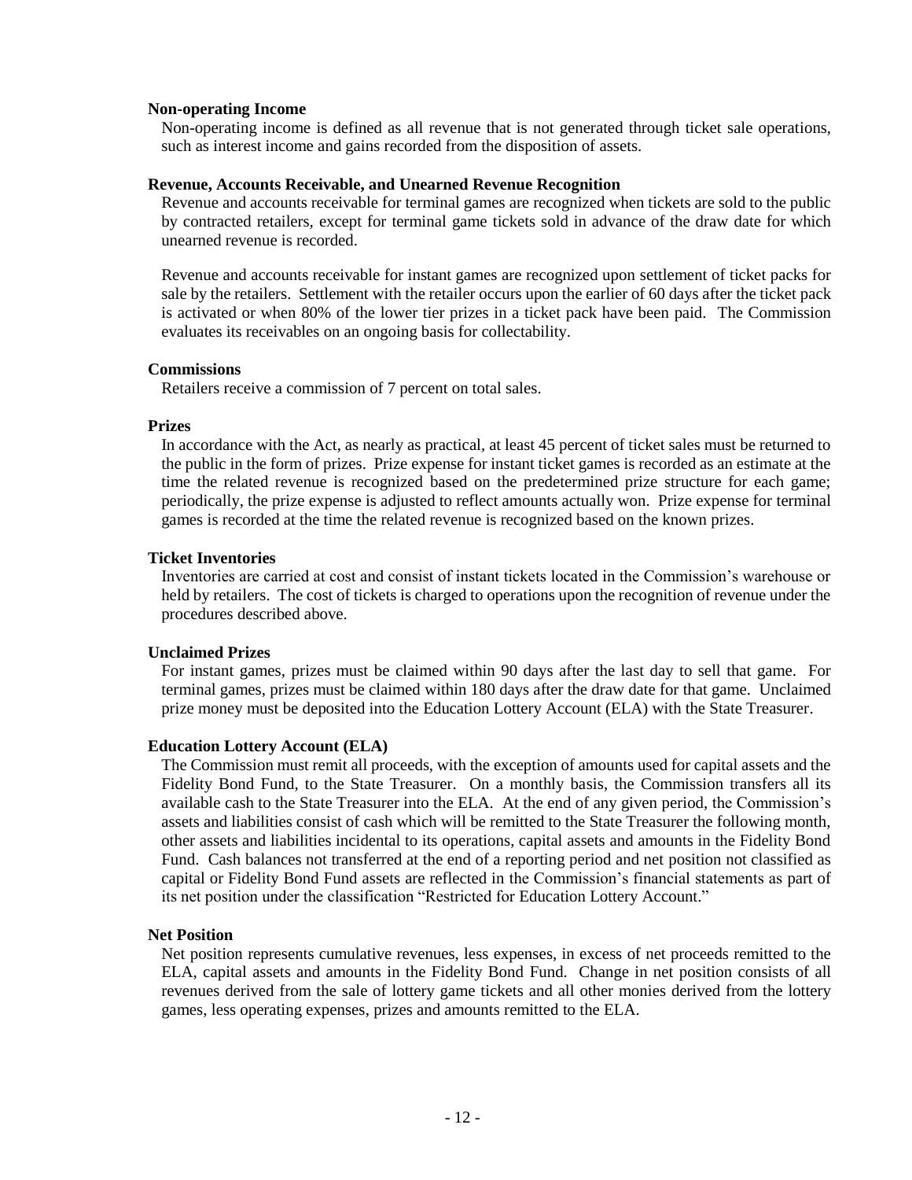**Non-operating Income**

Non-operating income is defined as all revenue that is not generated through ticket sale operations, such as interest income and gains recorded from the disposition of assets.

**Revenue, Accounts Receivable, and Unearned Revenue Recognition**

Revenue and accounts receivable for terminal games are recognized when tickets are sold to the public by contracted retailers, except for terminal game tickets sold in advance of the draw date for which unearned revenue is recorded.

Revenue and accounts receivable for instant games are recognized upon settlement of ticket packs for sale by the retailers. Settlement with the retailer occurs upon the earlier of 60 days after the ticket pack is activated or when 80% of the lower tier prizes in a ticket pack have been paid. The Commission evaluates its receivables on an ongoing basis for collectability.

**Commissions**

Retailers receive a commission of 7 percent on total sales.

**Prizes**

In accordance with the Act, as nearly as practical, at least 45 percent of ticket sales must be returned to the public in the form of prizes. Prize expense for instant ticket games is recorded as an estimate at the time the related revenue is recognized based on the predetermined prize structure for each game; periodically, the prize expense is adjusted to reflect amounts actually won. Prize expense for terminal games is recorded at the time the related revenue is recognized based on the known prizes.

**Ticket Inventories**

Inventories are carried at cost and consist of instant tickets located in the Commission's warehouse or held by retailers. The cost of tickets is charged to operations upon the recognition of revenue under the procedures described above.

**Unclaimed Prizes**

For instant games, prizes must be claimed within 90 days after the last day to sell that game. For terminal games, prizes must be claimed within 180 days after the draw date for that game. Unclaimed prize money must be deposited into the Education Lottery Account (ELA) with the State Treasurer.

**Education Lottery Account (ELA)**

The Commission must remit all proceeds, with the exception of amounts used for capital assets and the Fidelity Bond Fund, to the State Treasurer. On a monthly basis, the Commission transfers all its available cash to the State Treasurer into the ELA. At the end of any given period, the Commission's assets and liabilities consist of cash which will be remitted to the State Treasurer the following month, other assets and liabilities incidental to its operations, capital assets and amounts in the Fidelity Bond Fund. Cash balances not transferred at the end of a reporting period and net position not classified as capital or Fidelity Bond Fund assets are reflected in the Commission's financial statements as part of its net position under the classification "Restricted for Education Lottery Account."

**Net Position**

Net position represents cumulative revenues, less expenses, in excess of net proceeds remitted to the ELA, capital assets and amounts in the Fidelity Bond Fund. Change in net position consists of all revenues derived from the sale of lottery game tickets and all other monies derived from the lottery games, less operating expenses, prizes and amounts remitted to the ELA.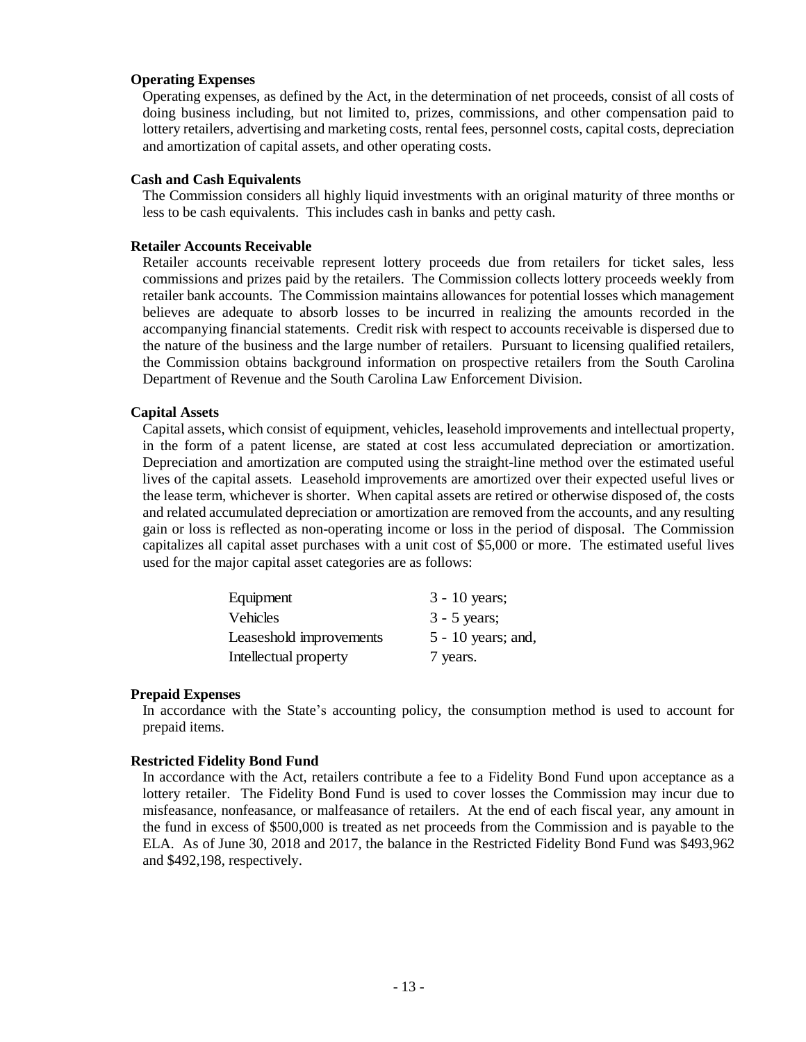**Operating Expenses**

Operating expenses, as defined by the Act, in the determination of net proceeds, consist of all costs of doing business including, but not limited to, prizes, commissions, and other compensation paid to lottery retailers, advertising and marketing costs, rental fees, personnel costs, capital costs, depreciation and amortization of capital assets, and other operating costs.

**Cash and Cash Equivalents**

The Commission considers all highly liquid investments with an original maturity of three months or less to be cash equivalents. This includes cash in banks and petty cash.

**Retailer Accounts Receivable**

Retailer accounts receivable represent lottery proceeds due from retailers for ticket sales, less commissions and prizes paid by the retailers. The Commission collects lottery proceeds weekly from retailer bank accounts. The Commission maintains allowances for potential losses which management believes are adequate to absorb losses to be incurred in realizing the amounts recorded in the accompanying financial statements. Credit risk with respect to accounts receivable is dispersed due to the nature of the business and the large number of retailers. Pursuant to licensing qualified retailers, the Commission obtains background information on prospective retailers from the South Carolina Department of Revenue and the South Carolina Law Enforcement Division.

**Capital Assets**

Capital assets, which consist of equipment, vehicles, leasehold improvements and intellectual property, in the form of a patent license, are stated at cost less accumulated depreciation or amortization. Depreciation and amortization are computed using the straight-line method over the estimated useful lives of the capital assets. Leasehold improvements are amortized over their expected useful lives or the lease term, whichever is shorter. When capital assets are retired or otherwise disposed of, the costs and related accumulated depreciation or amortization are removed from the accounts, and any resulting gain or loss is reflected as non-operating income or loss in the period of disposal. The Commission capitalizes all capital asset purchases with a unit cost of $5,000 or more. The estimated useful lives used for the major capital asset categories are as follows:

| | |
|---|---|
| Equipment | 3 - 10 years; |
| Vehicles | 3 - 5 years; |
| Leasehold improvements | 5 - 10 years; and, |
| Intellectual property | 7 years. |

**Prepaid Expenses**

In accordance with the State's accounting policy, the consumption method is used to account for prepaid items.

**Restricted Fidelity Bond Fund**

In accordance with the Act, retailers contribute a fee to a Fidelity Bond Fund upon acceptance as a lottery retailer. The Fidelity Bond Fund is used to cover losses the Commission may incur due to misfeasance, nonfeasance, or malfeasance of retailers. At the end of each fiscal year, any amount in the fund in excess of $500,000 is treated as net proceeds from the Commission and is payable to the ELA. As of June 30, 2018 and 2017, the balance in the Restricted Fidelity Bond Fund was $493,962 and $492,198, respectively.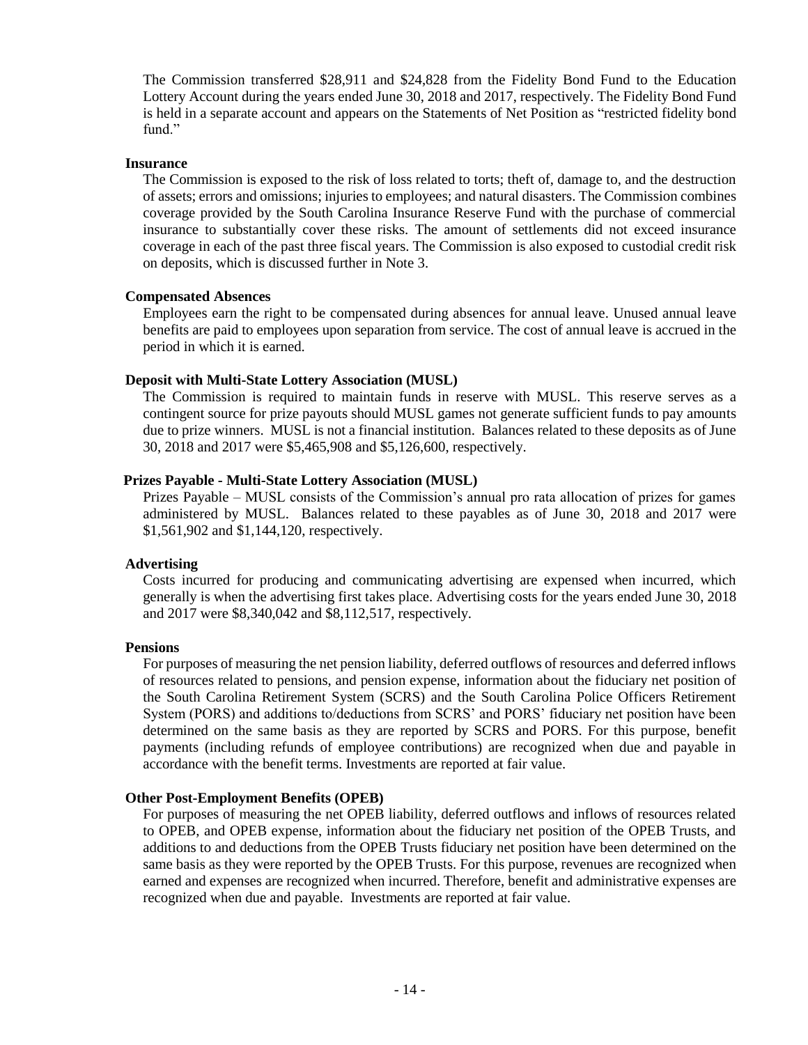The Commission transferred $28,911 and $24,828 from the Fidelity Bond Fund to the Education Lottery Account during the years ended June 30, 2018 and 2017, respectively. The Fidelity Bond Fund is held in a separate account and appears on the Statements of Net Position as "restricted fidelity bond fund."

**Insurance**

The Commission is exposed to the risk of loss related to torts; theft of, damage to, and the destruction of assets; errors and omissions; injuries to employees; and natural disasters. The Commission combines coverage provided by the South Carolina Insurance Reserve Fund with the purchase of commercial insurance to substantially cover these risks. The amount of settlements did not exceed insurance coverage in each of the past three fiscal years. The Commission is also exposed to custodial credit risk on deposits, which is discussed further in Note 3.

**Compensated Absences**

Employees earn the right to be compensated during absences for annual leave. Unused annual leave benefits are paid to employees upon separation from service. The cost of annual leave is accrued in the period in which it is earned.

**Deposit with Multi-State Lottery Association (MUSL)**

The Commission is required to maintain funds in reserve with MUSL. This reserve serves as a contingent source for prize payouts should MUSL games not generate sufficient funds to pay amounts due to prize winners. MUSL is not a financial institution. Balances related to these deposits as of June 30, 2018 and 2017 were $5,465,908 and $5,126,600, respectively.

**Prizes Payable - Multi-State Lottery Association (MUSL)**

Prizes Payable – MUSL consists of the Commission's annual pro rata allocation of prizes for games administered by MUSL. Balances related to these payables as of June 30, 2018 and 2017 were $1,561,902 and $1,144,120, respectively.

**Advertising**

Costs incurred for producing and communicating advertising are expensed when incurred, which generally is when the advertising first takes place. Advertising costs for the years ended June 30, 2018 and 2017 were $8,340,042 and $8,112,517, respectively.

**Pensions**

For purposes of measuring the net pension liability, deferred outflows of resources and deferred inflows of resources related to pensions, and pension expense, information about the fiduciary net position of the South Carolina Retirement System (SCRS) and the South Carolina Police Officers Retirement System (PORS) and additions to/deductions from SCRS' and PORS' fiduciary net position have been determined on the same basis as they are reported by SCRS and PORS. For this purpose, benefit payments (including refunds of employee contributions) are recognized when due and payable in accordance with the benefit terms. Investments are reported at fair value.

**Other Post-Employment Benefits (OPEB)**

For purposes of measuring the net OPEB liability, deferred outflows and inflows of resources related to OPEB, and OPEB expense, information about the fiduciary net position of the OPEB Trusts, and additions to and deductions from the OPEB Trusts fiduciary net position have been determined on the same basis as they were reported by the OPEB Trusts. For this purpose, revenues are recognized when earned and expenses are recognized when incurred. Therefore, benefit and administrative expenses are recognized when due and payable. Investments are reported at fair value.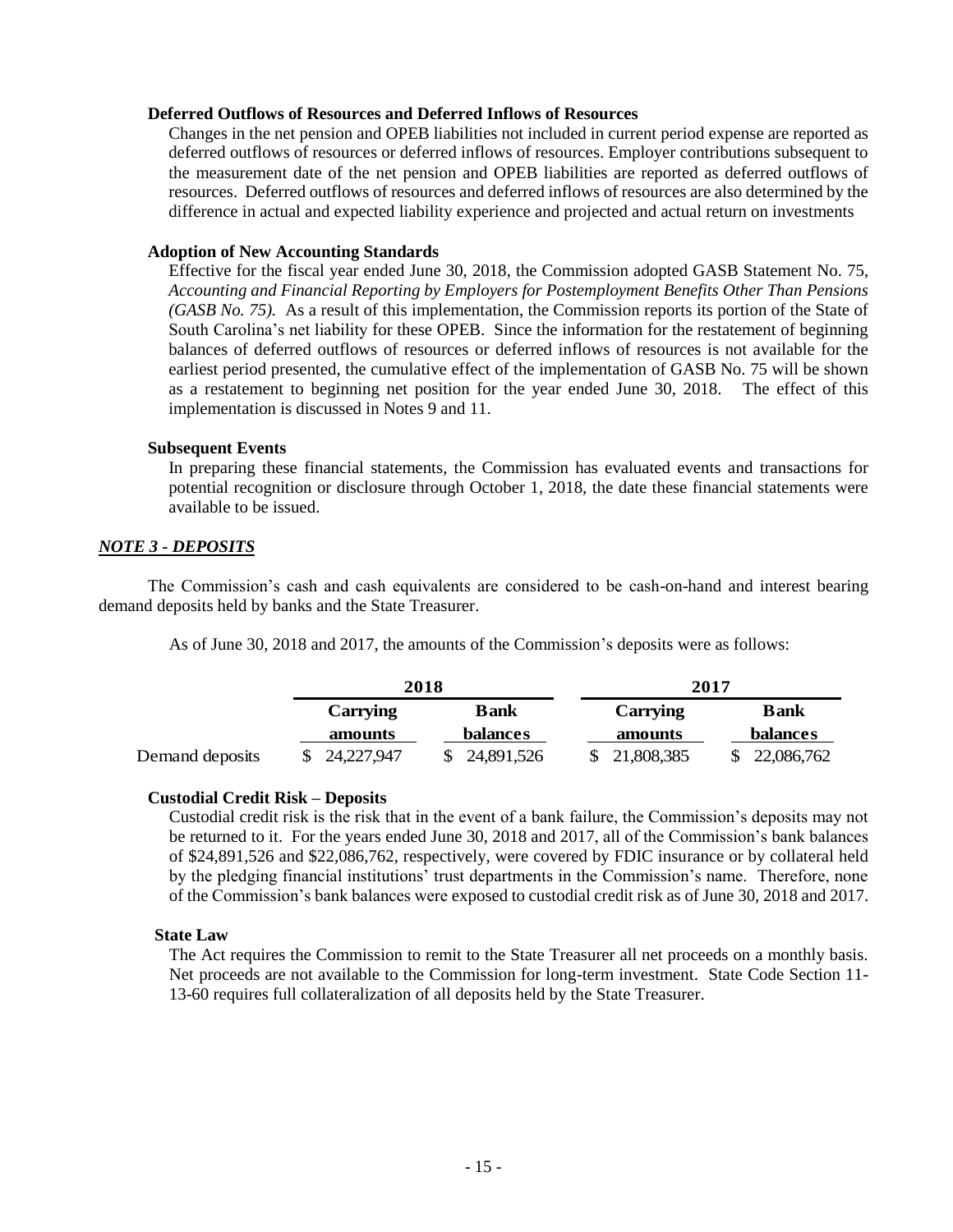**Deferred Outflows of Resources and Deferred Inflows of Resources**

Changes in the net pension and OPEB liabilities not included in current period expense are reported as deferred outflows of resources or deferred inflows of resources. Employer contributions subsequent to the measurement date of the net pension and OPEB liabilities are reported as deferred outflows of resources. Deferred outflows of resources and deferred inflows of resources are also determined by the difference in actual and expected liability experience and projected and actual return on investments

**Adoption of New Accounting Standards**

Effective for the fiscal year ended June 30, 2018, the Commission adopted GASB Statement No. 75, *Accounting and Financial Reporting by Employers for Postemployment Benefits Other Than Pensions (GASB No. 75).* As a result of this implementation, the Commission reports its portion of the State of South Carolina's net liability for these OPEB. Since the information for the restatement of beginning balances of deferred outflows of resources or deferred inflows of resources is not available for the earliest period presented, the cumulative effect of the implementation of GASB No. 75 will be shown as a restatement to beginning net position for the year ended June 30, 2018. The effect of this implementation is discussed in Notes 9 and 11.

**Subsequent Events**

In preparing these financial statements, the Commission has evaluated events and transactions for potential recognition or disclosure through October 1, 2018, the date these financial statements were available to be issued.

***NOTE 3 - DEPOSITS***

The Commission's cash and cash equivalents are considered to be cash-on-hand and interest bearing demand deposits held by banks and the State Treasurer.

As of June 30, 2018 and 2017, the amounts of the Commission's deposits were as follows:

| | 2018 | | 2017 | |
|---|---|---|---|---|
| | Carrying amounts | Bank balances | Carrying amounts | Bank balances |
| Demand deposits | $ 24,227,947 | $ 24,891,526 | $ 21,808,385 | $ 22,086,762 |

**Custodial Credit Risk – Deposits**

Custodial credit risk is the risk that in the event of a bank failure, the Commission's deposits may not be returned to it. For the years ended June 30, 2018 and 2017, all of the Commission's bank balances of $24,891,526 and $22,086,762, respectively, were covered by FDIC insurance or by collateral held by the pledging financial institutions' trust departments in the Commission's name. Therefore, none of the Commission's bank balances were exposed to custodial credit risk as of June 30, 2018 and 2017.

**State Law**

The Act requires the Commission to remit to the State Treasurer all net proceeds on a monthly basis. Net proceeds are not available to the Commission for long-term investment. State Code Section 11-13-60 requires full collateralization of all deposits held by the State Treasurer.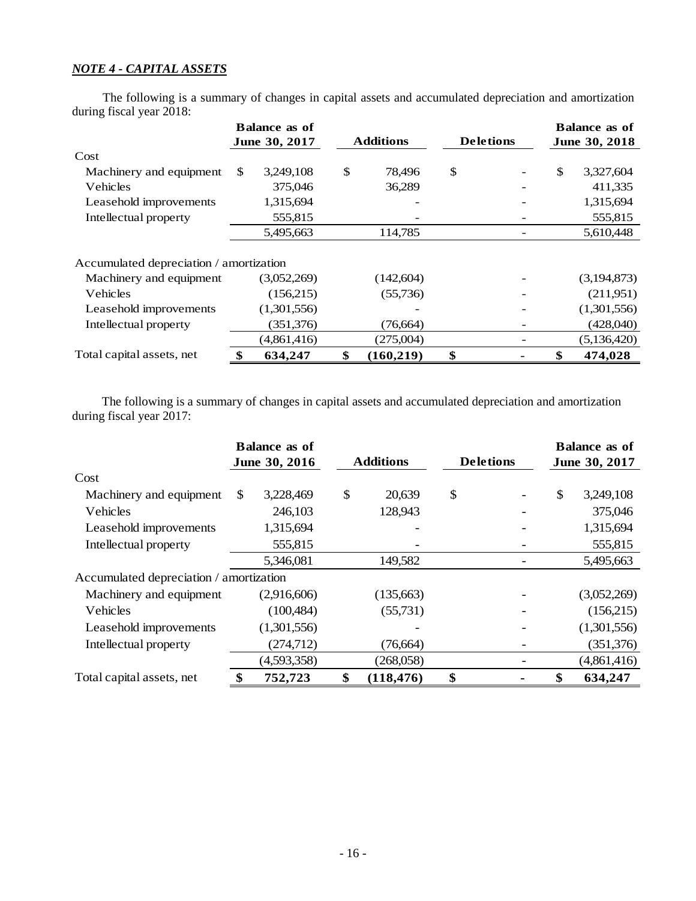***NOTE 4 - CAPITAL ASSETS***

The following is a summary of changes in capital assets and accumulated depreciation and amortization during fiscal year 2018:

| | Balance as of June 30, 2017 | Additions | Deletions | Balance as of June 30, 2018 |
|---|---|---|---|---|
| Cost | | | | |
| Machinery and equipment | $ 3,249,108 | $ 78,496 | $ - | $ 3,327,604 |
| Vehicles | 375,046 | 36,289 | - | 411,335 |
| Leasehold improvements | 1,315,694 | - | - | 1,315,694 |
| Intellectual property | 555,815 | - | - | 555,815 |
| | 5,495,663 | 114,785 | - | 5,610,448 |
| Accumulated depreciation / amortization | | | | |
| Machinery and equipment | (3,052,269) | (142,604) | - | (3,194,873) |
| Vehicles | (156,215) | (55,736) | - | (211,951) |
| Leasehold improvements | (1,301,556) | - | - | (1,301,556) |
| Intellectual property | (351,376) | (76,664) | - | (428,040) |
| | (4,861,416) | (275,004) | - | (5,136,420) |
| Total capital assets, net | **$ 634,247** | **$ (160,219)** | **$ -** | **$ 474,028** |

The following is a summary of changes in capital assets and accumulated depreciation and amortization during fiscal year 2017:

| | Balance as of June 30, 2016 | Additions | Deletions | Balance as of June 30, 2017 |
|---|---|---|---|---|
| Cost | | | | |
| Machinery and equipment | $ 3,228,469 | $ 20,639 | $ - | $ 3,249,108 |
| Vehicles | 246,103 | 128,943 | - | 375,046 |
| Leasehold improvements | 1,315,694 | - | - | 1,315,694 |
| Intellectual property | 555,815 | - | - | 555,815 |
| | 5,346,081 | 149,582 | - | 5,495,663 |
| Accumulated depreciation / amortization | | | | |
| Machinery and equipment | (2,916,606) | (135,663) | - | (3,052,269) |
| Vehicles | (100,484) | (55,731) | - | (156,215) |
| Leasehold improvements | (1,301,556) | - | - | (1,301,556) |
| Intellectual property | (274,712) | (76,664) | - | (351,376) |
| | (4,593,358) | (268,058) | - | (4,861,416) |
| Total capital assets, net | **$ 752,723** | **$ (118,476)** | **$ -** | **$ 634,247** |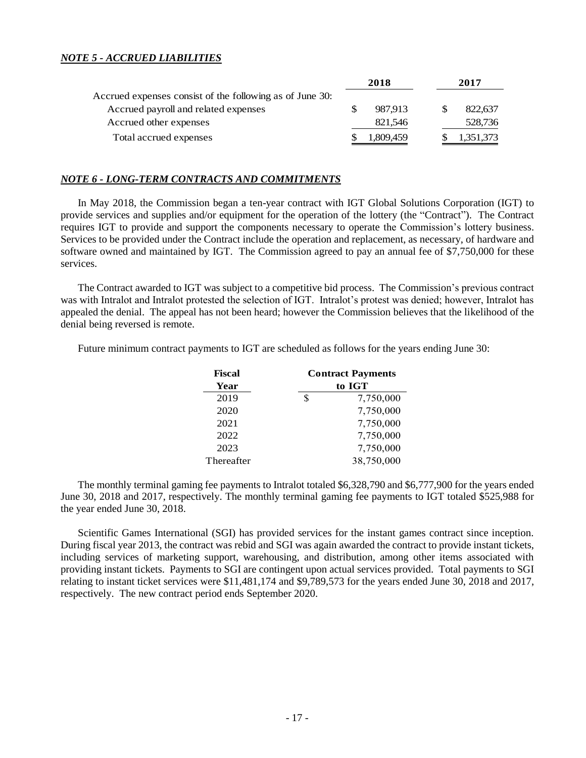***NOTE 5 - ACCRUED LIABILITIES***

| | 2018 | 2017 |
|---|---|---|
| Accrued expenses consist of the following as of June 30: | | |
| Accrued payroll and related expenses | $ 987,913 | $ 822,637 |
| Accrued other expenses | 821,546 | 528,736 |
| Total accrued expenses | $ 1,809,459 | $ 1,351,373 |

***NOTE 6 - LONG-TERM CONTRACTS AND COMMITMENTS***

In May 2018, the Commission began a ten-year contract with IGT Global Solutions Corporation (IGT) to provide services and supplies and/or equipment for the operation of the lottery (the "Contract"). The Contract requires IGT to provide and support the components necessary to operate the Commission's lottery business. Services to be provided under the Contract include the operation and replacement, as necessary, of hardware and software owned and maintained by IGT. The Commission agreed to pay an annual fee of $7,750,000 for these services.

The Contract awarded to IGT was subject to a competitive bid process. The Commission's previous contract was with Intralot and Intralot protested the selection of IGT. Intralot's protest was denied; however, Intralot has appealed the denial. The appeal has not been heard; however the Commission believes that the likelihood of the denial being reversed is remote.

Future minimum contract payments to IGT are scheduled as follows for the years ending June 30:

| Fiscal Year | Contract Payments to IGT |
|---|---|
| 2019 | $ 7,750,000 |
| 2020 | 7,750,000 |
| 2021 | 7,750,000 |
| 2022 | 7,750,000 |
| 2023 | 7,750,000 |
| Thereafter | 38,750,000 |

The monthly terminal gaming fee payments to Intralot totaled $6,328,790 and $6,777,900 for the years ended June 30, 2018 and 2017, respectively. The monthly terminal gaming fee payments to IGT totaled $525,988 for the year ended June 30, 2018.

Scientific Games International (SGI) has provided services for the instant games contract since inception. During fiscal year 2013, the contract was rebid and SGI was again awarded the contract to provide instant tickets, including services of marketing support, warehousing, and distribution, among other items associated with providing instant tickets. Payments to SGI are contingent upon actual services provided. Total payments to SGI relating to instant ticket services were $11,481,174 and $9,789,573 for the years ended June 30, 2018 and 2017, respectively. The new contract period ends September 2020.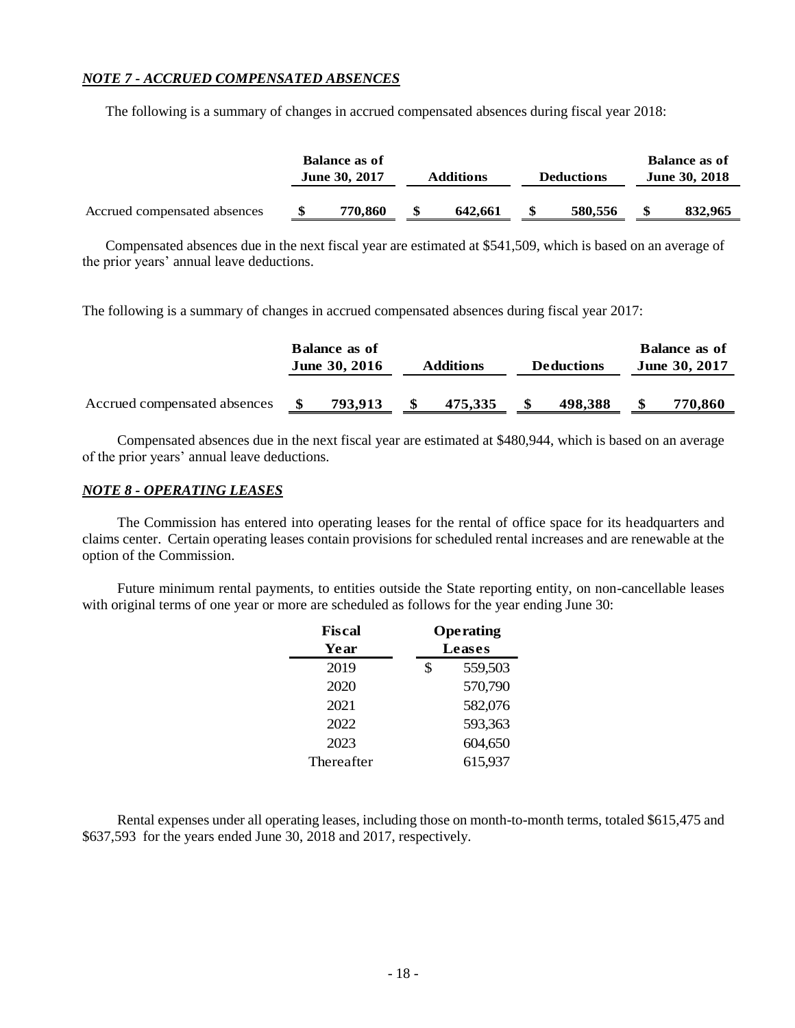## *NOTE 7 - ACCRUED COMPENSATED ABSENCES*

The following is a summary of changes in accrued compensated absences during fiscal year 2018:

| | Balance as of June 30, 2017 | Additions | Deductions | Balance as of June 30, 2018 |
|---|---|---|---|---|
| Accrued compensated absences | **$ 770,860** | **$ 642,661** | **$ 580,556** | **$ 832,965** |

Compensated absences due in the next fiscal year are estimated at $541,509, which is based on an average of the prior years' annual leave deductions.

The following is a summary of changes in accrued compensated absences during fiscal year 2017:

| | Balance as of June 30, 2016 | Additions | Deductions | Balance as of June 30, 2017 |
|---|---|---|---|---|
| Accrued compensated absences | **$ 793,913** | **$ 475,335** | **$ 498,388** | **$ 770,860** |

Compensated absences due in the next fiscal year are estimated at $480,944, which is based on an average of the prior years' annual leave deductions.

## *NOTE 8 - OPERATING LEASES*

The Commission has entered into operating leases for the rental of office space for its headquarters and claims center. Certain operating leases contain provisions for scheduled rental increases and are renewable at the option of the Commission.

Future minimum rental payments, to entities outside the State reporting entity, on non-cancellable leases with original terms of one year or more are scheduled as follows for the year ending June 30:

| Fiscal Year | Operating Leases |
|---|---|
| 2019 | $ 559,503 |
| 2020 | 570,790 |
| 2021 | 582,076 |
| 2022 | 593,363 |
| 2023 | 604,650 |
| Thereafter | 615,937 |

Rental expenses under all operating leases, including those on month-to-month terms, totaled $615,475 and $637,593 for the years ended June 30, 2018 and 2017, respectively.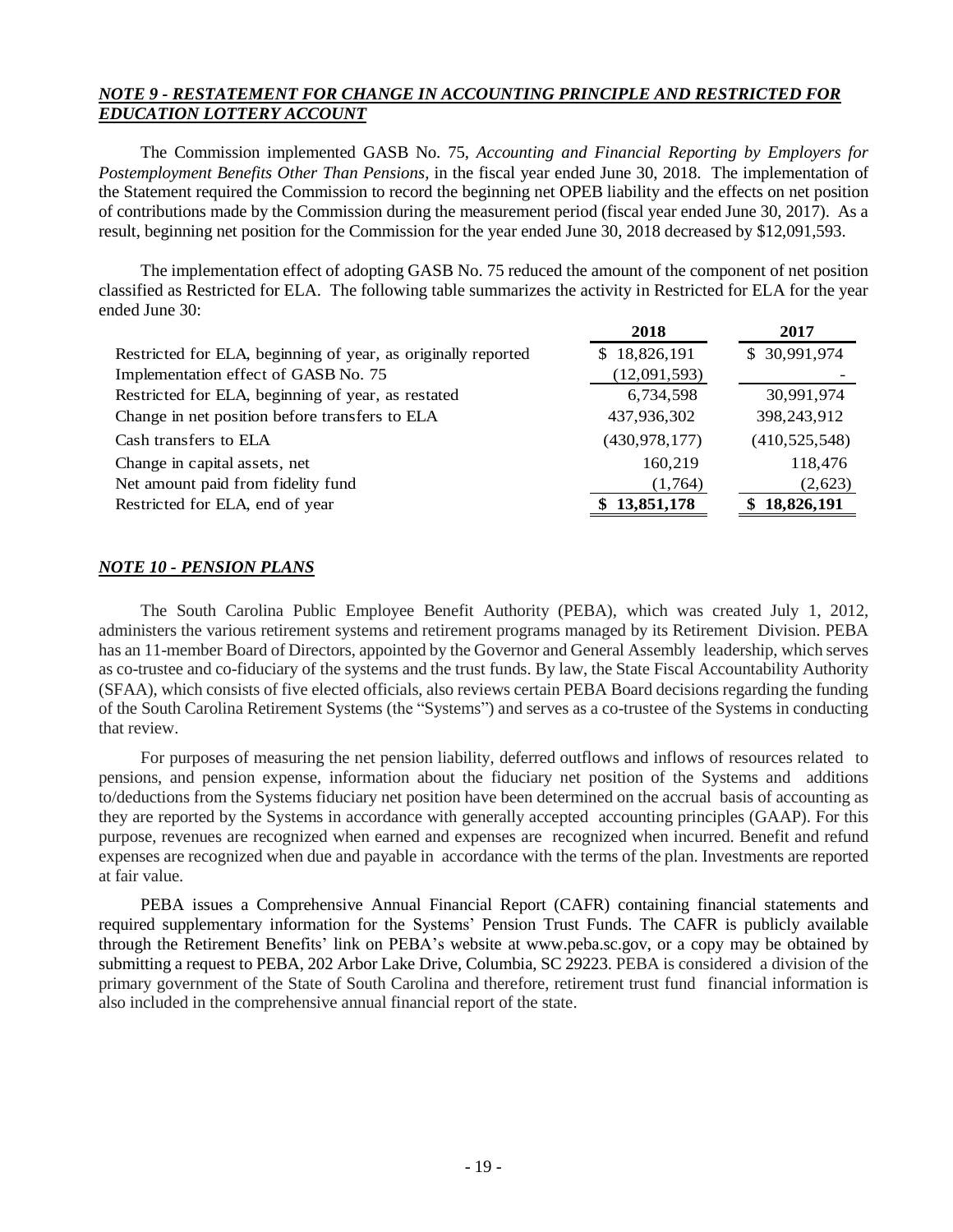## *NOTE 9 - RESTATEMENT FOR CHANGE IN ACCOUNTING PRINCIPLE AND RESTRICTED FOR EDUCATION LOTTERY ACCOUNT*

The Commission implemented GASB No. 75, *Accounting and Financial Reporting by Employers for Postemployment Benefits Other Than Pensions,* in the fiscal year ended June 30, 2018. The implementation of the Statement required the Commission to record the beginning net OPEB liability and the effects on net position of contributions made by the Commission during the measurement period (fiscal year ended June 30, 2017). As a result, beginning net position for the Commission for the year ended June 30, 2018 decreased by $12,091,593.

The implementation effect of adopting GASB No. 75 reduced the amount of the component of net position classified as Restricted for ELA. The following table summarizes the activity in Restricted for ELA for the year ended June 30:

| | 2018 | 2017 |
|---|---|---|
| Restricted for ELA, beginning of year, as originally reported | $ 18,826,191 | $ 30,991,974 |
| Implementation effect of GASB No. 75 | (12,091,593) | - |
| Restricted for ELA, beginning of year, as restated | 6,734,598 | 30,991,974 |
| Change in net position before transfers to ELA | 437,936,302 | 398,243,912 |
| Cash transfers to ELA | (430,978,177) | (410,525,548) |
| Change in capital assets, net | 160,219 | 118,476 |
| Net amount paid from fidelity fund | (1,764) | (2,623) |
| Restricted for ELA, end of year | **$ 13,851,178** | **$ 18,826,191** |

## *NOTE 10 - PENSION PLANS*

The South Carolina Public Employee Benefit Authority (PEBA), which was created July 1, 2012, administers the various retirement systems and retirement programs managed by its Retirement Division. PEBA has an 11-member Board of Directors, appointed by the Governor and General Assembly leadership, which serves as co-trustee and co-fiduciary of the systems and the trust funds. By law, the State Fiscal Accountability Authority (SFAA), which consists of five elected officials, also reviews certain PEBA Board decisions regarding the funding of the South Carolina Retirement Systems (the "Systems") and serves as a co-trustee of the Systems in conducting that review.

For purposes of measuring the net pension liability, deferred outflows and inflows of resources related to pensions, and pension expense, information about the fiduciary net position of the Systems and additions to/deductions from the Systems fiduciary net position have been determined on the accrual basis of accounting as they are reported by the Systems in accordance with generally accepted accounting principles (GAAP). For this purpose, revenues are recognized when earned and expenses are recognized when incurred. Benefit and refund expenses are recognized when due and payable in accordance with the terms of the plan. Investments are reported at fair value.

PEBA issues a Comprehensive Annual Financial Report (CAFR) containing financial statements and required supplementary information for the Systems' Pension Trust Funds. The CAFR is publicly available through the Retirement Benefits' link on PEBA's website at www.peba.sc.gov, or a copy may be obtained by submitting a request to PEBA, 202 Arbor Lake Drive, Columbia, SC 29223. PEBA is considered a division of the primary government of the State of South Carolina and therefore, retirement trust fund financial information is also included in the comprehensive annual financial report of the state.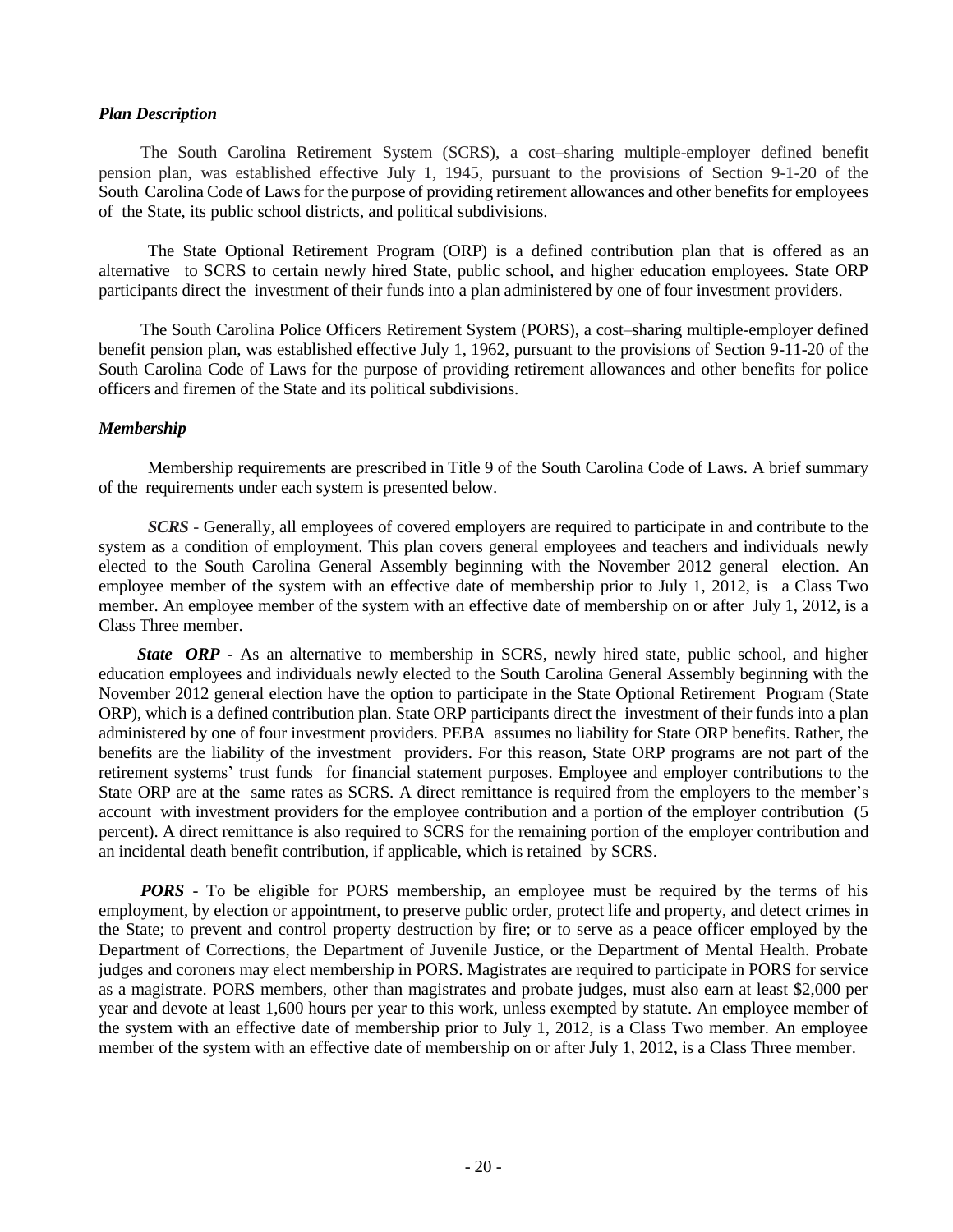### *Plan Description*

The South Carolina Retirement System (SCRS), a cost–sharing multiple-employer defined benefit pension plan, was established effective July 1, 1945, pursuant to the provisions of Section 9-1-20 of the South Carolina Code of Laws for the purpose of providing retirement allowances and other benefits for employees of the State, its public school districts, and political subdivisions.

The State Optional Retirement Program (ORP) is a defined contribution plan that is offered as an alternative to SCRS to certain newly hired State, public school, and higher education employees. State ORP participants direct the investment of their funds into a plan administered by one of four investment providers.

The South Carolina Police Officers Retirement System (PORS), a cost–sharing multiple-employer defined benefit pension plan, was established effective July 1, 1962, pursuant to the provisions of Section 9-11-20 of the South Carolina Code of Laws for the purpose of providing retirement allowances and other benefits for police officers and firemen of the State and its political subdivisions.

### *Membership*

Membership requirements are prescribed in Title 9 of the South Carolina Code of Laws. A brief summary of the requirements under each system is presented below.

***SCRS*** - Generally, all employees of covered employers are required to participate in and contribute to the system as a condition of employment. This plan covers general employees and teachers and individuals newly elected to the South Carolina General Assembly beginning with the November 2012 general election. An employee member of the system with an effective date of membership prior to July 1, 2012, is a Class Two member. An employee member of the system with an effective date of membership on or after July 1, 2012, is a Class Three member.

***State ORP*** - As an alternative to membership in SCRS, newly hired state, public school, and higher education employees and individuals newly elected to the South Carolina General Assembly beginning with the November 2012 general election have the option to participate in the State Optional Retirement Program (State ORP), which is a defined contribution plan. State ORP participants direct the investment of their funds into a plan administered by one of four investment providers. PEBA assumes no liability for State ORP benefits. Rather, the benefits are the liability of the investment providers. For this reason, State ORP programs are not part of the retirement systems' trust funds for financial statement purposes. Employee and employer contributions to the State ORP are at the same rates as SCRS. A direct remittance is required from the employers to the member's account with investment providers for the employee contribution and a portion of the employer contribution (5 percent). A direct remittance is also required to SCRS for the remaining portion of the employer contribution and an incidental death benefit contribution, if applicable, which is retained by SCRS.

***PORS*** - To be eligible for PORS membership, an employee must be required by the terms of his employment, by election or appointment, to preserve public order, protect life and property, and detect crimes in the State; to prevent and control property destruction by fire; or to serve as a peace officer employed by the Department of Corrections, the Department of Juvenile Justice, or the Department of Mental Health. Probate judges and coroners may elect membership in PORS. Magistrates are required to participate in PORS for service as a magistrate. PORS members, other than magistrates and probate judges, must also earn at least $2,000 per year and devote at least 1,600 hours per year to this work, unless exempted by statute. An employee member of the system with an effective date of membership prior to July 1, 2012, is a Class Two member. An employee member of the system with an effective date of membership on or after July 1, 2012, is a Class Three member.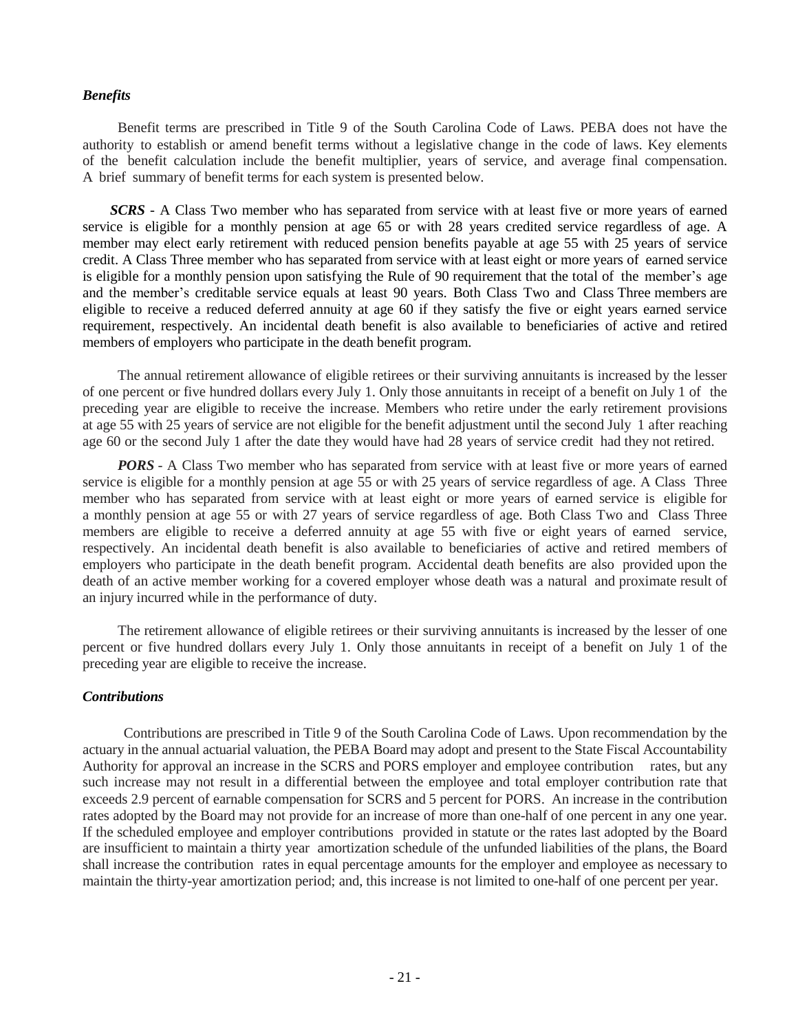### *Benefits*

Benefit terms are prescribed in Title 9 of the South Carolina Code of Laws. PEBA does not have the authority to establish or amend benefit terms without a legislative change in the code of laws. Key elements of the benefit calculation include the benefit multiplier, years of service, and average final compensation. A brief summary of benefit terms for each system is presented below.

***SCRS*** - A Class Two member who has separated from service with at least five or more years of earned service is eligible for a monthly pension at age 65 or with 28 years credited service regardless of age. A member may elect early retirement with reduced pension benefits payable at age 55 with 25 years of service credit. A Class Three member who has separated from service with at least eight or more years of earned service is eligible for a monthly pension upon satisfying the Rule of 90 requirement that the total of the member's age and the member's creditable service equals at least 90 years. Both Class Two and Class Three members are eligible to receive a reduced deferred annuity at age 60 if they satisfy the five or eight years earned service requirement, respectively. An incidental death benefit is also available to beneficiaries of active and retired members of employers who participate in the death benefit program.

The annual retirement allowance of eligible retirees or their surviving annuitants is increased by the lesser of one percent or five hundred dollars every July 1. Only those annuitants in receipt of a benefit on July 1 of the preceding year are eligible to receive the increase. Members who retire under the early retirement provisions at age 55 with 25 years of service are not eligible for the benefit adjustment until the second July 1 after reaching age 60 or the second July 1 after the date they would have had 28 years of service credit had they not retired.

***PORS*** - A Class Two member who has separated from service with at least five or more years of earned service is eligible for a monthly pension at age 55 or with 25 years of service regardless of age. A Class Three member who has separated from service with at least eight or more years of earned service is eligible for a monthly pension at age 55 or with 27 years of service regardless of age. Both Class Two and Class Three members are eligible to receive a deferred annuity at age 55 with five or eight years of earned service, respectively. An incidental death benefit is also available to beneficiaries of active and retired members of employers who participate in the death benefit program. Accidental death benefits are also provided upon the death of an active member working for a covered employer whose death was a natural and proximate result of an injury incurred while in the performance of duty.

The retirement allowance of eligible retirees or their surviving annuitants is increased by the lesser of one percent or five hundred dollars every July 1. Only those annuitants in receipt of a benefit on July 1 of the preceding year are eligible to receive the increase.

### *Contributions*

Contributions are prescribed in Title 9 of the South Carolina Code of Laws. Upon recommendation by the actuary in the annual actuarial valuation, the PEBA Board may adopt and present to the State Fiscal Accountability Authority for approval an increase in the SCRS and PORS employer and employee contribution rates, but any such increase may not result in a differential between the employee and total employer contribution rate that exceeds 2.9 percent of earnable compensation for SCRS and 5 percent for PORS. An increase in the contribution rates adopted by the Board may not provide for an increase of more than one-half of one percent in any one year. If the scheduled employee and employer contributions provided in statute or the rates last adopted by the Board are insufficient to maintain a thirty year amortization schedule of the unfunded liabilities of the plans, the Board shall increase the contribution rates in equal percentage amounts for the employer and employee as necessary to maintain the thirty-year amortization period; and, this increase is not limited to one-half of one percent per year.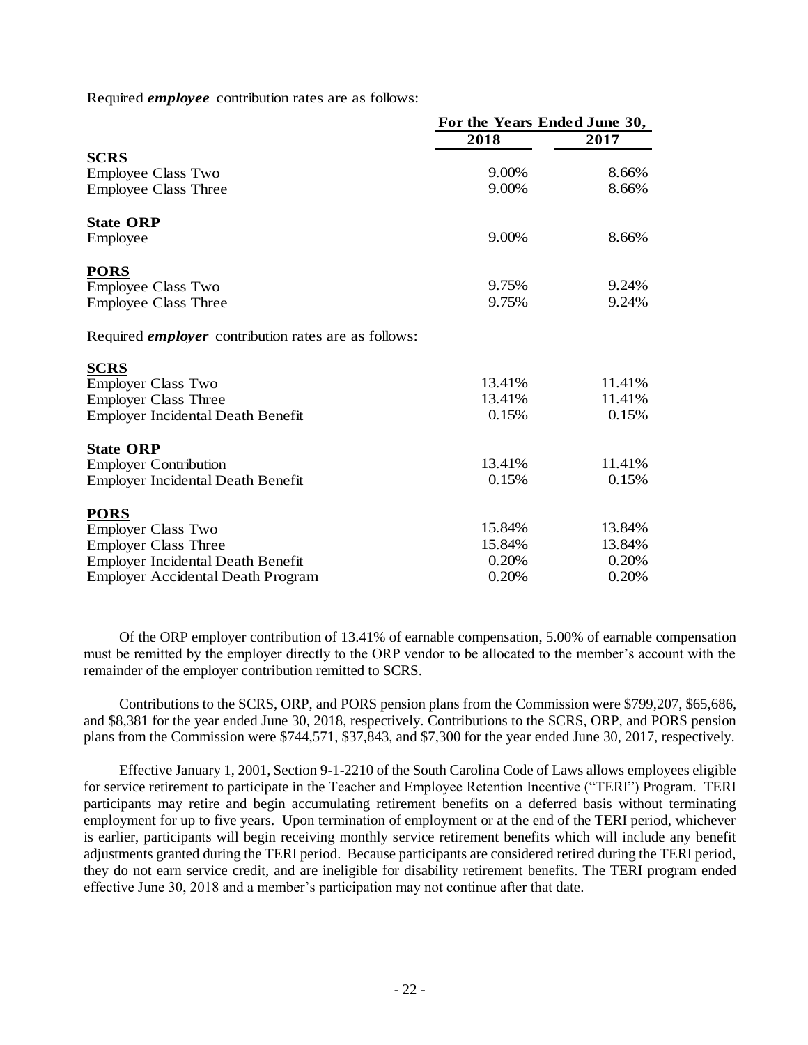Required ***employee*** contribution rates are as follows:

| | For the Years Ended June 30, | |
|---|---|---|
| | **2018** | **2017** |
| **SCRS** | | |
| Employee Class Two | 9.00% | 8.66% |
| Employee Class Three | 9.00% | 8.66% |
| **State ORP** | | |
| Employee | 9.00% | 8.66% |
| **PORS** | | |
| Employee Class Two | 9.75% | 9.24% |
| Employee Class Three | 9.75% | 9.24% |

Required ***employer*** contribution rates are as follows:

| | 2018 | 2017 |
|---|---|---|
| **SCRS** | | |
| Employer Class Two | 13.41% | 11.41% |
| Employer Class Three | 13.41% | 11.41% |
| Employer Incidental Death Benefit | 0.15% | 0.15% |
| **State ORP** | | |
| Employer Contribution | 13.41% | 11.41% |
| Employer Incidental Death Benefit | 0.15% | 0.15% |
| **PORS** | | |
| Employer Class Two | 15.84% | 13.84% |
| Employer Class Three | 15.84% | 13.84% |
| Employer Incidental Death Benefit | 0.20% | 0.20% |
| Employer Accidental Death Program | 0.20% | 0.20% |

Of the ORP employer contribution of 13.41% of earnable compensation, 5.00% of earnable compensation must be remitted by the employer directly to the ORP vendor to be allocated to the member's account with the remainder of the employer contribution remitted to SCRS.

Contributions to the SCRS, ORP, and PORS pension plans from the Commission were $799,207, $65,686, and $8,381 for the year ended June 30, 2018, respectively. Contributions to the SCRS, ORP, and PORS pension plans from the Commission were $744,571, $37,843, and $7,300 for the year ended June 30, 2017, respectively.

Effective January 1, 2001, Section 9-1-2210 of the South Carolina Code of Laws allows employees eligible for service retirement to participate in the Teacher and Employee Retention Incentive ("TERI") Program. TERI participants may retire and begin accumulating retirement benefits on a deferred basis without terminating employment for up to five years. Upon termination of employment or at the end of the TERI period, whichever is earlier, participants will begin receiving monthly service retirement benefits which will include any benefit adjustments granted during the TERI period. Because participants are considered retired during the TERI period, they do not earn service credit, and are ineligible for disability retirement benefits. The TERI program ended effective June 30, 2018 and a member's participation may not continue after that date.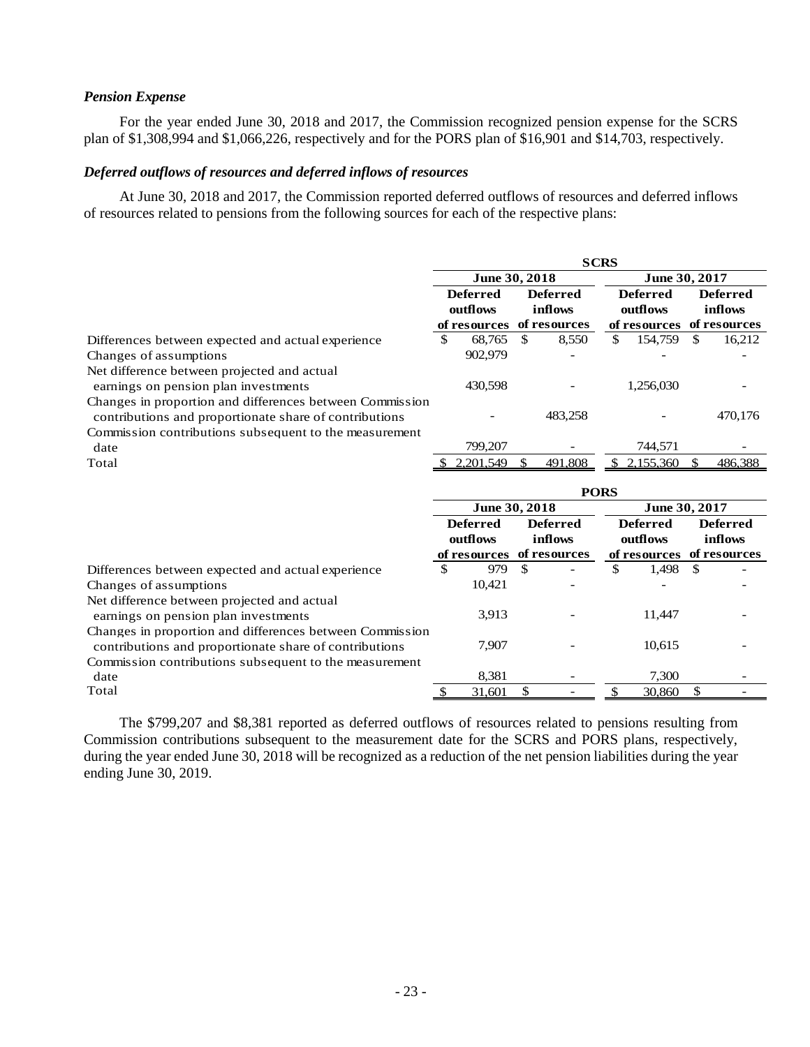### *Pension Expense*

For the year ended June 30, 2018 and 2017, the Commission recognized pension expense for the SCRS plan of $1,308,994 and $1,066,226, respectively and for the PORS plan of $16,901 and $14,703, respectively.

### *Deferred outflows of resources and deferred inflows of resources*

At June 30, 2018 and 2017, the Commission reported deferred outflows of resources and deferred inflows of resources related to pensions from the following sources for each of the respective plans:

| | SCRS | | | |
|---|---|---|---|---|
| | June 30, 2018 | | June 30, 2017 | |
| | Deferred outflows of resources | Deferred inflows of resources | Deferred outflows of resources | Deferred inflows of resources |
| Differences between expected and actual experience | $ 68,765 | $ 8,550 | $ 154,759 | $ 16,212 |
| Changes of assumptions | 902,979 | - | - | - |
| Net difference between projected and actual earnings on pension plan investments | 430,598 | - | 1,256,030 | - |
| Changes in proportion and differences between Commission contributions and proportionate share of contributions | - | 483,258 | - | 470,176 |
| Commission contributions subsequent to the measurement date | 799,207 | - | 744,571 | - |
| Total | $ 2,201,549 | $ 491,808 | $ 2,155,360 | $ 486,388 |

| | PORS | | | |
|---|---|---|---|---|
| | June 30, 2018 | | June 30, 2017 | |
| | Deferred outflows of resources | Deferred inflows of resources | Deferred outflows of resources | Deferred inflows of resources |
| Differences between expected and actual experience | $ 979 | $ - | $ 1,498 | $ - |
| Changes of assumptions | 10,421 | - | - | - |
| Net difference between projected and actual earnings on pension plan investments | 3,913 | - | 11,447 | - |
| Changes in proportion and differences between Commission contributions and proportionate share of contributions | 7,907 | - | 10,615 | - |
| Commission contributions subsequent to the measurement date | 8,381 | - | 7,300 | - |
| Total | $ 31,601 | $ - | $ 30,860 | $ - |

The $799,207 and $8,381 reported as deferred outflows of resources related to pensions resulting from Commission contributions subsequent to the measurement date for the SCRS and PORS plans, respectively, during the year ended June 30, 2018 will be recognized as a reduction of the net pension liabilities during the year ending June 30, 2019.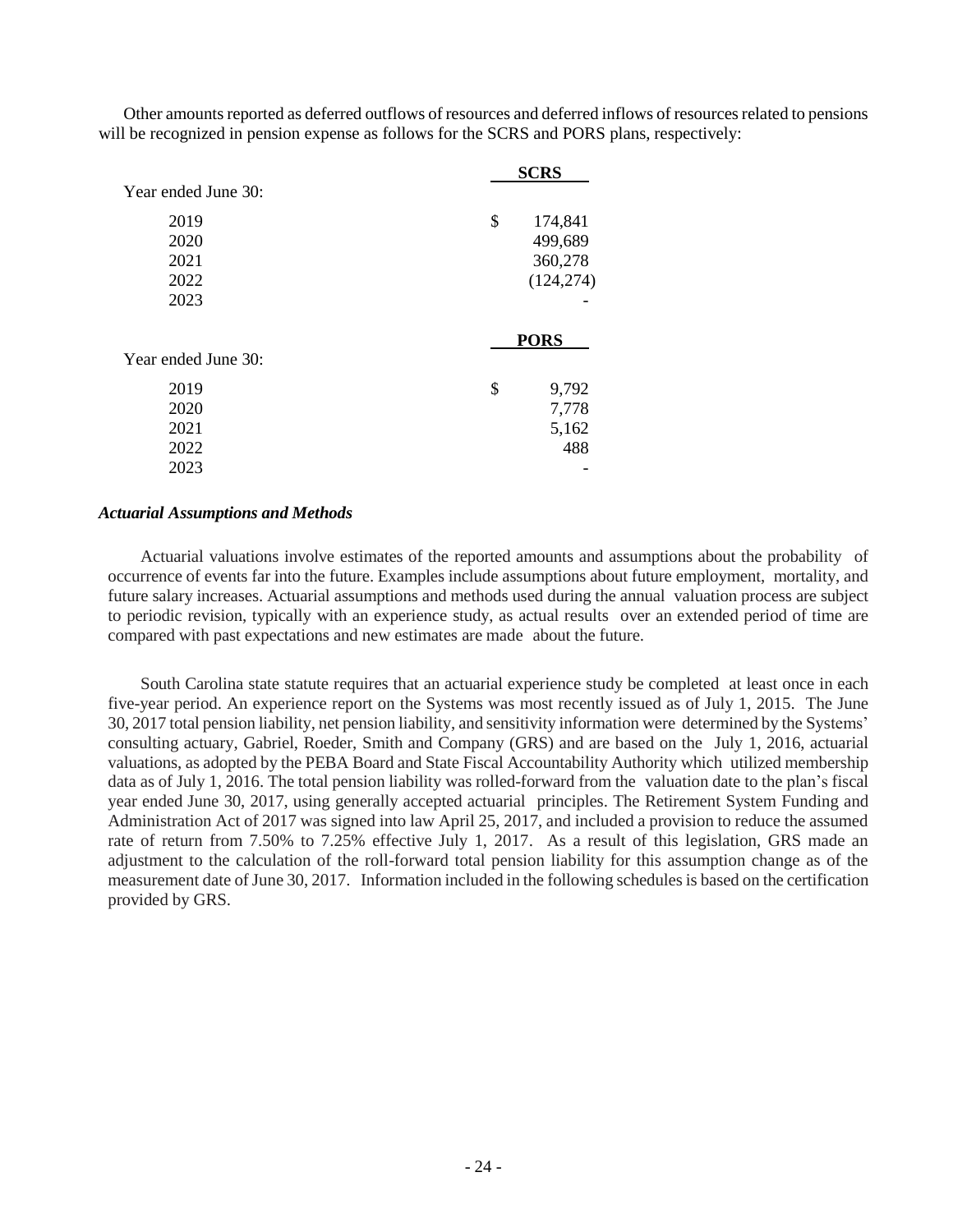Other amounts reported as deferred outflows of resources and deferred inflows of resources related to pensions will be recognized in pension expense as follows for the SCRS and PORS plans, respectively:

| Year ended June 30: | SCRS |
|---|---|
| 2019 | $ 174,841 |
| 2020 | 499,689 |
| 2021 | 360,278 |
| 2022 | (124,274) |
| 2023 | - |

| Year ended June 30: | PORS |
|---|---|
| 2019 | $ 9,792 |
| 2020 | 7,778 |
| 2021 | 5,162 |
| 2022 | 488 |
| 2023 | - |

***Actuarial Assumptions and Methods***

Actuarial valuations involve estimates of the reported amounts and assumptions about the probability of occurrence of events far into the future. Examples include assumptions about future employment, mortality, and future salary increases. Actuarial assumptions and methods used during the annual valuation process are subject to periodic revision, typically with an experience study, as actual results over an extended period of time are compared with past expectations and new estimates are made about the future.

South Carolina state statute requires that an actuarial experience study be completed at least once in each five-year period. An experience report on the Systems was most recently issued as of July 1, 2015. The June 30, 2017 total pension liability, net pension liability, and sensitivity information were determined by the Systems' consulting actuary, Gabriel, Roeder, Smith and Company (GRS) and are based on the July 1, 2016, actuarial valuations, as adopted by the PEBA Board and State Fiscal Accountability Authority which utilized membership data as of July 1, 2016. The total pension liability was rolled-forward from the valuation date to the plan's fiscal year ended June 30, 2017, using generally accepted actuarial principles. The Retirement System Funding and Administration Act of 2017 was signed into law April 25, 2017, and included a provision to reduce the assumed rate of return from 7.50% to 7.25% effective July 1, 2017. As a result of this legislation, GRS made an adjustment to the calculation of the roll-forward total pension liability for this assumption change as of the measurement date of June 30, 2017. Information included in the following schedules is based on the certification provided by GRS.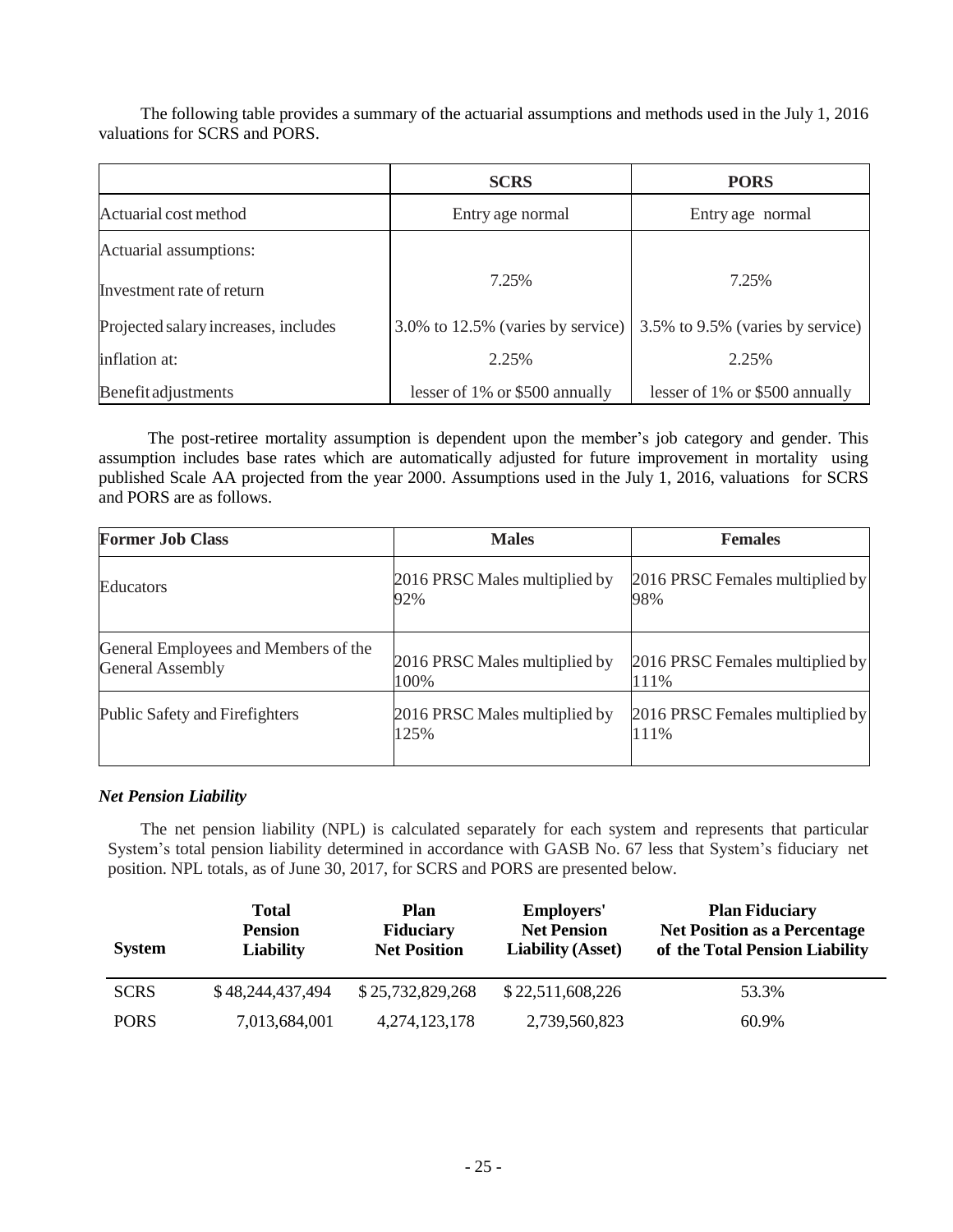The following table provides a summary of the actuarial assumptions and methods used in the July 1, 2016 valuations for SCRS and PORS.

| | SCRS | PORS |
|---|---|---|
| Actuarial cost method | Entry age normal | Entry age normal |
| Actuarial assumptions: | | |
| Investment rate of return | 7.25% | 7.25% |
| Projected salary increases, includes | 3.0% to 12.5% (varies by service) | 3.5% to 9.5% (varies by service) |
| inflation at: | 2.25% | 2.25% |
| Benefit adjustments | lesser of 1% or $500 annually | lesser of 1% or $500 annually |

The post-retiree mortality assumption is dependent upon the member's job category and gender. This assumption includes base rates which are automatically adjusted for future improvement in mortality using published Scale AA projected from the year 2000. Assumptions used in the July 1, 2016, valuations for SCRS and PORS are as follows.

| Former Job Class | Males | Females |
|---|---|---|
| Educators | 2016 PRSC Males multiplied by 92% | 2016 PRSC Females multiplied by 98% |
| General Employees and Members of the General Assembly | 2016 PRSC Males multiplied by 100% | 2016 PRSC Females multiplied by 111% |
| Public Safety and Firefighters | 2016 PRSC Males multiplied by 125% | 2016 PRSC Females multiplied by 111% |

### *Net Pension Liability*

The net pension liability (NPL) is calculated separately for each system and represents that particular System's total pension liability determined in accordance with GASB No. 67 less that System's fiduciary net position. NPL totals, as of June 30, 2017, for SCRS and PORS are presented below.

| System | Total Pension Liability | Plan Fiduciary Net Position | Employers' Net Pension Liability (Asset) | Plan Fiduciary Net Position as a Percentage of the Total Pension Liability |
|---|---|---|---|---|
| SCRS | $ 48,244,437,494 | $ 25,732,829,268 | $ 22,511,608,226 | 53.3% |
| PORS | 7,013,684,001 | 4,274,123,178 | 2,739,560,823 | 60.9% |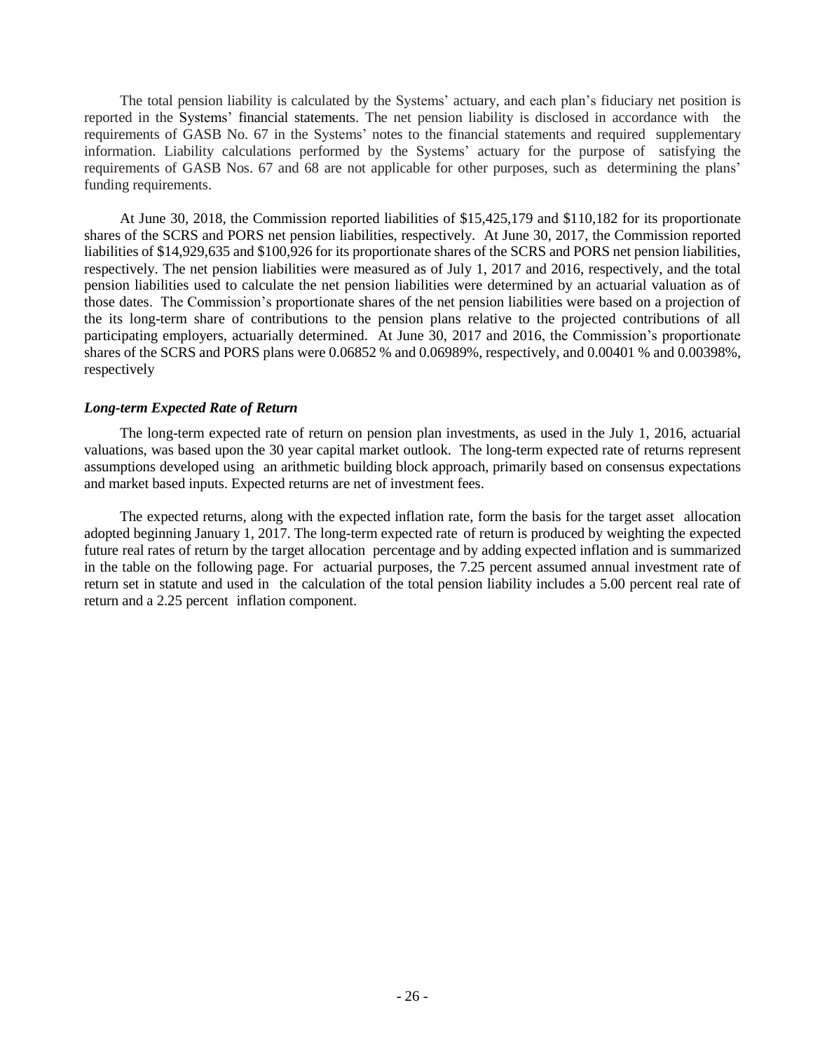The total pension liability is calculated by the Systems' actuary, and each plan's fiduciary net position is reported in the Systems' financial statements. The net pension liability is disclosed in accordance with the requirements of GASB No. 67 in the Systems' notes to the financial statements and required supplementary information. Liability calculations performed by the Systems' actuary for the purpose of satisfying the requirements of GASB Nos. 67 and 68 are not applicable for other purposes, such as determining the plans' funding requirements.

At June 30, 2018, the Commission reported liabilities of $15,425,179 and $110,182 for its proportionate shares of the SCRS and PORS net pension liabilities, respectively. At June 30, 2017, the Commission reported liabilities of $14,929,635 and $100,926 for its proportionate shares of the SCRS and PORS net pension liabilities, respectively. The net pension liabilities were measured as of July 1, 2017 and 2016, respectively, and the total pension liabilities used to calculate the net pension liabilities were determined by an actuarial valuation as of those dates. The Commission's proportionate shares of the net pension liabilities were based on a projection of the its long-term share of contributions to the pension plans relative to the projected contributions of all participating employers, actuarially determined. At June 30, 2017 and 2016, the Commission's proportionate shares of the SCRS and PORS plans were 0.06852 % and 0.06989%, respectively, and 0.00401 % and 0.00398%, respectively

### *Long-term Expected Rate of Return*

The long-term expected rate of return on pension plan investments, as used in the July 1, 2016, actuarial valuations, was based upon the 30 year capital market outlook. The long-term expected rate of returns represent assumptions developed using an arithmetic building block approach, primarily based on consensus expectations and market based inputs. Expected returns are net of investment fees.

The expected returns, along with the expected inflation rate, form the basis for the target asset allocation adopted beginning January 1, 2017. The long-term expected rate of return is produced by weighting the expected future real rates of return by the target allocation percentage and by adding expected inflation and is summarized in the table on the following page. For actuarial purposes, the 7.25 percent assumed annual investment rate of return set in statute and used in the calculation of the total pension liability includes a 5.00 percent real rate of return and a 2.25 percent inflation component.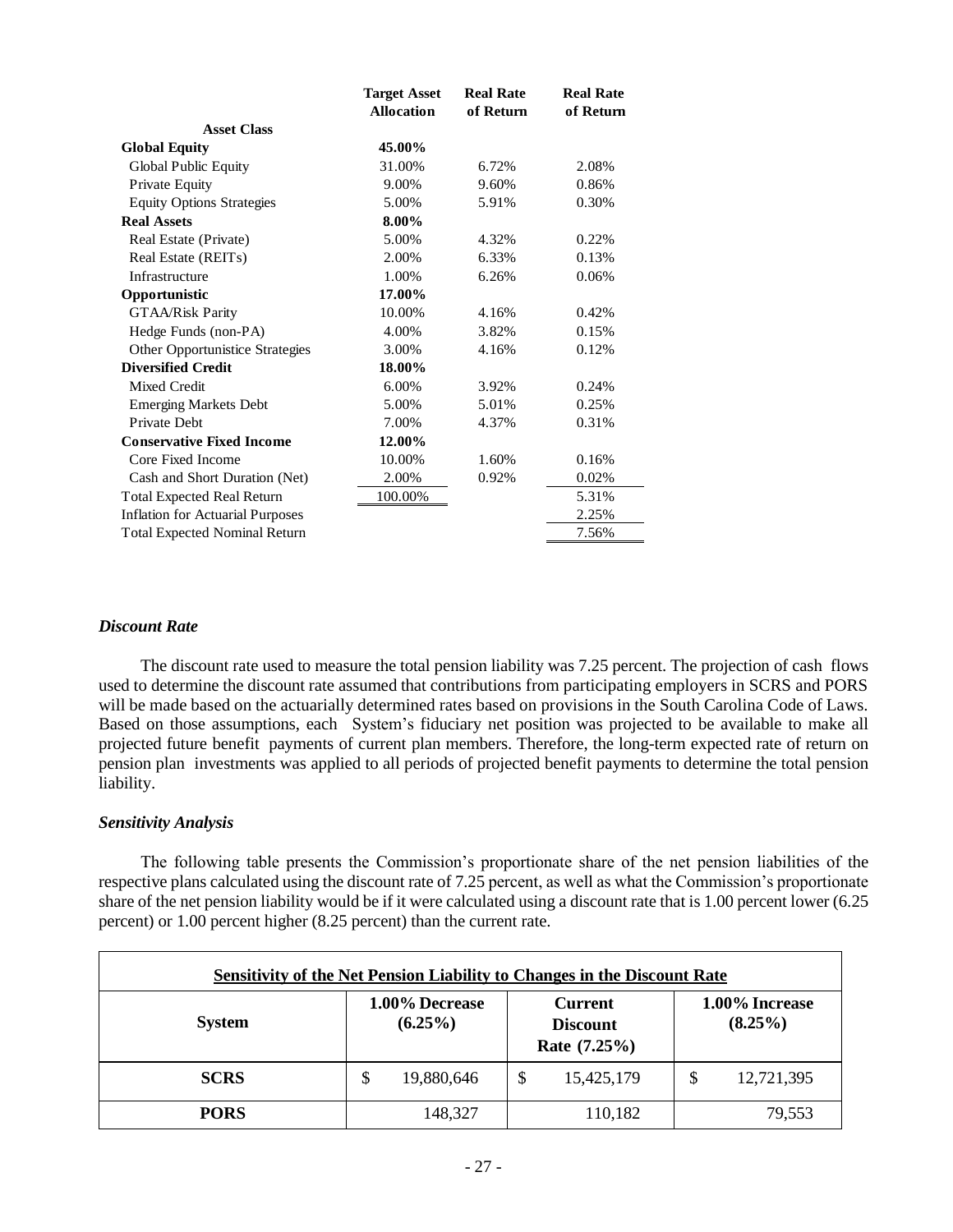| Asset Class | Target Asset Allocation | Real Rate of Return | Real Rate of Return |
|---|---|---|---|
| **Global Equity** | **45.00%** | | |
| Global Public Equity | 31.00% | 6.72% | 2.08% |
| Private Equity | 9.00% | 9.60% | 0.86% |
| Equity Options Strategies | 5.00% | 5.91% | 0.30% |
| **Real Assets** | **8.00%** | | |
| Real Estate (Private) | 5.00% | 4.32% | 0.22% |
| Real Estate (REITs) | 2.00% | 6.33% | 0.13% |
| Infrastructure | 1.00% | 6.26% | 0.06% |
| **Opportunistic** | **17.00%** | | |
| GTAA/Risk Parity | 10.00% | 4.16% | 0.42% |
| Hedge Funds (non-PA) | 4.00% | 3.82% | 0.15% |
| Other Opportunistice Strategies | 3.00% | 4.16% | 0.12% |
| **Diversified Credit** | **18.00%** | | |
| Mixed Credit | 6.00% | 3.92% | 0.24% |
| Emerging Markets Debt | 5.00% | 5.01% | 0.25% |
| Private Debt | 7.00% | 4.37% | 0.31% |
| **Conservative Fixed Income** | **12.00%** | | |
| Core Fixed Income | 10.00% | 1.60% | 0.16% |
| Cash and Short Duration (Net) | 2.00% | 0.92% | 0.02% |
| Total Expected Real Return | 100.00% | | 5.31% |
| Inflation for Actuarial Purposes | | | 2.25% |
| Total Expected Nominal Return | | | 7.56% |

### *Discount Rate*

The discount rate used to measure the total pension liability was 7.25 percent. The projection of cash flows used to determine the discount rate assumed that contributions from participating employers in SCRS and PORS will be made based on the actuarially determined rates based on provisions in the South Carolina Code of Laws. Based on those assumptions, each System's fiduciary net position was projected to be available to make all projected future benefit payments of current plan members. Therefore, the long-term expected rate of return on pension plan investments was applied to all periods of projected benefit payments to determine the total pension liability.

### *Sensitivity Analysis*

The following table presents the Commission's proportionate share of the net pension liabilities of the respective plans calculated using the discount rate of 7.25 percent, as well as what the Commission's proportionate share of the net pension liability would be if it were calculated using a discount rate that is 1.00 percent lower (6.25 percent) or 1.00 percent higher (8.25 percent) than the current rate.

**Sensitivity of the Net Pension Liability to Changes in the Discount Rate**

| System | 1.00% Decrease (6.25%) | Current Discount Rate (7.25%) | 1.00% Increase (8.25%) |
|---|---|---|---|
| **SCRS** | $ 19,880,646 | $ 15,425,179 | $ 12,721,395 |
| **PORS** | 148,327 | 110,182 | 79,553 |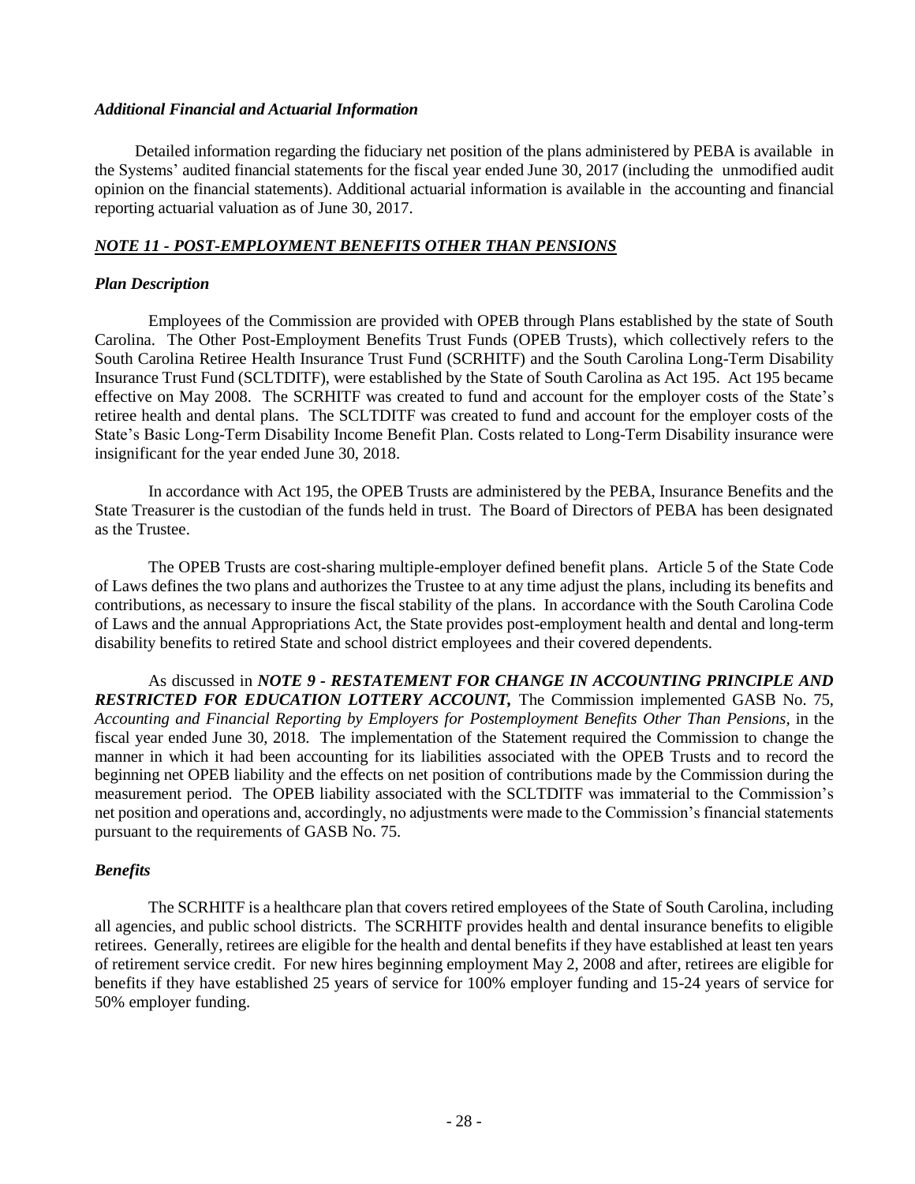### *Additional Financial and Actuarial Information*

Detailed information regarding the fiduciary net position of the plans administered by PEBA is available in the Systems' audited financial statements for the fiscal year ended June 30, 2017 (including the unmodified audit opinion on the financial statements). Additional actuarial information is available in the accounting and financial reporting actuarial valuation as of June 30, 2017.

## *NOTE 11 - POST-EMPLOYMENT BENEFITS OTHER THAN PENSIONS*

### *Plan Description*

Employees of the Commission are provided with OPEB through Plans established by the state of South Carolina. The Other Post-Employment Benefits Trust Funds (OPEB Trusts), which collectively refers to the South Carolina Retiree Health Insurance Trust Fund (SCRHITF) and the South Carolina Long-Term Disability Insurance Trust Fund (SCLTDITF), were established by the State of South Carolina as Act 195. Act 195 became effective on May 2008. The SCRHITF was created to fund and account for the employer costs of the State's retiree health and dental plans. The SCLTDITF was created to fund and account for the employer costs of the State's Basic Long-Term Disability Income Benefit Plan. Costs related to Long-Term Disability insurance were insignificant for the year ended June 30, 2018.

In accordance with Act 195, the OPEB Trusts are administered by the PEBA, Insurance Benefits and the State Treasurer is the custodian of the funds held in trust. The Board of Directors of PEBA has been designated as the Trustee.

The OPEB Trusts are cost-sharing multiple-employer defined benefit plans. Article 5 of the State Code of Laws defines the two plans and authorizes the Trustee to at any time adjust the plans, including its benefits and contributions, as necessary to insure the fiscal stability of the plans. In accordance with the South Carolina Code of Laws and the annual Appropriations Act, the State provides post-employment health and dental and long-term disability benefits to retired State and school district employees and their covered dependents.

As discussed in ***NOTE 9 - RESTATEMENT FOR CHANGE IN ACCOUNTING PRINCIPLE AND RESTRICTED FOR EDUCATION LOTTERY ACCOUNT,*** The Commission implemented GASB No. 75, *Accounting and Financial Reporting by Employers for Postemployment Benefits Other Than Pensions*, in the fiscal year ended June 30, 2018. The implementation of the Statement required the Commission to change the manner in which it had been accounting for its liabilities associated with the OPEB Trusts and to record the beginning net OPEB liability and the effects on net position of contributions made by the Commission during the measurement period. The OPEB liability associated with the SCLTDITF was immaterial to the Commission's net position and operations and, accordingly, no adjustments were made to the Commission's financial statements pursuant to the requirements of GASB No. 75.

### *Benefits*

The SCRHITF is a healthcare plan that covers retired employees of the State of South Carolina, including all agencies, and public school districts. The SCRHITF provides health and dental insurance benefits to eligible retirees. Generally, retirees are eligible for the health and dental benefits if they have established at least ten years of retirement service credit. For new hires beginning employment May 2, 2008 and after, retirees are eligible for benefits if they have established 25 years of service for 100% employer funding and 15-24 years of service for 50% employer funding.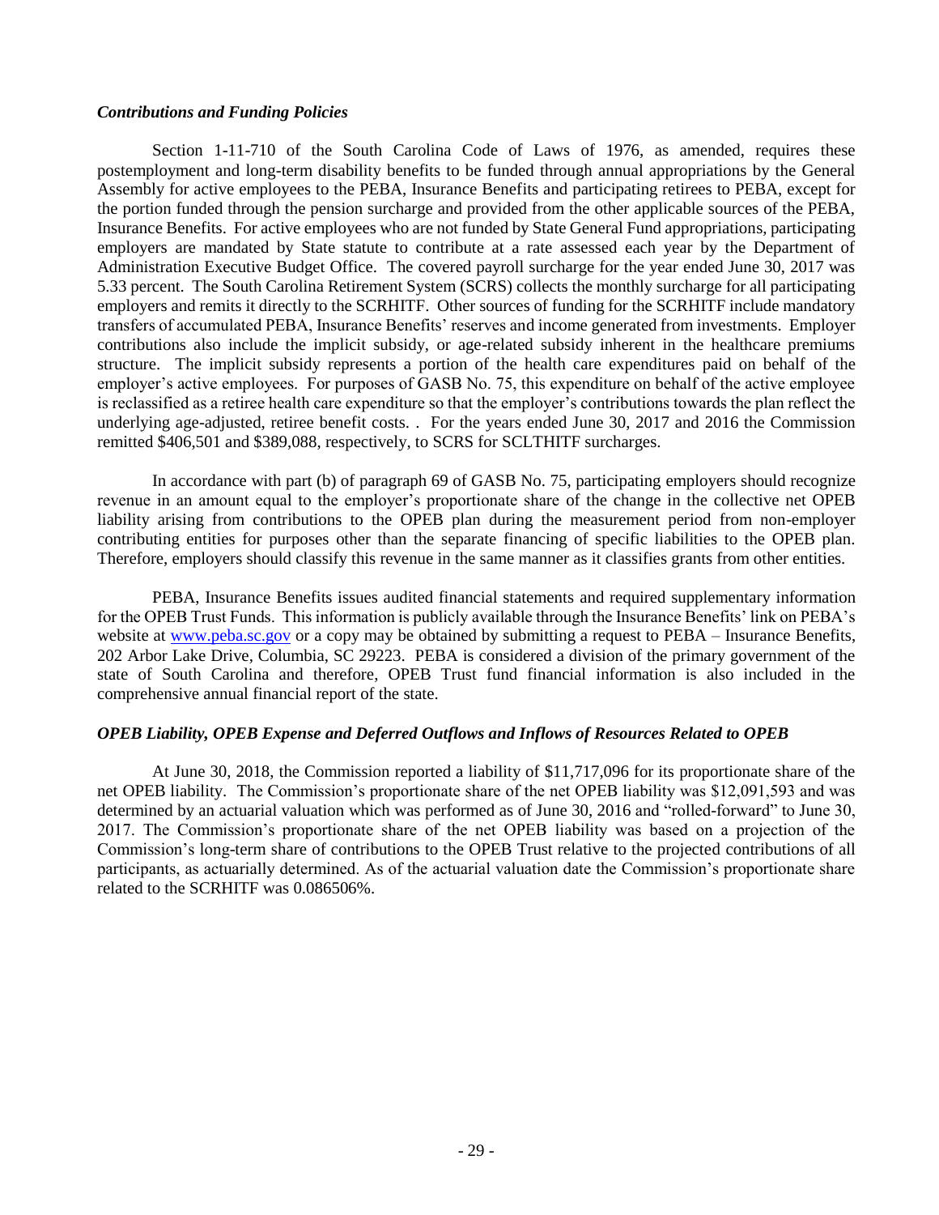### *Contributions and Funding Policies*

Section 1-11-710 of the South Carolina Code of Laws of 1976, as amended, requires these postemployment and long-term disability benefits to be funded through annual appropriations by the General Assembly for active employees to the PEBA, Insurance Benefits and participating retirees to PEBA, except for the portion funded through the pension surcharge and provided from the other applicable sources of the PEBA, Insurance Benefits. For active employees who are not funded by State General Fund appropriations, participating employers are mandated by State statute to contribute at a rate assessed each year by the Department of Administration Executive Budget Office. The covered payroll surcharge for the year ended June 30, 2017 was 5.33 percent. The South Carolina Retirement System (SCRS) collects the monthly surcharge for all participating employers and remits it directly to the SCRHITF. Other sources of funding for the SCRHITF include mandatory transfers of accumulated PEBA, Insurance Benefits' reserves and income generated from investments. Employer contributions also include the implicit subsidy, or age-related subsidy inherent in the healthcare premiums structure. The implicit subsidy represents a portion of the health care expenditures paid on behalf of the employer's active employees. For purposes of GASB No. 75, this expenditure on behalf of the active employee is reclassified as a retiree health care expenditure so that the employer's contributions towards the plan reflect the underlying age-adjusted, retiree benefit costs. . For the years ended June 30, 2017 and 2016 the Commission remitted $406,501 and $389,088, respectively, to SCRS for SCLTHITF surcharges.

In accordance with part (b) of paragraph 69 of GASB No. 75, participating employers should recognize revenue in an amount equal to the employer's proportionate share of the change in the collective net OPEB liability arising from contributions to the OPEB plan during the measurement period from non-employer contributing entities for purposes other than the separate financing of specific liabilities to the OPEB plan. Therefore, employers should classify this revenue in the same manner as it classifies grants from other entities.

PEBA, Insurance Benefits issues audited financial statements and required supplementary information for the OPEB Trust Funds. This information is publicly available through the Insurance Benefits' link on PEBA's website at www.peba.sc.gov or a copy may be obtained by submitting a request to PEBA – Insurance Benefits, 202 Arbor Lake Drive, Columbia, SC 29223. PEBA is considered a division of the primary government of the state of South Carolina and therefore, OPEB Trust fund financial information is also included in the comprehensive annual financial report of the state.

### *OPEB Liability, OPEB Expense and Deferred Outflows and Inflows of Resources Related to OPEB*

At June 30, 2018, the Commission reported a liability of $11,717,096 for its proportionate share of the net OPEB liability. The Commission's proportionate share of the net OPEB liability was $12,091,593 and was determined by an actuarial valuation which was performed as of June 30, 2016 and "rolled-forward" to June 30, 2017. The Commission's proportionate share of the net OPEB liability was based on a projection of the Commission's long-term share of contributions to the OPEB Trust relative to the projected contributions of all participants, as actuarially determined. As of the actuarial valuation date the Commission's proportionate share related to the SCRHITF was 0.086506%.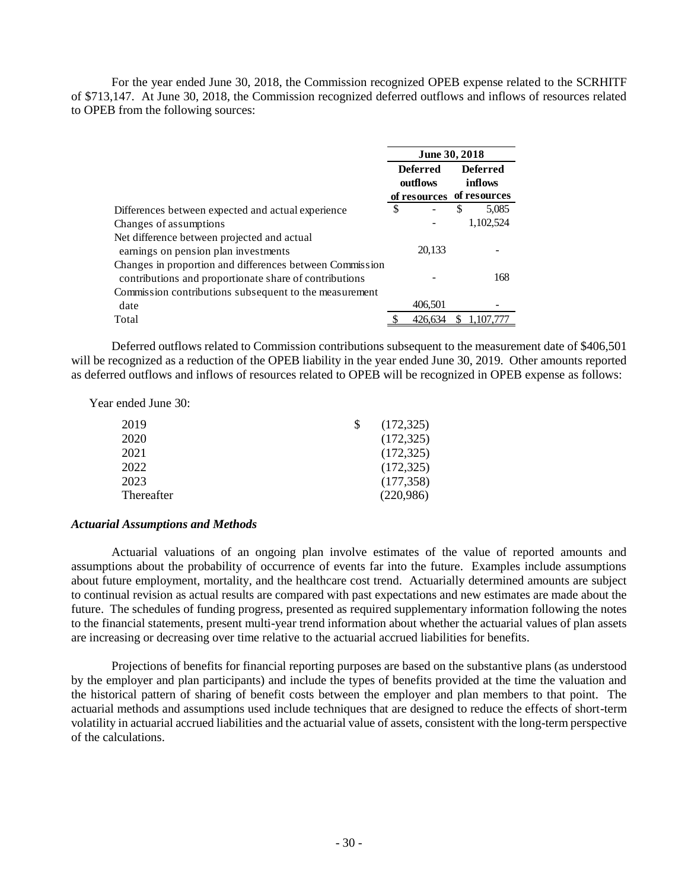For the year ended June 30, 2018, the Commission recognized OPEB expense related to the SCRHITF of $713,147. At June 30, 2018, the Commission recognized deferred outflows and inflows of resources related to OPEB from the following sources:

| | June 30, 2018 | |
|---|---|---|
| | Deferred outflows of resources | Deferred inflows of resources |
| Differences between expected and actual experience | $ - | $ 5,085 |
| Changes of assumptions | - | 1,102,524 |
| Net difference between projected and actual earnings on pension plan investments | 20,133 | - |
| Changes in proportion and differences between Commission contributions and proportionate share of contributions | - | 168 |
| Commission contributions subsequent to the measurement date | 406,501 | - |
| Total | $ 426,634 | $ 1,107,777 |

Deferred outflows related to Commission contributions subsequent to the measurement date of $406,501 will be recognized as a reduction of the OPEB liability in the year ended June 30, 2019. Other amounts reported as deferred outflows and inflows of resources related to OPEB will be recognized in OPEB expense as follows:

| Year ended June 30: | |
|---|---|
| 2019 | $ (172,325) |
| 2020 | (172,325) |
| 2021 | (172,325) |
| 2022 | (172,325) |
| 2023 | (177,358) |
| Thereafter | (220,986) |

### *Actuarial Assumptions and Methods*

Actuarial valuations of an ongoing plan involve estimates of the value of reported amounts and assumptions about the probability of occurrence of events far into the future. Examples include assumptions about future employment, mortality, and the healthcare cost trend. Actuarially determined amounts are subject to continual revision as actual results are compared with past expectations and new estimates are made about the future. The schedules of funding progress, presented as required supplementary information following the notes to the financial statements, present multi-year trend information about whether the actuarial values of plan assets are increasing or decreasing over time relative to the actuarial accrued liabilities for benefits.

Projections of benefits for financial reporting purposes are based on the substantive plans (as understood by the employer and plan participants) and include the types of benefits provided at the time the valuation and the historical pattern of sharing of benefit costs between the employer and plan members to that point. The actuarial methods and assumptions used include techniques that are designed to reduce the effects of short-term volatility in actuarial accrued liabilities and the actuarial value of assets, consistent with the long-term perspective of the calculations.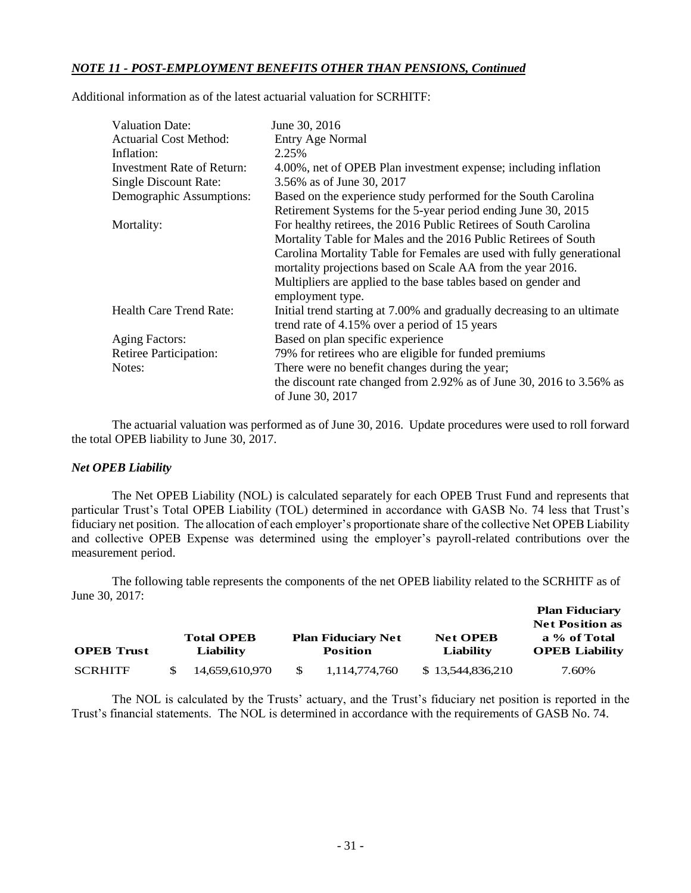***NOTE 11 - POST-EMPLOYMENT BENEFITS OTHER THAN PENSIONS, Continued***

Additional information as of the latest actuarial valuation for SCRHITF:

| | |
|---|---|
| Valuation Date: | June 30, 2016 |
| Actuarial Cost Method: | Entry Age Normal |
| Inflation: | 2.25% |
| Investment Rate of Return: | 4.00%, net of OPEB Plan investment expense; including inflation |
| Single Discount Rate: | 3.56% as of June 30, 2017 |
| Demographic Assumptions: | Based on the experience study performed for the South Carolina Retirement Systems for the 5-year period ending June 30, 2015 |
| Mortality: | For healthy retirees, the 2016 Public Retirees of South Carolina Mortality Table for Males and the 2016 Public Retirees of South Carolina Mortality Table for Females are used with fully generational mortality projections based on Scale AA from the year 2016. Multipliers are applied to the base tables based on gender and employment type. |
| Health Care Trend Rate: | Initial trend starting at 7.00% and gradually decreasing to an ultimate trend rate of 4.15% over a period of 15 years |
| Aging Factors: | Based on plan specific experience |
| Retiree Participation: | 79% for retirees who are eligible for funded premiums |
| Notes: | There were no benefit changes during the year; the discount rate changed from 2.92% as of June 30, 2016 to 3.56% as of June 30, 2017 |

The actuarial valuation was performed as of June 30, 2016. Update procedures were used to roll forward the total OPEB liability to June 30, 2017.

### *Net OPEB Liability*

The Net OPEB Liability (NOL) is calculated separately for each OPEB Trust Fund and represents that particular Trust's Total OPEB Liability (TOL) determined in accordance with GASB No. 74 less that Trust's fiduciary net position. The allocation of each employer's proportionate share of the collective Net OPEB Liability and collective OPEB Expense was determined using the employer's payroll-related contributions over the measurement period.

The following table represents the components of the net OPEB liability related to the SCRHITF as of June 30, 2017:

| OPEB Trust | Total OPEB Liability | Plan Fiduciary Net Position | Net OPEB Liability | Plan Fiduciary Net Position as a % of Total OPEB Liability |
|---|---|---|---|---|
| SCRHITF | $ 14,659,610,970 | $ 1,114,774,760 | $ 13,544,836,210 | 7.60% |

The NOL is calculated by the Trusts' actuary, and the Trust's fiduciary net position is reported in the Trust's financial statements. The NOL is determined in accordance with the requirements of GASB No. 74.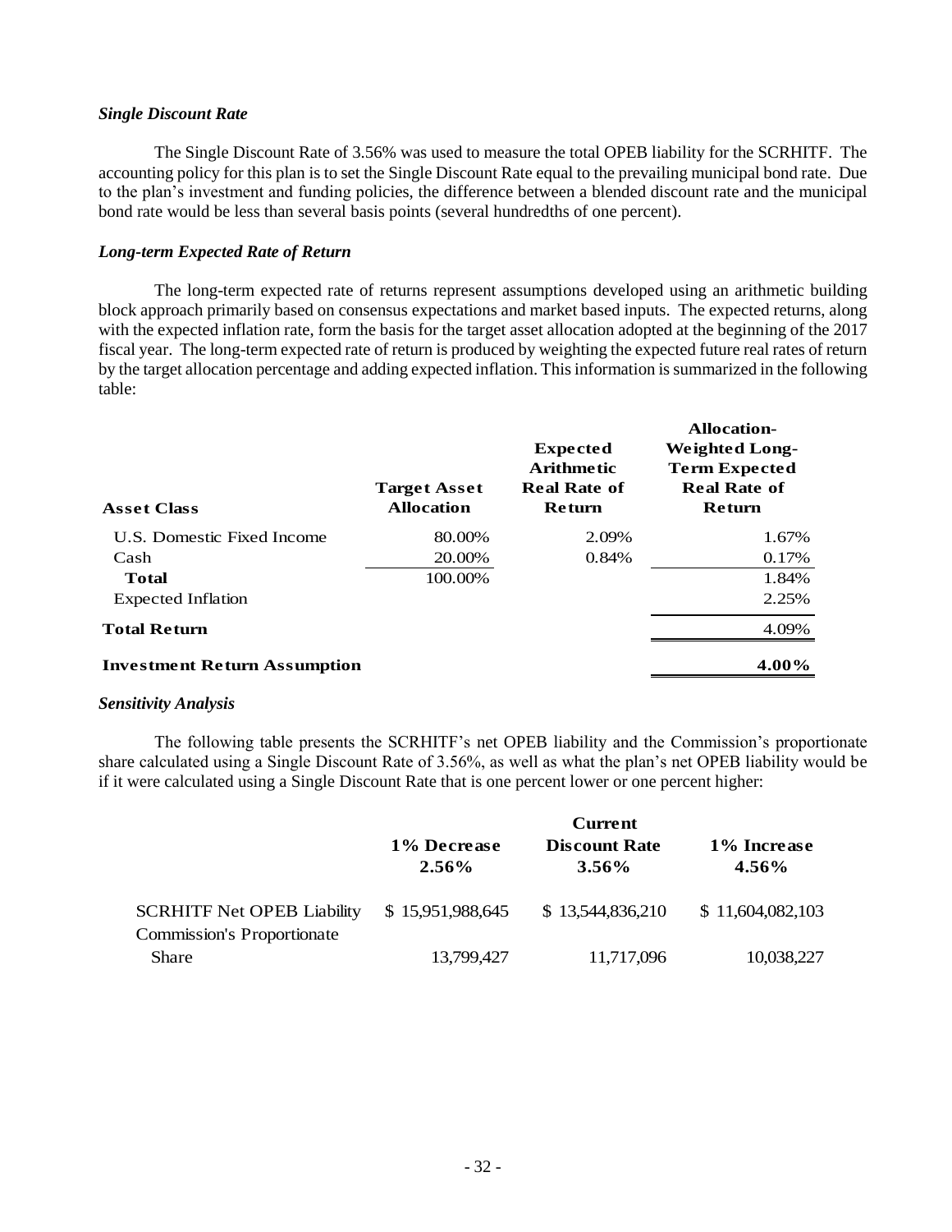***Single Discount Rate***

The Single Discount Rate of 3.56% was used to measure the total OPEB liability for the SCRHITF. The accounting policy for this plan is to set the Single Discount Rate equal to the prevailing municipal bond rate. Due to the plan's investment and funding policies, the difference between a blended discount rate and the municipal bond rate would be less than several basis points (several hundredths of one percent).

***Long-term Expected Rate of Return***

The long-term expected rate of returns represent assumptions developed using an arithmetic building block approach primarily based on consensus expectations and market based inputs. The expected returns, along with the expected inflation rate, form the basis for the target asset allocation adopted at the beginning of the 2017 fiscal year. The long-term expected rate of return is produced by weighting the expected future real rates of return by the target allocation percentage and adding expected inflation. This information is summarized in the following table:

| Asset Class | Target Asset Allocation | Expected Arithmetic Real Rate of Return | Allocation-Weighted Long-Term Expected Real Rate of Return |
|---|---|---|---|
| U.S. Domestic Fixed Income | 80.00% | 2.09% | 1.67% |
| Cash | 20.00% | 0.84% | 0.17% |
| **Total** | 100.00% | | 1.84% |
| Expected Inflation | | | 2.25% |
| **Total Return** | | | 4.09% |
| **Investment Return Assumption** | | | **4.00%** |

***Sensitivity Analysis***

The following table presents the SCRHITF's net OPEB liability and the Commission's proportionate share calculated using a Single Discount Rate of 3.56%, as well as what the plan's net OPEB liability would be if it were calculated using a Single Discount Rate that is one percent lower or one percent higher:

| | 1% Decrease 2.56% | Current Discount Rate 3.56% | 1% Increase 4.56% |
|---|---|---|---|
| SCRHITF Net OPEB Liability | $ 15,951,988,645 | $ 13,544,836,210 | $ 11,604,082,103 |
| Commission's Proportionate Share | 13,799,427 | 11,717,096 | 10,038,227 |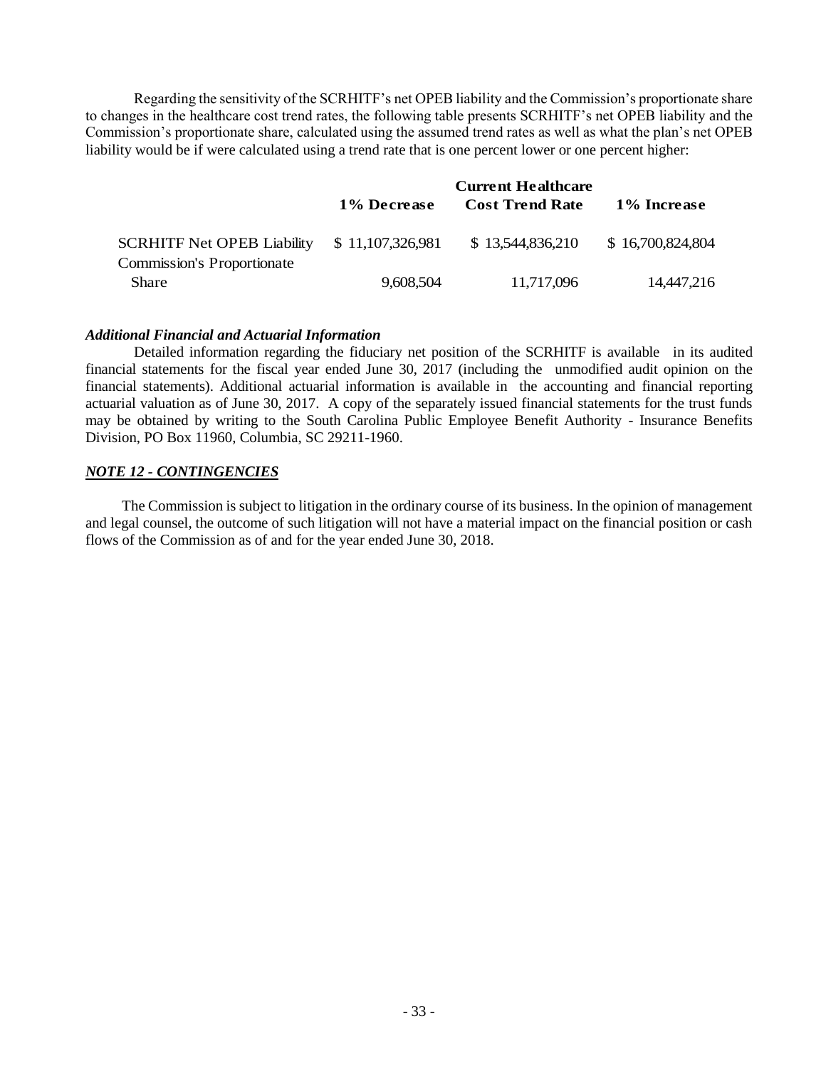Regarding the sensitivity of the SCRHITF's net OPEB liability and the Commission's proportionate share to changes in the healthcare cost trend rates, the following table presents SCRHITF's net OPEB liability and the Commission's proportionate share, calculated using the assumed trend rates as well as what the plan's net OPEB liability would be if were calculated using a trend rate that is one percent lower or one percent higher:

| | 1% Decrease | Current Healthcare Cost Trend Rate | 1% Increase |
|---|---|---|---|
| SCRHITF Net OPEB Liability | $ 11,107,326,981 | $ 13,544,836,210 | $ 16,700,824,804 |
| Commission's Proportionate Share | 9,608,504 | 11,717,096 | 14,447,216 |

***Additional Financial and Actuarial Information***

Detailed information regarding the fiduciary net position of the SCRHITF is available in its audited financial statements for the fiscal year ended June 30, 2017 (including the unmodified audit opinion on the financial statements). Additional actuarial information is available in the accounting and financial reporting actuarial valuation as of June 30, 2017. A copy of the separately issued financial statements for the trust funds may be obtained by writing to the South Carolina Public Employee Benefit Authority - Insurance Benefits Division, PO Box 11960, Columbia, SC 29211-1960.

## ***NOTE 12 - CONTINGENCIES***

The Commission is subject to litigation in the ordinary course of its business. In the opinion of management and legal counsel, the outcome of such litigation will not have a material impact on the financial position or cash flows of the Commission as of and for the year ended June 30, 2018.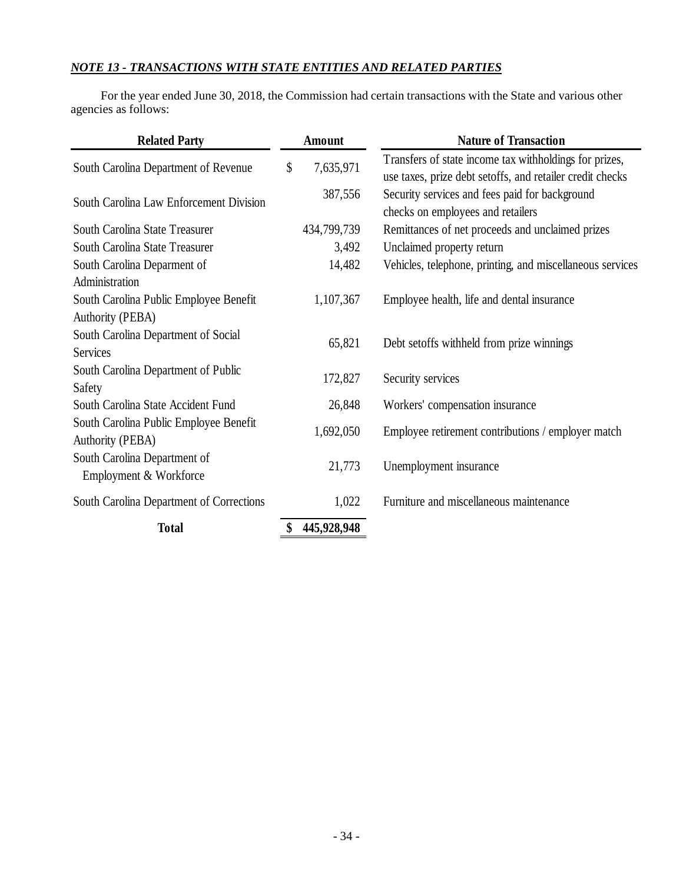***NOTE 13 - TRANSACTIONS WITH STATE ENTITIES AND RELATED PARTIES***

For the year ended June 30, 2018, the Commission had certain transactions with the State and various other agencies as follows:

| Related Party | Amount | Nature of Transaction |
|---|---|---|
| South Carolina Department of Revenue | $ 7,635,971 | Transfers of state income tax withholdings for prizes, use taxes, prize debt setoffs, and retailer credit checks |
| South Carolina Law Enforcement Division | 387,556 | Security services and fees paid for background checks on employees and retailers |
| South Carolina State Treasurer | 434,799,739 | Remittances of net proceeds and unclaimed prizes |
| South Carolina State Treasurer | 3,492 | Unclaimed property return |
| South Carolina Deparment of Administration | 14,482 | Vehicles, telephone, printing, and miscellaneous services |
| South Carolina Public Employee Benefit Authority (PEBA) | 1,107,367 | Employee health, life and dental insurance |
| South Carolina Department of Social Services | 65,821 | Debt setoffs withheld from prize winnings |
| South Carolina Department of Public Safety | 172,827 | Security services |
| South Carolina State Accident Fund | 26,848 | Workers' compensation insurance |
| South Carolina Public Employee Benefit Authority (PEBA) | 1,692,050 | Employee retirement contributions / employer match |
| South Carolina Department of Employment & Workforce | 21,773 | Unemployment insurance |
| South Carolina Department of Corrections | 1,022 | Furniture and miscellaneous maintenance |
| **Total** | **$ 445,928,948** | |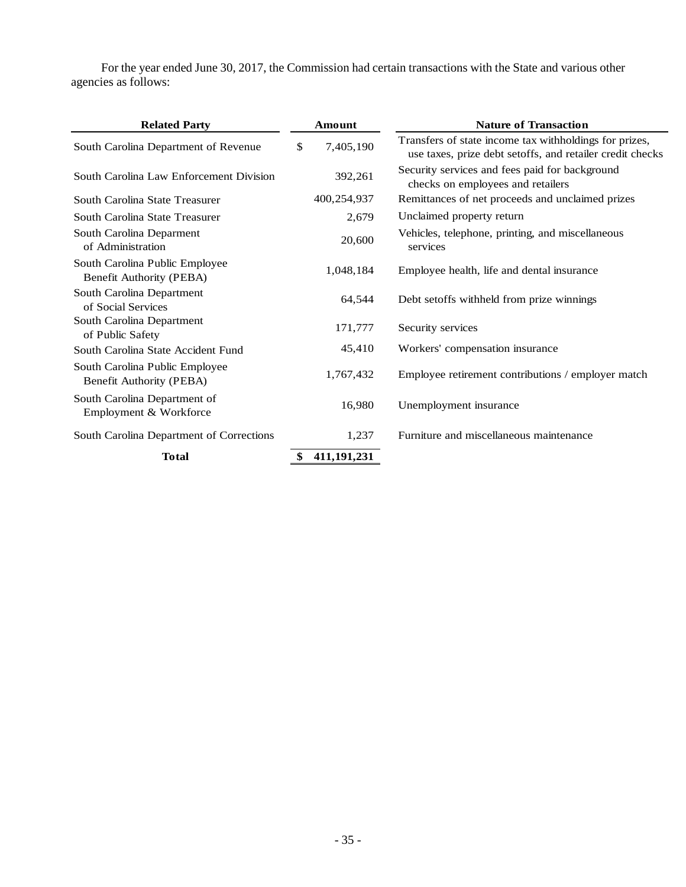For the year ended June 30, 2017, the Commission had certain transactions with the State and various other agencies as follows:

| Related Party | Amount | Nature of Transaction |
|---|---|---|
| South Carolina Department of Revenue | $ 7,405,190 | Transfers of state income tax withholdings for prizes, use taxes, prize debt setoffs, and retailer credit checks |
| South Carolina Law Enforcement Division | 392,261 | Security services and fees paid for background checks on employees and retailers |
| South Carolina State Treasurer | 400,254,937 | Remittances of net proceeds and unclaimed prizes |
| South Carolina State Treasurer | 2,679 | Unclaimed property return |
| South Carolina Deparment of Administration | 20,600 | Vehicles, telephone, printing, and miscellaneous services |
| South Carolina Public Employee Benefit Authority (PEBA) | 1,048,184 | Employee health, life and dental insurance |
| South Carolina Department of Social Services | 64,544 | Debt setoffs withheld from prize winnings |
| South Carolina Department of Public Safety | 171,777 | Security services |
| South Carolina State Accident Fund | 45,410 | Workers' compensation insurance |
| South Carolina Public Employee Benefit Authority (PEBA) | 1,767,432 | Employee retirement contributions / employer match |
| South Carolina Department of Employment & Workforce | 16,980 | Unemployment insurance |
| South Carolina Department of Corrections | 1,237 | Furniture and miscellaneous maintenance |
| **Total** | **$ 411,191,231** | |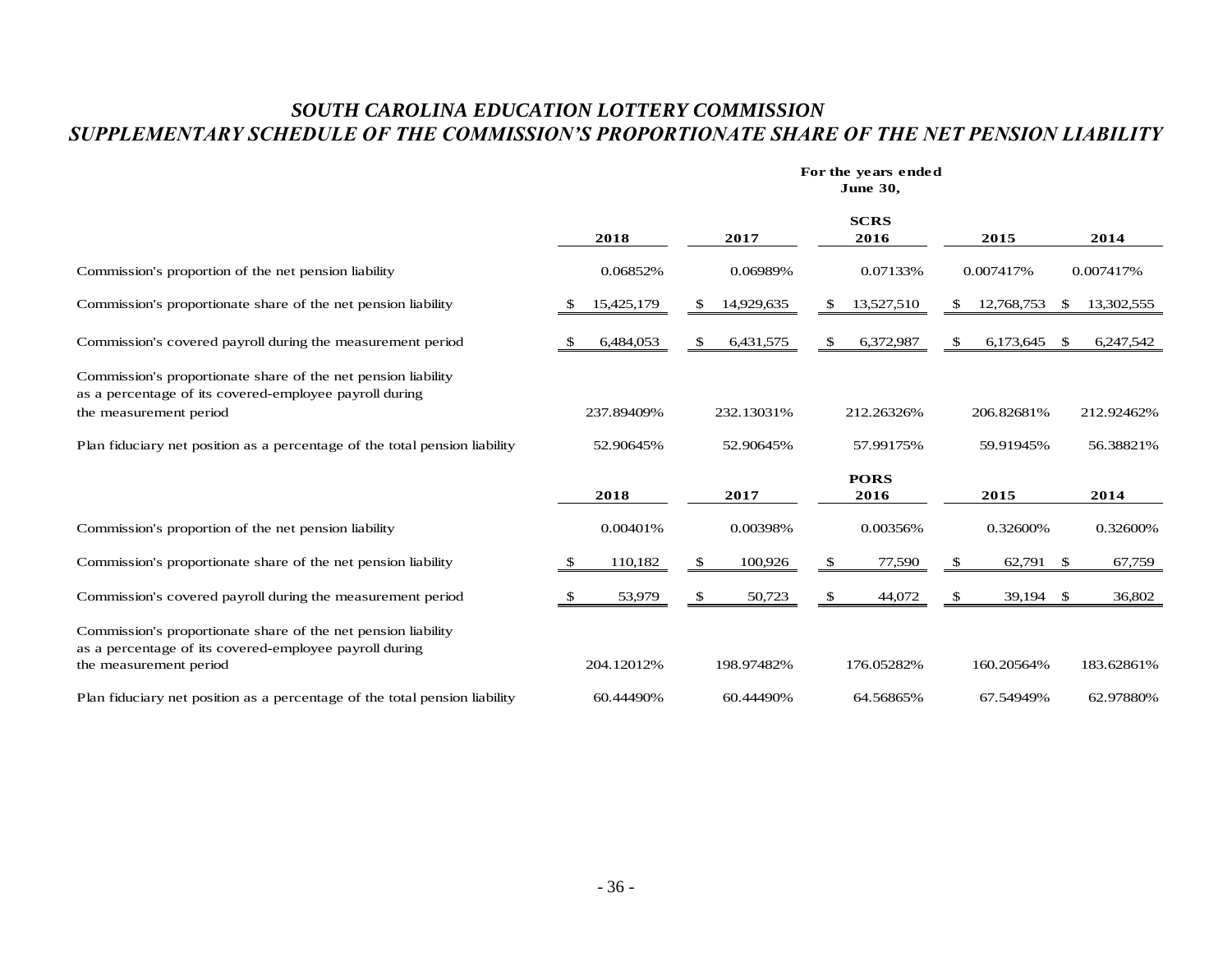# *SOUTH CAROLINA EDUCATION LOTTERY COMMISSION*
## *SUPPLEMENTARY SCHEDULE OF THE COMMISSION'S PROPORTIONATE SHARE OF THE NET PENSION LIABILITY*

**For the years ended June 30,**

| | 2018 | 2017 | SCRS 2016 | 2015 | 2014 |
|---|---|---|---|---|---|
| Commission's proportion of the net pension liability | 0.06852% | 0.06989% | 0.07133% | 0.007417% | 0.007417% |
| Commission's proportionate share of the net pension liability | $ 15,425,179 | $ 14,929,635 | $ 13,527,510 | $ 12,768,753 | $ 13,302,555 |
| Commission's covered payroll during the measurement period | $ 6,484,053 | $ 6,431,575 | $ 6,372,987 | $ 6,173,645 | $ 6,247,542 |
| Commission's proportionate share of the net pension liability as a percentage of its covered-employee payroll during the measurement period | 237.89409% | 232.13031% | 212.26326% | 206.82681% | 212.92462% |
| Plan fiduciary net position as a percentage of the total pension liability | 52.90645% | 52.90645% | 57.99175% | 59.91945% | 56.38821% |

| | 2018 | 2017 | PORS 2016 | 2015 | 2014 |
|---|---|---|---|---|---|
| Commission's proportion of the net pension liability | 0.00401% | 0.00398% | 0.00356% | 0.32600% | 0.32600% |
| Commission's proportionate share of the net pension liability | $ 110,182 | $ 100,926 | $ 77,590 | $ 62,791 | $ 67,759 |
| Commission's covered payroll during the measurement period | $ 53,979 | $ 50,723 | $ 44,072 | $ 39,194 | $ 36,802 |
| Commission's proportionate share of the net pension liability as a percentage of its covered-employee payroll during the measurement period | 204.12012% | 198.97482% | 176.05282% | 160.20564% | 183.62861% |
| Plan fiduciary net position as a percentage of the total pension liability | 60.44490% | 60.44490% | 64.56865% | 67.54949% | 62.97880% |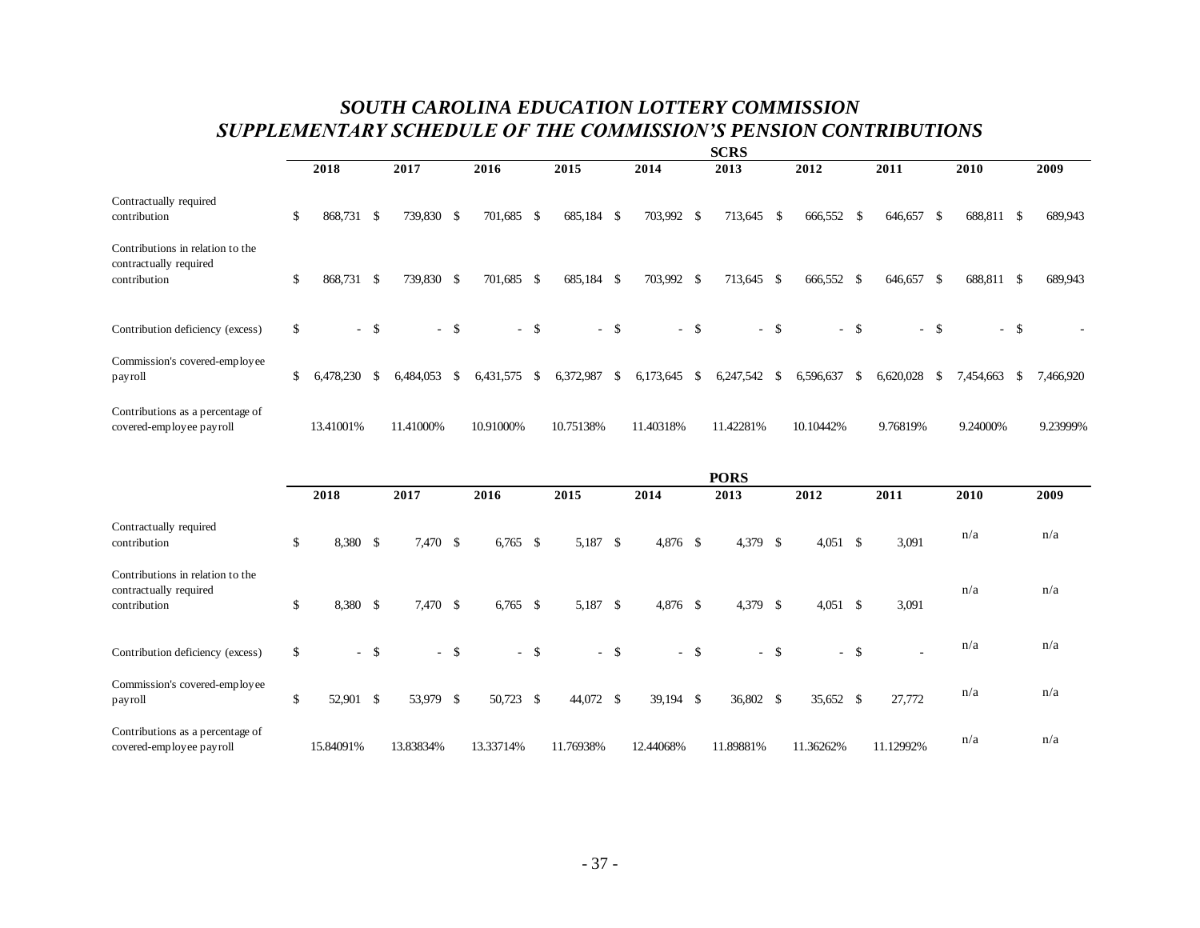# *SOUTH CAROLINA EDUCATION LOTTERY COMMISSION*
## *SUPPLEMENTARY SCHEDULE OF THE COMMISSION'S PENSION CONTRIBUTIONS*

**SCRS**

| | 2018 | 2017 | 2016 | 2015 | 2014 | 2013 | 2012 | 2011 | 2010 | 2009 |
|---|---|---|---|---|---|---|---|---|---|---|
| Contractually required contribution | $ 868,731 | $ 739,830 | $ 701,685 | $ 685,184 | $ 703,992 | $ 713,645 | $ 666,552 | $ 646,657 | $ 688,811 | $ 689,943 |
| Contributions in relation to the contractually required contribution | $ 868,731 | $ 739,830 | $ 701,685 | $ 685,184 | $ 703,992 | $ 713,645 | $ 666,552 | $ 646,657 | $ 688,811 | $ 689,943 |
| Contribution deficiency (excess) | $ - | $ - | $ - | $ - | $ - | $ - | $ - | $ - | $ - | $ - |
| Commission's covered-employee payroll | $ 6,478,230 | $ 6,484,053 | $ 6,431,575 | $ 6,372,987 | $ 6,173,645 | $ 6,247,542 | $ 6,596,637 | $ 6,620,028 | $ 7,454,663 | $ 7,466,920 |
| Contributions as a percentage of covered-employee payroll | 13.41001% | 11.41000% | 10.91000% | 10.75138% | 11.40318% | 11.42281% | 10.10442% | 9.76819% | 9.24000% | 9.23999% |

**PORS**

| | 2018 | 2017 | 2016 | 2015 | 2014 | 2013 | 2012 | 2011 | 2010 | 2009 |
|---|---|---|---|---|---|---|---|---|---|---|
| Contractually required contribution | $ 8,380 | $ 7,470 | $ 6,765 | $ 5,187 | $ 4,876 | $ 4,379 | $ 4,051 | $ 3,091 | n/a | n/a |
| Contributions in relation to the contractually required contribution | $ 8,380 | $ 7,470 | $ 6,765 | $ 5,187 | $ 4,876 | $ 4,379 | $ 4,051 | $ 3,091 | n/a | n/a |
| Contribution deficiency (excess) | $ - | $ - | $ - | $ - | $ - | $ - | $ - | $ - | n/a | n/a |
| Commission's covered-employee payroll | $ 52,901 | $ 53,979 | $ 50,723 | $ 44,072 | $ 39,194 | $ 36,802 | $ 35,652 | $ 27,772 | n/a | n/a |
| Contributions as a percentage of covered-employee payroll | 15.84091% | 13.83834% | 13.33714% | 11.76938% | 12.44068% | 11.89881% | 11.36262% | 11.12992% | n/a | n/a |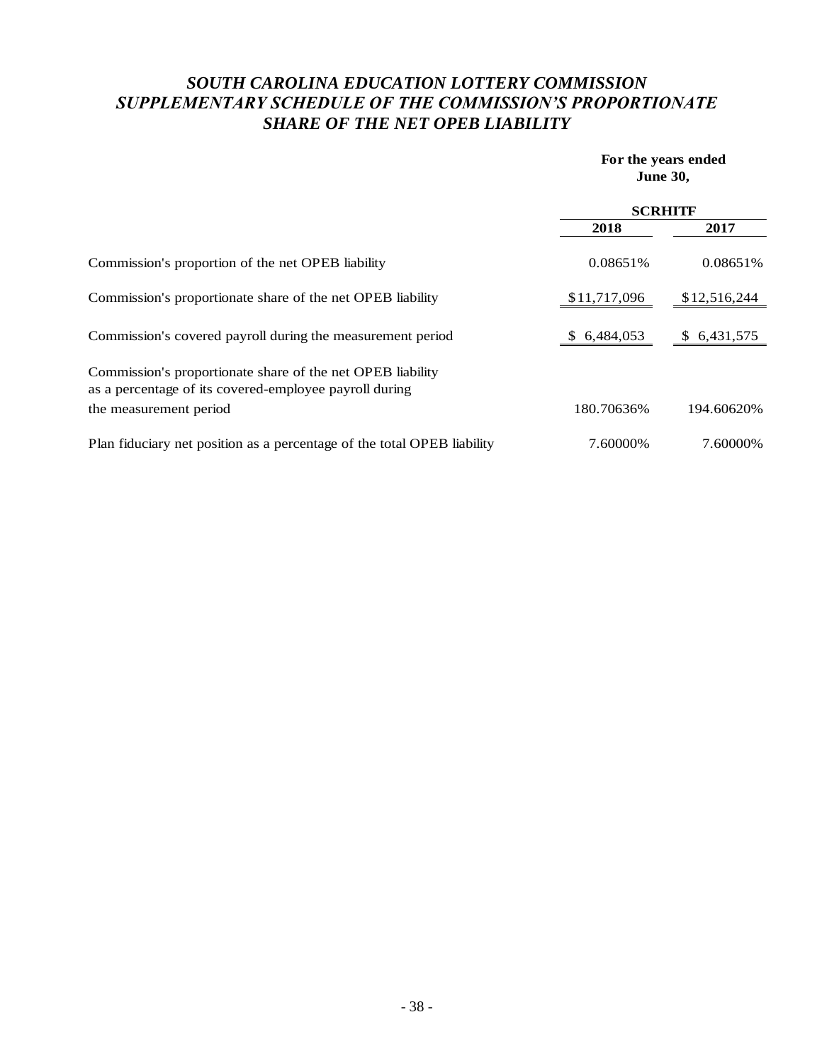# *SOUTH CAROLINA EDUCATION LOTTERY COMMISSION*
# *SUPPLEMENTARY SCHEDULE OF THE COMMISSION'S PROPORTIONATE SHARE OF THE NET OPEB LIABILITY*

| | **For the years ended June 30,** | |
|---|---|---|
| | **SCRHITF** | |
| | **2018** | **2017** |
| Commission's proportion of the net OPEB liability | 0.08651% | 0.08651% |
| Commission's proportionate share of the net OPEB liability | $11,717,096 | $12,516,244 |
| Commission's covered payroll during the measurement period | $ 6,484,053 | $ 6,431,575 |
| Commission's proportionate share of the net OPEB liability as a percentage of its covered-employee payroll during the measurement period | 180.70636% | 194.60620% |
| Plan fiduciary net position as a percentage of the total OPEB liability | 7.60000% | 7.60000% |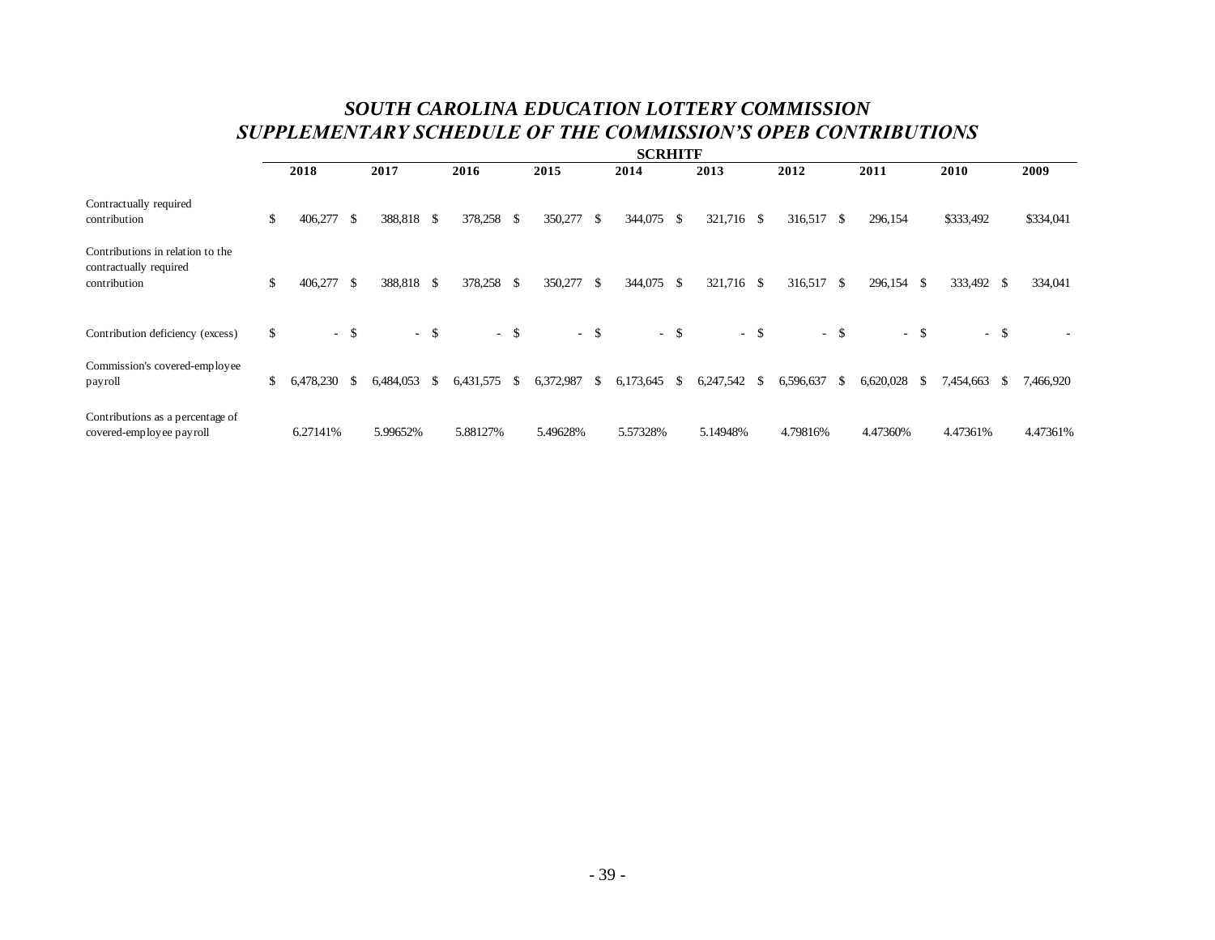# *SOUTH CAROLINA EDUCATION LOTTERY COMMISSION*
# *SUPPLEMENTARY SCHEDULE OF THE COMMISSION'S OPEB CONTRIBUTIONS*

**SCRHITF**

| | 2018 | 2017 | 2016 | 2015 | 2014 | 2013 | 2012 | 2011 | 2010 | 2009 |
|---|---|---|---|---|---|---|---|---|---|---|
| Contractually required contribution | $ 406,277 | $ 388,818 | $ 378,258 | $ 350,277 | $ 344,075 | $ 321,716 | $ 316,517 | $ 296,154 | $333,492 | $334,041 |
| Contributions in relation to the contractually required contribution | $ 406,277 | $ 388,818 | $ 378,258 | $ 350,277 | $ 344,075 | $ 321,716 | $ 316,517 | $ 296,154 | $ 333,492 | $ 334,041 |
| Contribution deficiency (excess) | $ - | $ - | $ - | $ - | $ - | $ - | $ - | $ - | $ - | $ - |
| Commission's covered-employee payroll | $ 6,478,230 | $ 6,484,053 | $ 6,431,575 | $ 6,372,987 | $ 6,173,645 | $ 6,247,542 | $ 6,596,637 | $ 6,620,028 | $ 7,454,663 | $ 7,466,920 |
| Contributions as a percentage of covered-employee payroll | 6.27141% | 5.99652% | 5.88127% | 5.49628% | 5.57328% | 5.14948% | 4.79816% | 4.47360% | 4.47361% | 4.47361% |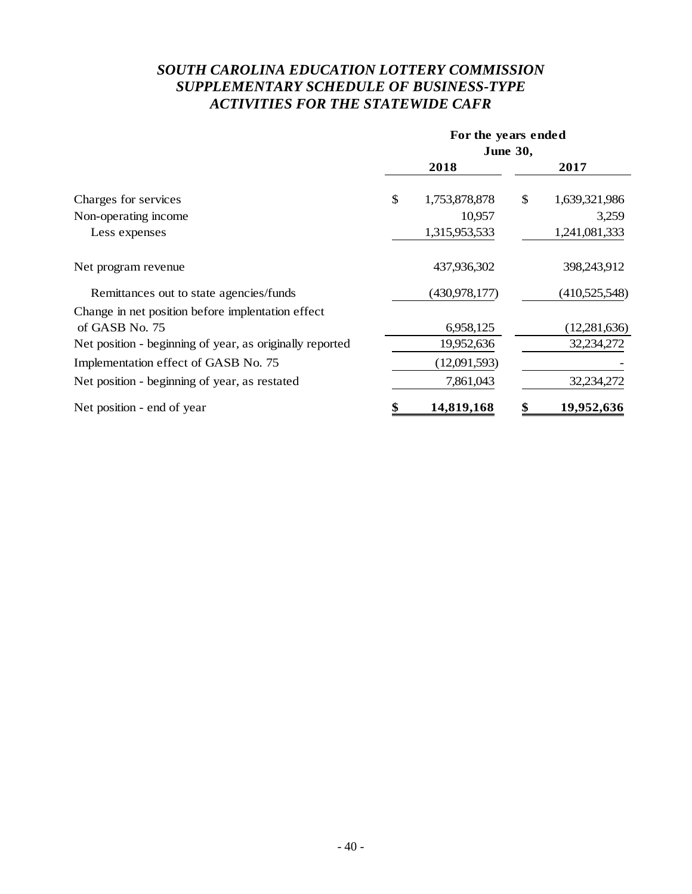# *SOUTH CAROLINA EDUCATION LOTTERY COMMISSION SUPPLEMENTARY SCHEDULE OF BUSINESS-TYPE ACTIVITIES FOR THE STATEWIDE CAFR*

| | For the years ended June 30, | |
|---|---|---|
| | **2018** | **2017** |
| Charges for services | $ 1,753,878,878 | $ 1,639,321,986 |
| Non-operating income | 10,957 | 3,259 |
| Less expenses | 1,315,953,533 | 1,241,081,333 |
| Net program revenue | 437,936,302 | 398,243,912 |
| Remittances out to state agencies/funds | (430,978,177) | (410,525,548) |
| Change in net position before implentation effect of GASB No. 75 | 6,958,125 | (12,281,636) |
| Net position - beginning of year, as originally reported | 19,952,636 | 32,234,272 |
| Implementation effect of GASB No. 75 | (12,091,593) | - |
| Net position - beginning of year, as restated | 7,861,043 | 32,234,272 |
| Net position - end of year | **$ 14,819,168** | **$ 19,952,636** |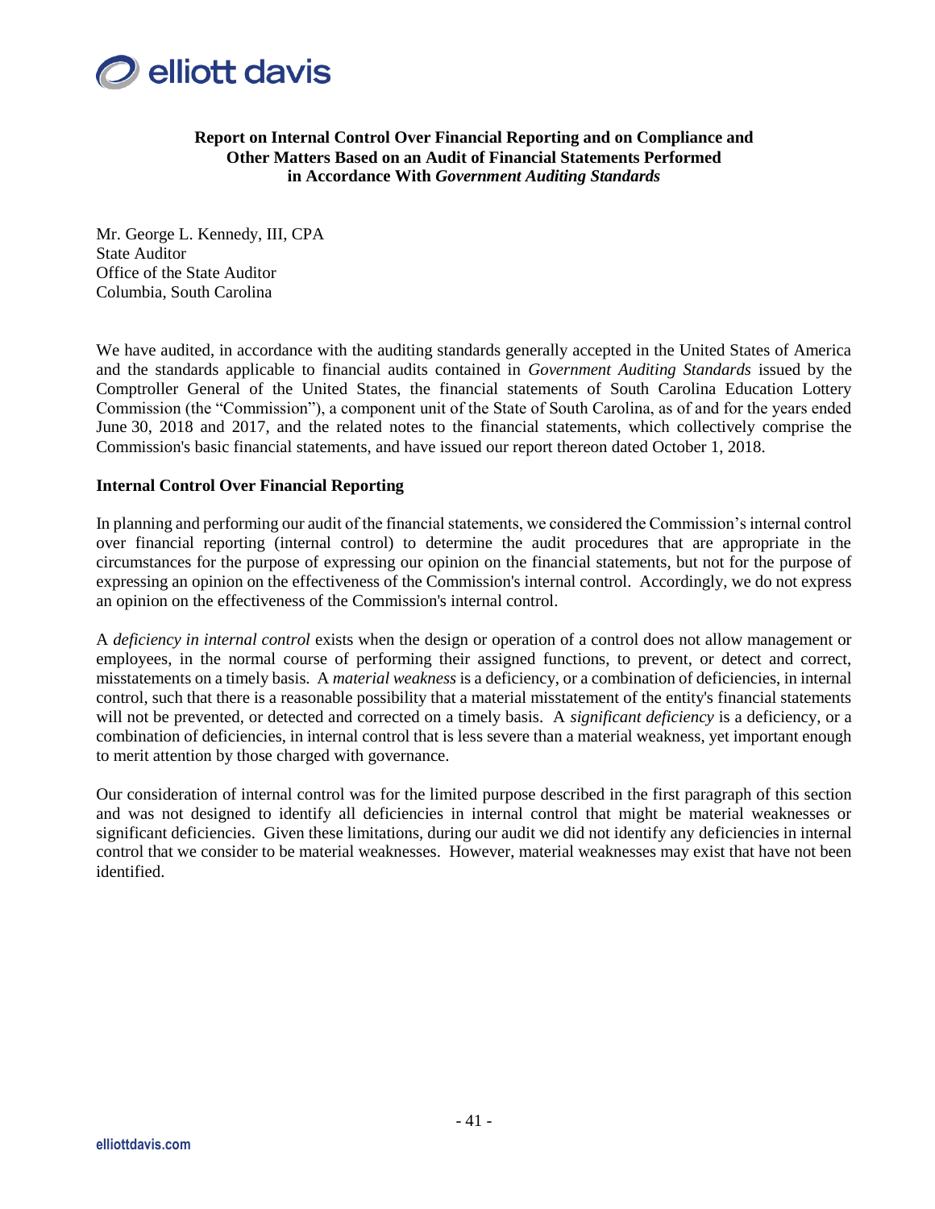## Report on Internal Control Over Financial Reporting and on Compliance and Other Matters Based on an Audit of Financial Statements Performed in Accordance With *Government Auditing Standards*

Mr. George L. Kennedy, III, CPA
State Auditor
Office of the State Auditor
Columbia, South Carolina

We have audited, in accordance with the auditing standards generally accepted in the United States of America and the standards applicable to financial audits contained in *Government Auditing Standards* issued by the Comptroller General of the United States, the financial statements of South Carolina Education Lottery Commission (the "Commission"), a component unit of the State of South Carolina, as of and for the years ended June 30, 2018 and 2017, and the related notes to the financial statements, which collectively comprise the Commission's basic financial statements, and have issued our report thereon dated October 1, 2018.

**Internal Control Over Financial Reporting**

In planning and performing our audit of the financial statements, we considered the Commission's internal control over financial reporting (internal control) to determine the audit procedures that are appropriate in the circumstances for the purpose of expressing our opinion on the financial statements, but not for the purpose of expressing an opinion on the effectiveness of the Commission's internal control. Accordingly, we do not express an opinion on the effectiveness of the Commission's internal control.

A *deficiency in internal control* exists when the design or operation of a control does not allow management or employees, in the normal course of performing their assigned functions, to prevent, or detect and correct, misstatements on a timely basis. A *material weakness* is a deficiency, or a combination of deficiencies, in internal control, such that there is a reasonable possibility that a material misstatement of the entity's financial statements will not be prevented, or detected and corrected on a timely basis. A *significant deficiency* is a deficiency, or a combination of deficiencies, in internal control that is less severe than a material weakness, yet important enough to merit attention by those charged with governance.

Our consideration of internal control was for the limited purpose described in the first paragraph of this section and was not designed to identify all deficiencies in internal control that might be material weaknesses or significant deficiencies. Given these limitations, during our audit we did not identify any deficiencies in internal control that we consider to be material weaknesses. However, material weaknesses may exist that have not been identified.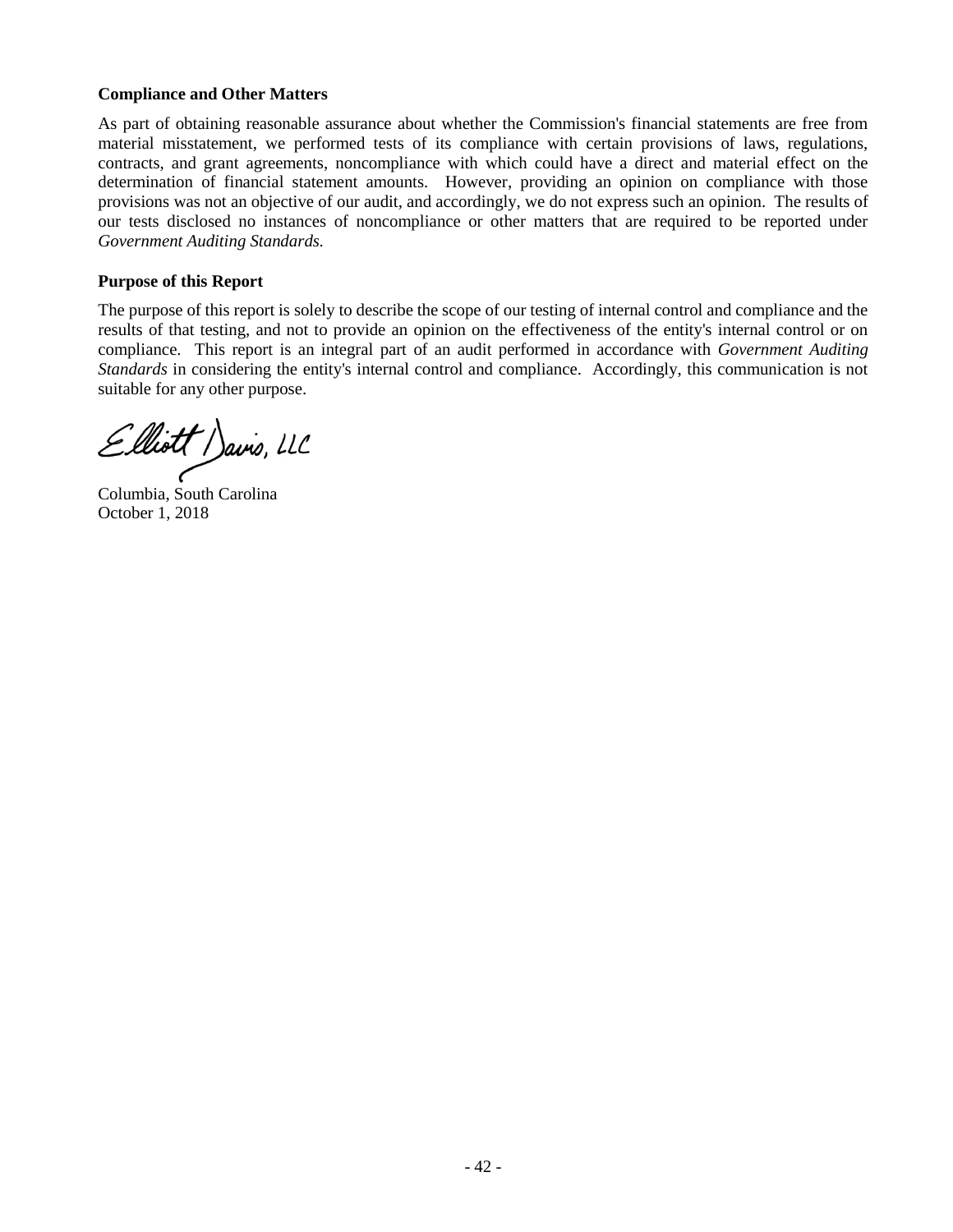### Compliance and Other Matters

As part of obtaining reasonable assurance about whether the Commission's financial statements are free from material misstatement, we performed tests of its compliance with certain provisions of laws, regulations, contracts, and grant agreements, noncompliance with which could have a direct and material effect on the determination of financial statement amounts. However, providing an opinion on compliance with those provisions was not an objective of our audit, and accordingly, we do not express such an opinion. The results of our tests disclosed no instances of noncompliance or other matters that are required to be reported under *Government Auditing Standards.*

### Purpose of this Report

The purpose of this report is solely to describe the scope of our testing of internal control and compliance and the results of that testing, and not to provide an opinion on the effectiveness of the entity's internal control or on compliance. This report is an integral part of an audit performed in accordance with *Government Auditing Standards* in considering the entity's internal control and compliance. Accordingly, this communication is not suitable for any other purpose.

Elliott Davis, LLC

Columbia, South Carolina
October 1, 2018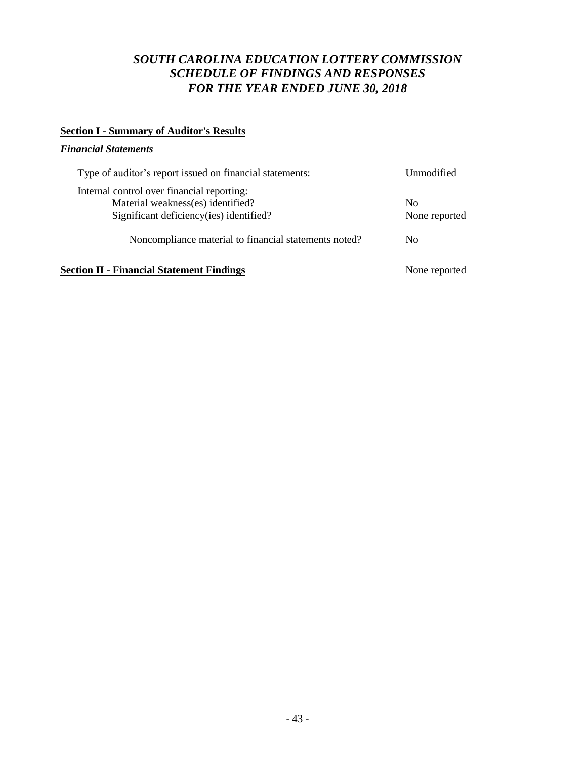# *SOUTH CAROLINA EDUCATION LOTTERY COMMISSION*
# *SCHEDULE OF FINDINGS AND RESPONSES*
# *FOR THE YEAR ENDED JUNE 30, 2018*

**Section I - Summary of Auditor's Results**

***Financial Statements***

| | |
|---|---|
| Type of auditor's report issued on financial statements: | Unmodified |
| Internal control over financial reporting: | |
| Material weakness(es) identified? | No |
| Significant deficiency(ies) identified? | None reported |
| Noncompliance material to financial statements noted? | No |

**Section II - Financial Statement Findings** None reported